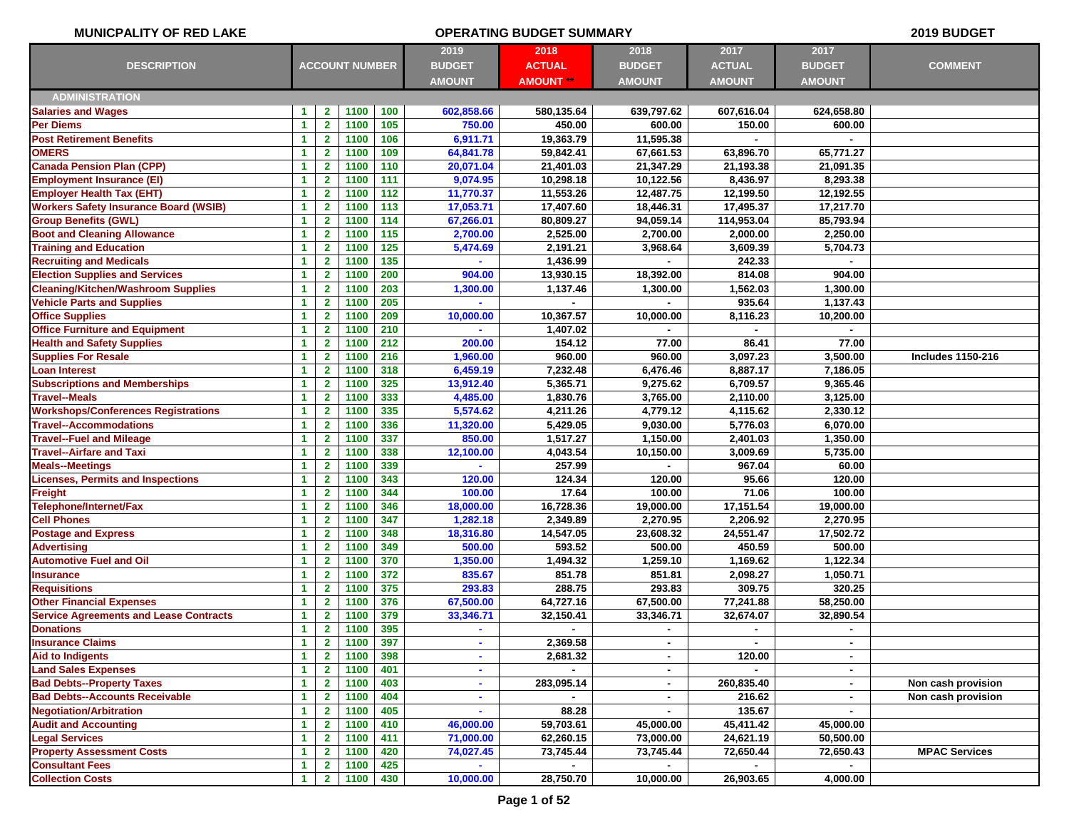**MUNICPALITY OF RED LAKE** | **OPERATING BUDGET SUMMARY** | **2019 BUDGET**

| DESCRIPTION | ACCOUNT NUMBER | | | | 2019 BUDGET AMOUNT | 2018 ACTUAL AMOUNT ** | 2018 BUDGET AMOUNT | 2017 ACTUAL AMOUNT | 2017 BUDGET AMOUNT | COMMENT |
|---|---|---|---|---|---|---|---|---|---|---|
| **ADMINISTRATION** | | | | | | | | | | |
| Salaries and Wages | 1 | 2 | 1100 | 100 | 602,858.66 | 580,135.64 | 639,797.62 | 607,616.04 | 624,658.80 | |
| Per Diems | 1 | 2 | 1100 | 105 | 750.00 | 450.00 | 600.00 | 150.00 | 600.00 | |
| Post Retirement Benefits | 1 | 2 | 1100 | 106 | 6,911.71 | 19,363.79 | 11,595.38 | - | - | |
| OMERS | 1 | 2 | 1100 | 109 | 64,841.78 | 59,842.41 | 67,661.53 | 63,896.70 | 65,771.27 | |
| Canada Pension Plan (CPP) | 1 | 2 | 1100 | 110 | 20,071.04 | 21,401.03 | 21,347.29 | 21,193.38 | 21,091.35 | |
| Employment Insurance (EI) | 1 | 2 | 1100 | 111 | 9,074.95 | 10,298.18 | 10,122.56 | 8,436.97 | 8,293.38 | |
| Employer Health Tax (EHT) | 1 | 2 | 1100 | 112 | 11,770.37 | 11,553.26 | 12,487.75 | 12,199.50 | 12,192.55 | |
| Workers Safety Insurance Board (WSIB) | 1 | 2 | 1100 | 113 | 17,053.71 | 17,407.60 | 18,446.31 | 17,495.37 | 17,217.70 | |
| Group Benefits (GWL) | 1 | 2 | 1100 | 114 | 67,266.01 | 80,809.27 | 94,059.14 | 114,953.04 | 85,793.94 | |
| Boot and Cleaning Allowance | 1 | 2 | 1100 | 115 | 2,700.00 | 2,525.00 | 2,700.00 | 2,000.00 | 2,250.00 | |
| Training and Education | 1 | 2 | 1100 | 125 | 5,474.69 | 2,191.21 | 3,968.64 | 3,609.39 | 5,704.73 | |
| Recruiting and Medicals | 1 | 2 | 1100 | 135 | - | 1,436.99 | - | 242.33 | - | |
| Election Supplies and Services | 1 | 2 | 1100 | 200 | 904.00 | 13,930.15 | 18,392.00 | 814.08 | 904.00 | |
| Cleaning/Kitchen/Washroom Supplies | 1 | 2 | 1100 | 203 | 1,300.00 | 1,137.46 | 1,300.00 | 1,562.03 | 1,300.00 | |
| Vehicle Parts and Supplies | 1 | 2 | 1100 | 205 | - | - | - | 935.64 | 1,137.43 | |
| Office Supplies | 1 | 2 | 1100 | 209 | 10,000.00 | 10,367.57 | 10,000.00 | 8,116.23 | 10,200.00 | |
| Office Furniture and Equipment | 1 | 2 | 1100 | 210 | - | 1,407.02 | - | - | - | |
| Health and Safety Supplies | 1 | 2 | 1100 | 212 | 200.00 | 154.12 | 77.00 | 86.41 | 77.00 | |
| Supplies For Resale | 1 | 2 | 1100 | 216 | 1,960.00 | 960.00 | 960.00 | 3,097.23 | 3,500.00 | Includes 1150-216 |
| Loan Interest | 1 | 2 | 1100 | 318 | 6,459.19 | 7,232.48 | 6,476.46 | 8,887.17 | 7,186.05 | |
| Subscriptions and Memberships | 1 | 2 | 1100 | 325 | 13,912.40 | 5,365.71 | 9,275.62 | 6,709.57 | 9,365.46 | |
| Travel--Meals | 1 | 2 | 1100 | 333 | 4,485.00 | 1,830.76 | 3,765.00 | 2,110.00 | 3,125.00 | |
| Workshops/Conferences Registrations | 1 | 2 | 1100 | 335 | 5,574.62 | 4,211.26 | 4,779.12 | 4,115.62 | 2,330.12 | |
| Travel--Accommodations | 1 | 2 | 1100 | 336 | 11,320.00 | 5,429.05 | 9,030.00 | 5,776.03 | 6,070.00 | |
| Travel--Fuel and Mileage | 1 | 2 | 1100 | 337 | 850.00 | 1,517.27 | 1,150.00 | 2,401.03 | 1,350.00 | |
| Travel--Airfare and Taxi | 1 | 2 | 1100 | 338 | 12,100.00 | 4,043.54 | 10,150.00 | 3,009.69 | 5,735.00 | |
| Meals--Meetings | 1 | 2 | 1100 | 339 | - | 257.99 | - | 967.04 | 60.00 | |
| Licenses, Permits and Inspections | 1 | 2 | 1100 | 343 | 120.00 | 124.34 | 120.00 | 95.66 | 120.00 | |
| Freight | 1 | 2 | 1100 | 344 | 100.00 | 17.64 | 100.00 | 71.06 | 100.00 | |
| Telephone/Internet/Fax | 1 | 2 | 1100 | 346 | 18,000.00 | 16,728.36 | 19,000.00 | 17,151.54 | 19,000.00 | |
| Cell Phones | 1 | 2 | 1100 | 347 | 1,282.18 | 2,349.89 | 2,270.95 | 2,206.92 | 2,270.95 | |
| Postage and Express | 1 | 2 | 1100 | 348 | 18,316.80 | 14,547.05 | 23,608.32 | 24,551.47 | 17,502.72 | |
| Advertising | 1 | 2 | 1100 | 349 | 500.00 | 593.52 | 500.00 | 450.59 | 500.00 | |
| Automotive Fuel and Oil | 1 | 2 | 1100 | 370 | 1,350.00 | 1,494.32 | 1,259.10 | 1,169.62 | 1,122.34 | |
| Insurance | 1 | 2 | 1100 | 372 | 835.67 | 851.78 | 851.81 | 2,098.27 | 1,050.71 | |
| Requisitions | 1 | 2 | 1100 | 375 | 293.83 | 288.75 | 293.83 | 309.75 | 320.25 | |
| Other Financial Expenses | 1 | 2 | 1100 | 376 | 67,500.00 | 64,727.16 | 67,500.00 | 77,241.88 | 58,250.00 | |
| Service Agreements and Lease Contracts | 1 | 2 | 1100 | 379 | 33,346.71 | 32,150.41 | 33,346.71 | 32,674.07 | 32,890.54 | |
| Donations | 1 | 2 | 1100 | 395 | - | - | - | - | - | |
| Insurance Claims | 1 | 2 | 1100 | 397 | - | 2,369.58 | - | - | - | |
| Aid to Indigents | 1 | 2 | 1100 | 398 | - | 2,681.32 | - | 120.00 | - | |
| Land Sales Expenses | 1 | 2 | 1100 | 401 | - | - | - | - | - | |
| Bad Debts--Property Taxes | 1 | 2 | 1100 | 403 | - | 283,095.14 | - | 260,835.40 | - | Non cash provision |
| Bad Debts--Accounts Receivable | 1 | 2 | 1100 | 404 | - | - | - | 216.62 | - | Non cash provision |
| Negotiation/Arbitration | 1 | 2 | 1100 | 405 | - | 88.28 | - | 135.67 | - | |
| Audit and Accounting | 1 | 2 | 1100 | 410 | 46,000.00 | 59,703.61 | 45,000.00 | 45,411.42 | 45,000.00 | |
| Legal Services | 1 | 2 | 1100 | 411 | 71,000.00 | 62,260.15 | 73,000.00 | 24,621.19 | 50,500.00 | |
| Property Assessment Costs | 1 | 2 | 1100 | 420 | 74,027.45 | 73,745.44 | 73,745.44 | 72,650.44 | 72,650.43 | MPAC Services |
| Consultant Fees | 1 | 2 | 1100 | 425 | - | - | - | - | - | |
| Collection Costs | 1 | 2 | 1100 | 430 | 10,000.00 | 28,750.70 | 10,000.00 | 26,903.65 | 4,000.00 | |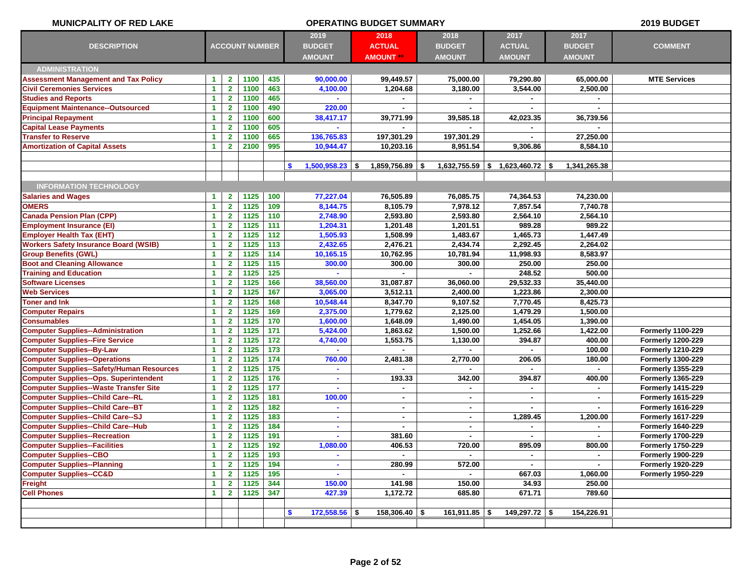**MUNICPALITY OF RED LAKE** — **OPERATING BUDGET SUMMARY** — **2019 BUDGET**

| DESCRIPTION | ACCOUNT NUMBER | | | | 2019 BUDGET AMOUNT | 2018 ACTUAL AMOUNT ** | 2018 BUDGET AMOUNT | 2017 ACTUAL AMOUNT | 2017 BUDGET AMOUNT | COMMENT |
|---|---|---|---|---|---|---|---|---|---|---|
| **ADMINISTRATION** | | | | | | | | | | |
| Assessment Management and Tax Policy | 1 | 2 | 1100 | 435 | 90,000.00 | 99,449.57 | 75,000.00 | 79,290.80 | 65,000.00 | MTE Services |
| Civil Ceremonies Services | 1 | 2 | 1100 | 463 | 4,100.00 | 1,204.68 | 3,180.00 | 3,544.00 | 2,500.00 | |
| Studies and Reports | 1 | 2 | 1100 | 465 | - | - | - | - | - | |
| Equipment Maintenance--Outsourced | 1 | 2 | 1100 | 490 | 220.00 | - | - | - | - | |
| Principal Repayment | 1 | 2 | 1100 | 600 | 38,417.17 | 39,771.99 | 39,585.18 | 42,023.35 | 36,739.56 | |
| Capital Lease Payments | 1 | 2 | 1100 | 605 | - | - | - | - | - | |
| Transfer to Reserve | 1 | 2 | 1100 | 665 | 136,765.83 | 197,301.29 | 197,301.29 | - | 27,250.00 | |
| Amortization of Capital Assets | 1 | 2 | 2100 | 995 | 10,944.47 | 10,203.16 | 8,951.54 | 9,306.86 | 8,584.10 | |
| | | | | | $ 1,500,958.23 | $ 1,859,756.89 | $ 1,632,755.59 | $ 1,623,460.72 | $ 1,341,265.38 | |
| **INFORMATION TECHNOLOGY** | | | | | | | | | | |
| Salaries and Wages | 1 | 2 | 1125 | 100 | 77,227.04 | 76,505.89 | 76,085.75 | 74,364.53 | 74,230.00 | |
| OMERS | 1 | 2 | 1125 | 109 | 8,144.75 | 8,105.79 | 7,978.12 | 7,857.54 | 7,740.78 | |
| Canada Pension Plan (CPP) | 1 | 2 | 1125 | 110 | 2,748.90 | 2,593.80 | 2,593.80 | 2,564.10 | 2,564.10 | |
| Employment Insurance (EI) | 1 | 2 | 1125 | 111 | 1,204.31 | 1,201.48 | 1,201.51 | 989.28 | 989.22 | |
| Employer Health Tax (EHT) | 1 | 2 | 1125 | 112 | 1,505.93 | 1,508.99 | 1,483.67 | 1,465.73 | 1,447.49 | |
| Workers Safety Insurance Board (WSIB) | 1 | 2 | 1125 | 113 | 2,432.65 | 2,476.21 | 2,434.74 | 2,292.45 | 2,264.02 | |
| Group Benefits (GWL) | 1 | 2 | 1125 | 114 | 10,165.15 | 10,762.95 | 10,781.94 | 11,998.93 | 8,583.97 | |
| Boot and Cleaning Allowance | 1 | 2 | 1125 | 115 | 300.00 | 300.00 | 300.00 | 250.00 | 250.00 | |
| Training and Education | 1 | 2 | 1125 | 125 | - | - | - | 248.52 | 500.00 | |
| Software Licenses | 1 | 2 | 1125 | 166 | 38,560.00 | 31,087.87 | 36,060.00 | 29,532.33 | 35,440.00 | |
| Web Services | 1 | 2 | 1125 | 167 | 3,065.00 | 3,512.11 | 2,400.00 | 1,223.86 | 2,300.00 | |
| Toner and Ink | 1 | 2 | 1125 | 168 | 10,548.44 | 8,347.70 | 9,107.52 | 7,770.45 | 8,425.73 | |
| Computer Repairs | 1 | 2 | 1125 | 169 | 2,375.00 | 1,779.62 | 2,125.00 | 1,479.29 | 1,500.00 | |
| Consumables | 1 | 2 | 1125 | 170 | 1,600.00 | 1,648.09 | 1,490.00 | 1,454.05 | 1,390.00 | |
| Computer Supplies--Administration | 1 | 2 | 1125 | 171 | 5,424.00 | 1,863.62 | 1,500.00 | 1,252.66 | 1,422.00 | Formerly 1100-229 |
| Computer Supplies--Fire Service | 1 | 2 | 1125 | 172 | 4,740.00 | 1,553.75 | 1,130.00 | 394.87 | 400.00 | Formerly 1200-229 |
| Computer Supplies--By-Law | 1 | 2 | 1125 | 173 | - | - | - | - | 100.00 | Formerly 1210-229 |
| Computer Supplies--Operations | 1 | 2 | 1125 | 174 | 760.00 | 2,481.38 | 2,770.00 | 206.05 | 180.00 | Formerly 1300-229 |
| Computer Supplies--Safety/Human Resources | 1 | 2 | 1125 | 175 | - | - | - | - | - | Formerly 1355-229 |
| Computer Supplies--Ops. Superintendent | 1 | 2 | 1125 | 176 | - | 193.33 | 342.00 | 394.87 | 400.00 | Formerly 1365-229 |
| Computer Supplies--Waste Transfer Site | 1 | 2 | 1125 | 177 | - | - | - | - | - | Formerly 1415-229 |
| Computer Supplies--Child Care--RL | 1 | 2 | 1125 | 181 | 100.00 | - | - | - | - | Formerly 1615-229 |
| Computer Supplies--Child Care--BT | 1 | 2 | 1125 | 182 | - | - | - | - | - | Formerly 1616-229 |
| Computer Supplies--Child Care--SJ | 1 | 2 | 1125 | 183 | - | - | - | 1,289.45 | 1,200.00 | Formerly 1617-229 |
| Computer Supplies--Child Care--Hub | 1 | 2 | 1125 | 184 | - | - | - | - | - | Formerly 1640-229 |
| Computer Supplies--Recreation | 1 | 2 | 1125 | 191 | - | 381.60 | - | - | - | Formerly 1700-229 |
| Computer Supplies--Facilities | 1 | 2 | 1125 | 192 | 1,080.00 | 406.53 | 720.00 | 895.09 | 800.00 | Formerly 1750-229 |
| Computer Supplies--CBO | 1 | 2 | 1125 | 193 | - | - | - | - | - | Formerly 1900-229 |
| Computer Supplies--Planning | 1 | 2 | 1125 | 194 | - | 280.99 | 572.00 | - | - | Formerly 1920-229 |
| Computer Supplies--CC&D | 1 | 2 | 1125 | 195 | - | - | - | 667.03 | 1,060.00 | Formerly 1950-229 |
| Freight | 1 | 2 | 1125 | 344 | 150.00 | 141.98 | 150.00 | 34.93 | 250.00 | |
| Cell Phones | 1 | 2 | 1125 | 347 | 427.39 | 1,172.72 | 685.80 | 671.71 | 789.60 | |
| | | | | | $ 172,558.56 | $ 158,306.40 | $ 161,911.85 | $ 149,297.72 | $ 154,226.91 | |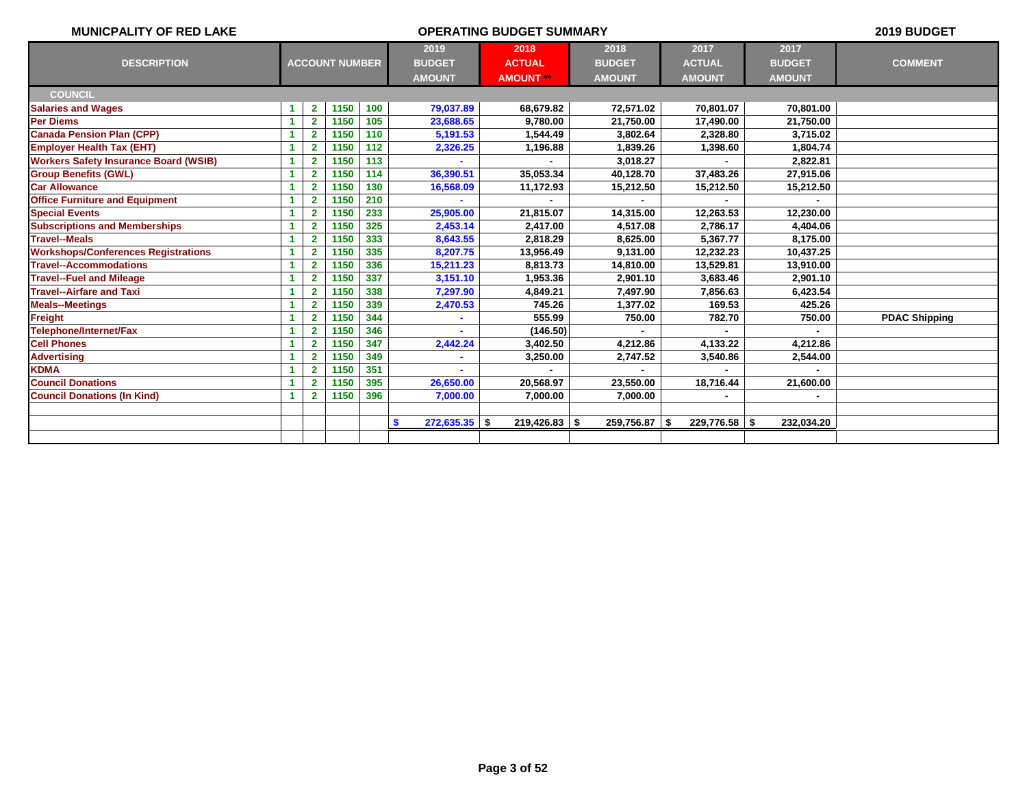**MUNICPALITY OF RED LAKE** | **OPERATING BUDGET SUMMARY** | **2019 BUDGET**

| DESCRIPTION | ACCOUNT NUMBER | | | | 2019 BUDGET AMOUNT | 2018 ACTUAL AMOUNT ** | 2018 BUDGET AMOUNT | 2017 ACTUAL AMOUNT | 2017 BUDGET AMOUNT | COMMENT |
|---|---|---|---|---|---|---|---|---|---|---|
| **COUNCIL** | | | | | | | | | | |
| Salaries and Wages | 1 | 2 | 1150 | 100 | 79,037.89 | 68,679.82 | 72,571.02 | 70,801.07 | 70,801.00 | |
| Per Diems | 1 | 2 | 1150 | 105 | 23,688.65 | 9,780.00 | 21,750.00 | 17,490.00 | 21,750.00 | |
| Canada Pension Plan (CPP) | 1 | 2 | 1150 | 110 | 5,191.53 | 1,544.49 | 3,802.64 | 2,328.80 | 3,715.02 | |
| Employer Health Tax (EHT) | 1 | 2 | 1150 | 112 | 2,326.25 | 1,196.88 | 1,839.26 | 1,398.60 | 1,804.74 | |
| Workers Safety Insurance Board (WSIB) | 1 | 2 | 1150 | 113 | - | - | 3,018.27 | - | 2,822.81 | |
| Group Benefits (GWL) | 1 | 2 | 1150 | 114 | 36,390.51 | 35,053.34 | 40,128.70 | 37,483.26 | 27,915.06 | |
| Car Allowance | 1 | 2 | 1150 | 130 | 16,568.09 | 11,172.93 | 15,212.50 | 15,212.50 | 15,212.50 | |
| Office Furniture and Equipment | 1 | 2 | 1150 | 210 | - | - | - | - | - | |
| Special Events | 1 | 2 | 1150 | 233 | 25,905.00 | 21,815.07 | 14,315.00 | 12,263.53 | 12,230.00 | |
| Subscriptions and Memberships | 1 | 2 | 1150 | 325 | 2,453.14 | 2,417.00 | 4,517.08 | 2,786.17 | 4,404.06 | |
| Travel--Meals | 1 | 2 | 1150 | 333 | 8,643.55 | 2,818.29 | 8,625.00 | 5,367.77 | 8,175.00 | |
| Workshops/Conferences Registrations | 1 | 2 | 1150 | 335 | 8,207.75 | 13,956.49 | 9,131.00 | 12,232.23 | 10,437.25 | |
| Travel--Accommodations | 1 | 2 | 1150 | 336 | 15,211.23 | 8,813.73 | 14,810.00 | 13,529.81 | 13,910.00 | |
| Travel--Fuel and Mileage | 1 | 2 | 1150 | 337 | 3,151.10 | 1,953.36 | 2,901.10 | 3,683.46 | 2,901.10 | |
| Travel--Airfare and Taxi | 1 | 2 | 1150 | 338 | 7,297.90 | 4,849.21 | 7,497.90 | 7,856.63 | 6,423.54 | |
| Meals--Meetings | 1 | 2 | 1150 | 339 | 2,470.53 | 745.26 | 1,377.02 | 169.53 | 425.26 | |
| Freight | 1 | 2 | 1150 | 344 | - | 555.99 | 750.00 | 782.70 | 750.00 | PDAC Shipping |
| Telephone/Internet/Fax | 1 | 2 | 1150 | 346 | - | (146.50) | - | - | - | |
| Cell Phones | 1 | 2 | 1150 | 347 | 2,442.24 | 3,402.50 | 4,212.86 | 4,133.22 | 4,212.86 | |
| Advertising | 1 | 2 | 1150 | 349 | - | 3,250.00 | 2,747.52 | 3,540.86 | 2,544.00 | |
| KDMA | 1 | 2 | 1150 | 351 | - | - | - | - | - | |
| Council Donations | 1 | 2 | 1150 | 395 | 26,650.00 | 20,568.97 | 23,550.00 | 18,716.44 | 21,600.00 | |
| Council Donations (In Kind) | 1 | 2 | 1150 | 396 | 7,000.00 | 7,000.00 | 7,000.00 | - | - | |
| | | | | | $ 272,635.35 | $ 219,426.83 | $ 259,756.87 | $ 229,776.58 | $ 232,034.20 | |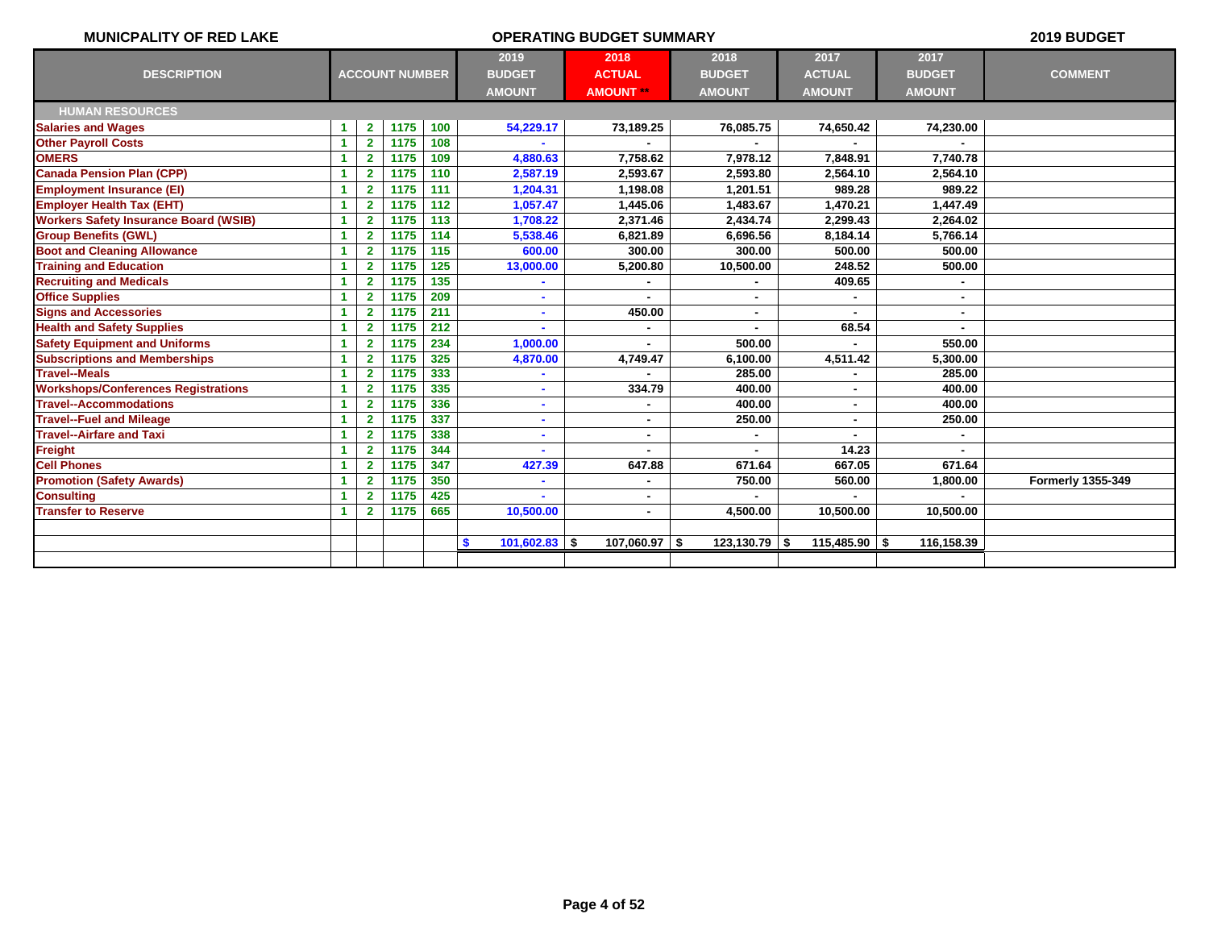**MUNICPALITY OF RED LAKE** — **OPERATING BUDGET SUMMARY** — **2019 BUDGET**

| DESCRIPTION | ACCOUNT NUMBER | | | | 2019 BUDGET AMOUNT | 2018 ACTUAL AMOUNT ** | 2018 BUDGET AMOUNT | 2017 ACTUAL AMOUNT | 2017 BUDGET AMOUNT | COMMENT |
|---|---|---|---|---|---|---|---|---|---|---|
| **HUMAN RESOURCES** | | | | | | | | | | |
| Salaries and Wages | 1 | 2 | 1175 | 100 | 54,229.17 | 73,189.25 | 76,085.75 | 74,650.42 | 74,230.00 | |
| Other Payroll Costs | 1 | 2 | 1175 | 108 | - | - | - | - | - | |
| OMERS | 1 | 2 | 1175 | 109 | 4,880.63 | 7,758.62 | 7,978.12 | 7,848.91 | 7,740.78 | |
| Canada Pension Plan (CPP) | 1 | 2 | 1175 | 110 | 2,587.19 | 2,593.67 | 2,593.80 | 2,564.10 | 2,564.10 | |
| Employment Insurance (EI) | 1 | 2 | 1175 | 111 | 1,204.31 | 1,198.08 | 1,201.51 | 989.28 | 989.22 | |
| Employer Health Tax (EHT) | 1 | 2 | 1175 | 112 | 1,057.47 | 1,445.06 | 1,483.67 | 1,470.21 | 1,447.49 | |
| Workers Safety Insurance Board (WSIB) | 1 | 2 | 1175 | 113 | 1,708.22 | 2,371.46 | 2,434.74 | 2,299.43 | 2,264.02 | |
| Group Benefits (GWL) | 1 | 2 | 1175 | 114 | 5,538.46 | 6,821.89 | 6,696.56 | 8,184.14 | 5,766.14 | |
| Boot and Cleaning Allowance | 1 | 2 | 1175 | 115 | 600.00 | 300.00 | 300.00 | 500.00 | 500.00 | |
| Training and Education | 1 | 2 | 1175 | 125 | 13,000.00 | 5,200.80 | 10,500.00 | 248.52 | 500.00 | |
| Recruiting and Medicals | 1 | 2 | 1175 | 135 | - | - | - | 409.65 | - | |
| Office Supplies | 1 | 2 | 1175 | 209 | - | - | - | - | - | |
| Signs and Accessories | 1 | 2 | 1175 | 211 | - | 450.00 | - | - | - | |
| Health and Safety Supplies | 1 | 2 | 1175 | 212 | - | - | - | 68.54 | - | |
| Safety Equipment and Uniforms | 1 | 2 | 1175 | 234 | 1,000.00 | - | 500.00 | - | 550.00 | |
| Subscriptions and Memberships | 1 | 2 | 1175 | 325 | 4,870.00 | 4,749.47 | 6,100.00 | 4,511.42 | 5,300.00 | |
| Travel--Meals | 1 | 2 | 1175 | 333 | - | - | 285.00 | - | 285.00 | |
| Workshops/Conferences Registrations | 1 | 2 | 1175 | 335 | - | 334.79 | 400.00 | - | 400.00 | |
| Travel--Accommodations | 1 | 2 | 1175 | 336 | - | - | 400.00 | - | 400.00 | |
| Travel--Fuel and Mileage | 1 | 2 | 1175 | 337 | - | - | 250.00 | - | 250.00 | |
| Travel--Airfare and Taxi | 1 | 2 | 1175 | 338 | - | - | - | - | - | |
| Freight | 1 | 2 | 1175 | 344 | - | - | - | 14.23 | - | |
| Cell Phones | 1 | 2 | 1175 | 347 | 427.39 | 647.88 | 671.64 | 667.05 | 671.64 | |
| Promotion (Safety Awards) | 1 | 2 | 1175 | 350 | - | - | 750.00 | 560.00 | 1,800.00 | Formerly 1355-349 |
| Consulting | 1 | 2 | 1175 | 425 | - | - | - | - | - | |
| Transfer to Reserve | 1 | 2 | 1175 | 665 | 10,500.00 | - | 4,500.00 | 10,500.00 | 10,500.00 | |
| | | | | | $ 101,602.83 | $ 107,060.97 | $ 123,130.79 | $ 115,485.90 | $ 116,158.39 | |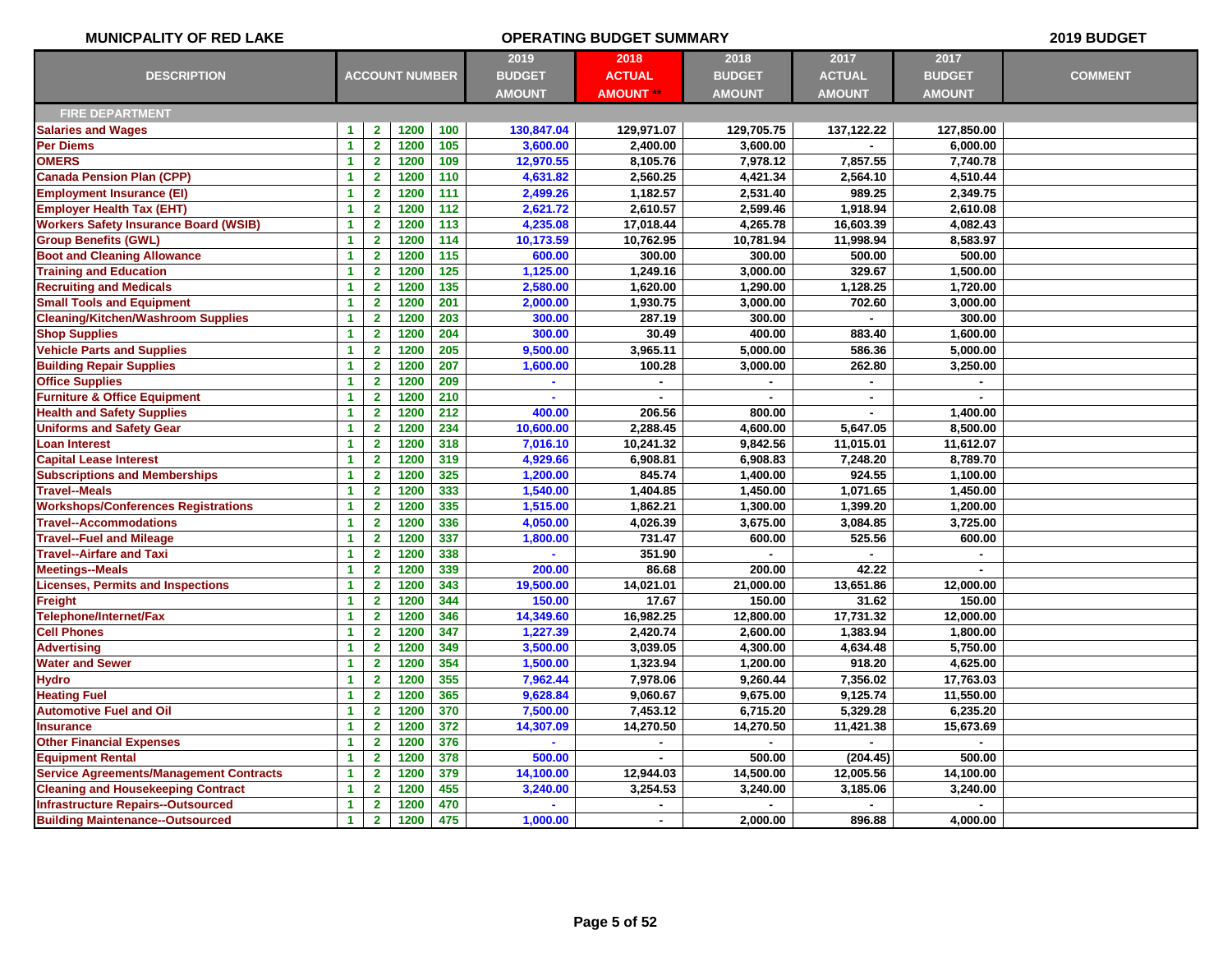MUNICPALITY OF RED LAKE

OPERATING BUDGET SUMMARY

2019 BUDGET

| DESCRIPTION | ACCOUNT NUMBER | | | | 2019 BUDGET AMOUNT | 2018 ACTUAL AMOUNT ** | 2018 BUDGET AMOUNT | 2017 ACTUAL AMOUNT | 2017 BUDGET AMOUNT | COMMENT |
|---|---|---|---|---|---|---|---|---|---|---|
| **FIRE DEPARTMENT** | | | | | | | | | | |
| Salaries and Wages | 1 | 2 | 1200 | 100 | 130,847.04 | 129,971.07 | 129,705.75 | 137,122.22 | 127,850.00 | |
| Per Diems | 1 | 2 | 1200 | 105 | 3,600.00 | 2,400.00 | 3,600.00 | - | 6,000.00 | |
| OMERS | 1 | 2 | 1200 | 109 | 12,970.55 | 8,105.76 | 7,978.12 | 7,857.55 | 7,740.78 | |
| Canada Pension Plan (CPP) | 1 | 2 | 1200 | 110 | 4,631.82 | 2,560.25 | 4,421.34 | 2,564.10 | 4,510.44 | |
| Employment Insurance (EI) | 1 | 2 | 1200 | 111 | 2,499.26 | 1,182.57 | 2,531.40 | 989.25 | 2,349.75 | |
| Employer Health Tax (EHT) | 1 | 2 | 1200 | 112 | 2,621.72 | 2,610.57 | 2,599.46 | 1,918.94 | 2,610.08 | |
| Workers Safety Insurance Board (WSIB) | 1 | 2 | 1200 | 113 | 4,235.08 | 17,018.44 | 4,265.78 | 16,603.39 | 4,082.43 | |
| Group Benefits (GWL) | 1 | 2 | 1200 | 114 | 10,173.59 | 10,762.95 | 10,781.94 | 11,998.94 | 8,583.97 | |
| Boot and Cleaning Allowance | 1 | 2 | 1200 | 115 | 600.00 | 300.00 | 300.00 | 500.00 | 500.00 | |
| Training and Education | 1 | 2 | 1200 | 125 | 1,125.00 | 1,249.16 | 3,000.00 | 329.67 | 1,500.00 | |
| Recruiting and Medicals | 1 | 2 | 1200 | 135 | 2,580.00 | 1,620.00 | 1,290.00 | 1,128.25 | 1,720.00 | |
| Small Tools and Equipment | 1 | 2 | 1200 | 201 | 2,000.00 | 1,930.75 | 3,000.00 | 702.60 | 3,000.00 | |
| Cleaning/Kitchen/Washroom Supplies | 1 | 2 | 1200 | 203 | 300.00 | 287.19 | 300.00 | - | 300.00 | |
| Shop Supplies | 1 | 2 | 1200 | 204 | 300.00 | 30.49 | 400.00 | 883.40 | 1,600.00 | |
| Vehicle Parts and Supplies | 1 | 2 | 1200 | 205 | 9,500.00 | 3,965.11 | 5,000.00 | 586.36 | 5,000.00 | |
| Building Repair Supplies | 1 | 2 | 1200 | 207 | 1,600.00 | 100.28 | 3,000.00 | 262.80 | 3,250.00 | |
| Office Supplies | 1 | 2 | 1200 | 209 | - | - | - | - | - | |
| Furniture & Office Equipment | 1 | 2 | 1200 | 210 | - | - | - | - | - | |
| Health and Safety Supplies | 1 | 2 | 1200 | 212 | 400.00 | 206.56 | 800.00 | - | 1,400.00 | |
| Uniforms and Safety Gear | 1 | 2 | 1200 | 234 | 10,600.00 | 2,288.45 | 4,600.00 | 5,647.05 | 8,500.00 | |
| Loan Interest | 1 | 2 | 1200 | 318 | 7,016.10 | 10,241.32 | 9,842.56 | 11,015.01 | 11,612.07 | |
| Capital Lease Interest | 1 | 2 | 1200 | 319 | 4,929.66 | 6,908.81 | 6,908.83 | 7,248.20 | 8,789.70 | |
| Subscriptions and Memberships | 1 | 2 | 1200 | 325 | 1,200.00 | 845.74 | 1,400.00 | 924.55 | 1,100.00 | |
| Travel--Meals | 1 | 2 | 1200 | 333 | 1,540.00 | 1,404.85 | 1,450.00 | 1,071.65 | 1,450.00 | |
| Workshops/Conferences Registrations | 1 | 2 | 1200 | 335 | 1,515.00 | 1,862.21 | 1,300.00 | 1,399.20 | 1,200.00 | |
| Travel--Accommodations | 1 | 2 | 1200 | 336 | 4,050.00 | 4,026.39 | 3,675.00 | 3,084.85 | 3,725.00 | |
| Travel--Fuel and Mileage | 1 | 2 | 1200 | 337 | 1,800.00 | 731.47 | 600.00 | 525.56 | 600.00 | |
| Travel--Airfare and Taxi | 1 | 2 | 1200 | 338 | - | 351.90 | - | - | - | |
| Meetings--Meals | 1 | 2 | 1200 | 339 | 200.00 | 86.68 | 200.00 | 42.22 | - | |
| Licenses, Permits and Inspections | 1 | 2 | 1200 | 343 | 19,500.00 | 14,021.01 | 21,000.00 | 13,651.86 | 12,000.00 | |
| Freight | 1 | 2 | 1200 | 344 | 150.00 | 17.67 | 150.00 | 31.62 | 150.00 | |
| Telephone/Internet/Fax | 1 | 2 | 1200 | 346 | 14,349.60 | 16,982.25 | 12,800.00 | 17,731.32 | 12,000.00 | |
| Cell Phones | 1 | 2 | 1200 | 347 | 1,227.39 | 2,420.74 | 2,600.00 | 1,383.94 | 1,800.00 | |
| Advertising | 1 | 2 | 1200 | 349 | 3,500.00 | 3,039.05 | 4,300.00 | 4,634.48 | 5,750.00 | |
| Water and Sewer | 1 | 2 | 1200 | 354 | 1,500.00 | 1,323.94 | 1,200.00 | 918.20 | 4,625.00 | |
| Hydro | 1 | 2 | 1200 | 355 | 7,962.44 | 7,978.06 | 9,260.44 | 7,356.02 | 17,763.03 | |
| Heating Fuel | 1 | 2 | 1200 | 365 | 9,628.84 | 9,060.67 | 9,675.00 | 9,125.74 | 11,550.00 | |
| Automotive Fuel and Oil | 1 | 2 | 1200 | 370 | 7,500.00 | 7,453.12 | 6,715.20 | 5,329.28 | 6,235.20 | |
| Insurance | 1 | 2 | 1200 | 372 | 14,307.09 | 14,270.50 | 14,270.50 | 11,421.38 | 15,673.69 | |
| Other Financial Expenses | 1 | 2 | 1200 | 376 | - | - | - | - | - | |
| Equipment Rental | 1 | 2 | 1200 | 378 | 500.00 | - | 500.00 | (204.45) | 500.00 | |
| Service Agreements/Management Contracts | 1 | 2 | 1200 | 379 | 14,100.00 | 12,944.03 | 14,500.00 | 12,005.56 | 14,100.00 | |
| Cleaning and Housekeeping Contract | 1 | 2 | 1200 | 455 | 3,240.00 | 3,254.53 | 3,240.00 | 3,185.06 | 3,240.00 | |
| Infrastructure Repairs--Outsourced | 1 | 2 | 1200 | 470 | - | - | - | - | - | |
| Building Maintenance--Outsourced | 1 | 2 | 1200 | 475 | 1,000.00 | - | 2,000.00 | 896.88 | 4,000.00 | |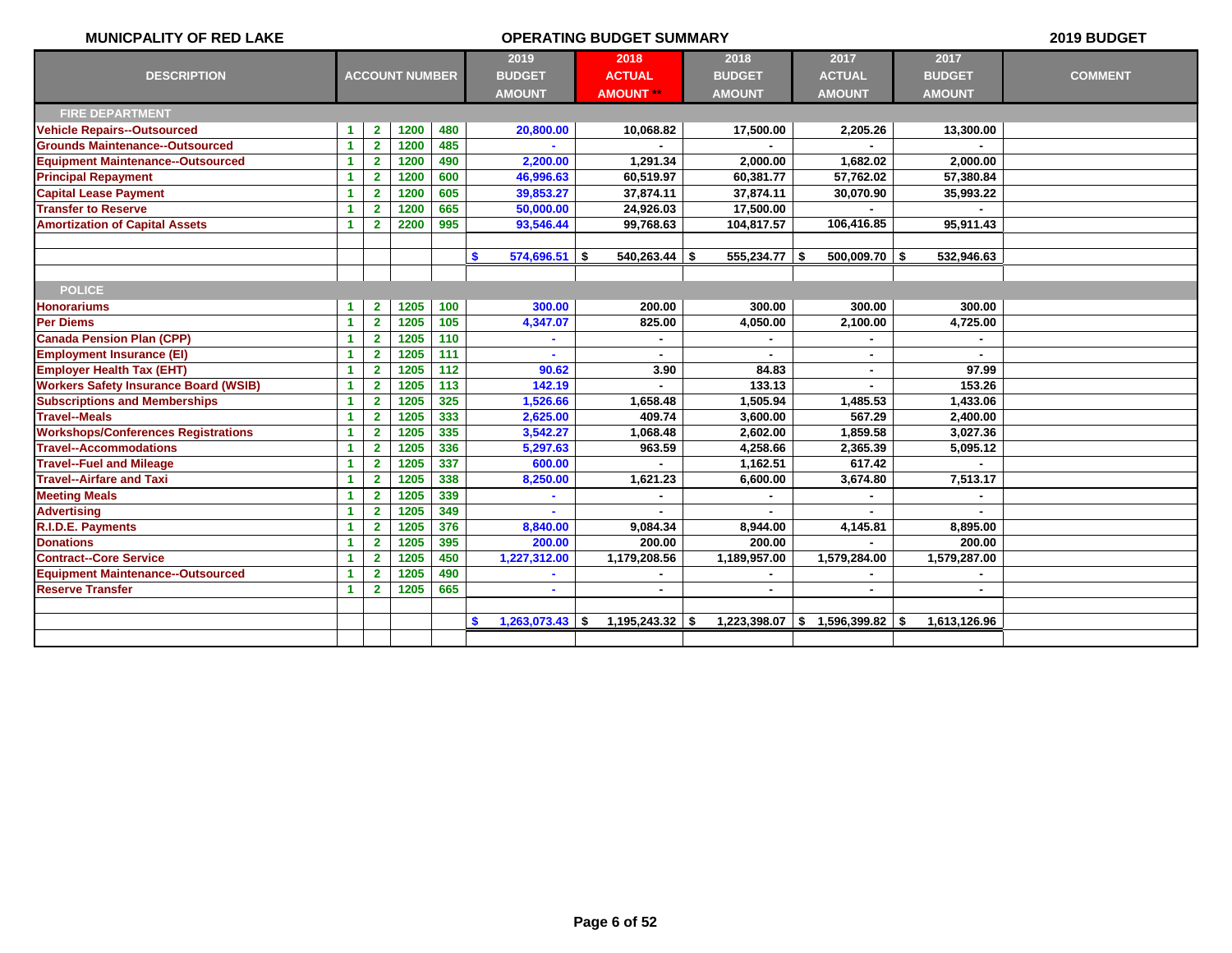MUNICPALITY OF RED LAKE — OPERATING BUDGET SUMMARY — 2019 BUDGET

| DESCRIPTION | ACCOUNT NUMBER | | | | 2019 BUDGET AMOUNT | 2018 ACTUAL AMOUNT ** | 2018 BUDGET AMOUNT | 2017 ACTUAL AMOUNT | 2017 BUDGET AMOUNT | COMMENT |
|---|---|---|---|---|---|---|---|---|---|---|
| **FIRE DEPARTMENT** | | | | | | | | | | |
| Vehicle Repairs--Outsourced | 1 | 2 | 1200 | 480 | 20,800.00 | 10,068.82 | 17,500.00 | 2,205.26 | 13,300.00 | |
| Grounds Maintenance--Outsourced | 1 | 2 | 1200 | 485 | - | - | - | - | - | |
| Equipment Maintenance--Outsourced | 1 | 2 | 1200 | 490 | 2,200.00 | 1,291.34 | 2,000.00 | 1,682.02 | 2,000.00 | |
| Principal Repayment | 1 | 2 | 1200 | 600 | 46,996.63 | 60,519.97 | 60,381.77 | 57,762.02 | 57,380.84 | |
| Capital Lease Payment | 1 | 2 | 1200 | 605 | 39,853.27 | 37,874.11 | 37,874.11 | 30,070.90 | 35,993.22 | |
| Transfer to Reserve | 1 | 2 | 1200 | 665 | 50,000.00 | 24,926.03 | 17,500.00 | - | - | |
| Amortization of Capital Assets | 1 | 2 | 2200 | 995 | 93,546.44 | 99,768.63 | 104,817.57 | 106,416.85 | 95,911.43 | |
| | | | | | | | | | | |
| | | | | | $ 574,696.51 | $ 540,263.44 | $ 555,234.77 | $ 500,009.70 | $ 532,946.63 | |
| | | | | | | | | | | |
| **POLICE** | | | | | | | | | | |
| Honorariums | 1 | 2 | 1205 | 100 | 300.00 | 200.00 | 300.00 | 300.00 | 300.00 | |
| Per Diems | 1 | 2 | 1205 | 105 | 4,347.07 | 825.00 | 4,050.00 | 2,100.00 | 4,725.00 | |
| Canada Pension Plan (CPP) | 1 | 2 | 1205 | 110 | - | - | - | - | - | |
| Employment Insurance (EI) | 1 | 2 | 1205 | 111 | - | - | - | - | - | |
| Employer Health Tax (EHT) | 1 | 2 | 1205 | 112 | 90.62 | 3.90 | 84.83 | - | 97.99 | |
| Workers Safety Insurance Board (WSIB) | 1 | 2 | 1205 | 113 | 142.19 | - | 133.13 | - | 153.26 | |
| Subscriptions and Memberships | 1 | 2 | 1205 | 325 | 1,526.66 | 1,658.48 | 1,505.94 | 1,485.53 | 1,433.06 | |
| Travel--Meals | 1 | 2 | 1205 | 333 | 2,625.00 | 409.74 | 3,600.00 | 567.29 | 2,400.00 | |
| Workshops/Conferences Registrations | 1 | 2 | 1205 | 335 | 3,542.27 | 1,068.48 | 2,602.00 | 1,859.58 | 3,027.36 | |
| Travel--Accommodations | 1 | 2 | 1205 | 336 | 5,297.63 | 963.59 | 4,258.66 | 2,365.39 | 5,095.12 | |
| Travel--Fuel and Mileage | 1 | 2 | 1205 | 337 | 600.00 | - | 1,162.51 | 617.42 | - | |
| Travel--Airfare and Taxi | 1 | 2 | 1205 | 338 | 8,250.00 | 1,621.23 | 6,600.00 | 3,674.80 | 7,513.17 | |
| Meeting Meals | 1 | 2 | 1205 | 339 | - | - | - | - | - | |
| Advertising | 1 | 2 | 1205 | 349 | - | - | - | - | - | |
| R.I.D.E. Payments | 1 | 2 | 1205 | 376 | 8,840.00 | 9,084.34 | 8,944.00 | 4,145.81 | 8,895.00 | |
| Donations | 1 | 2 | 1205 | 395 | 200.00 | 200.00 | 200.00 | - | 200.00 | |
| Contract--Core Service | 1 | 2 | 1205 | 450 | 1,227,312.00 | 1,179,208.56 | 1,189,957.00 | 1,579,284.00 | 1,579,287.00 | |
| Equipment Maintenance--Outsourced | 1 | 2 | 1205 | 490 | - | - | - | - | - | |
| Reserve Transfer | 1 | 2 | 1205 | 665 | - | - | - | - | - | |
| | | | | | | | | | | |
| | | | | | $ 1,263,073.43 | $ 1,195,243.32 | $ 1,223,398.07 | $ 1,596,399.82 | $ 1,613,126.96 | |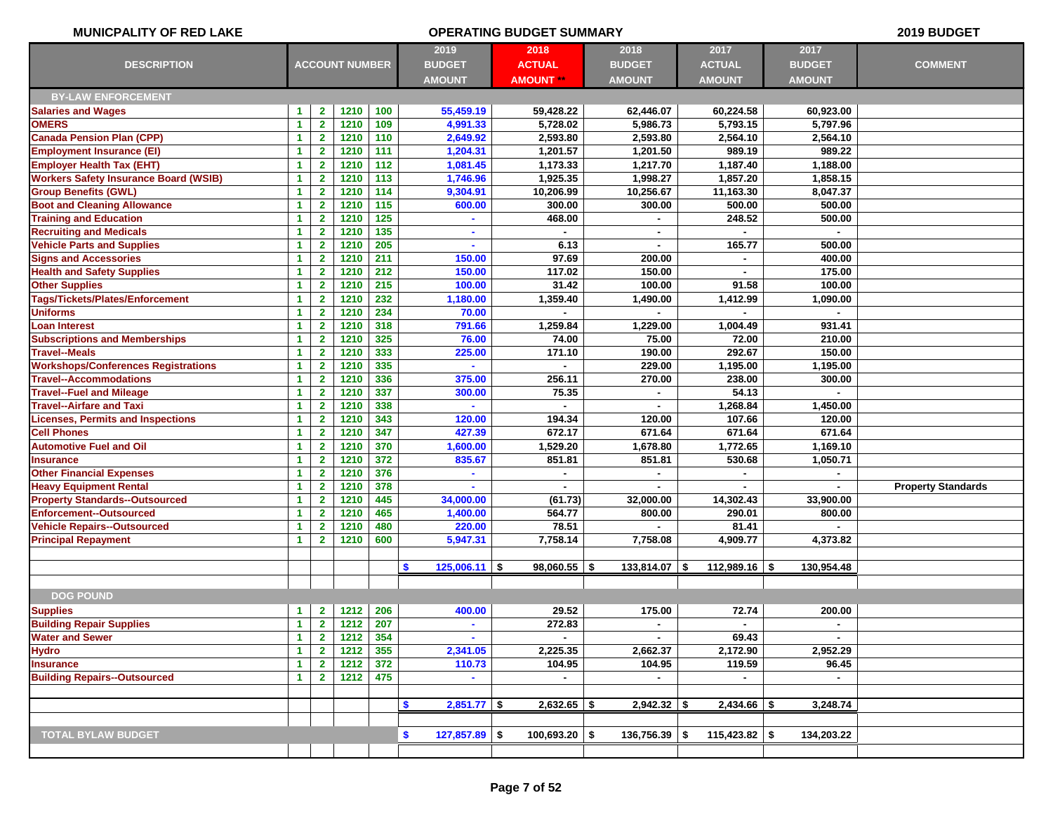**MUNICPALITY OF RED LAKE** — **OPERATING BUDGET SUMMARY** — **2019 BUDGET**

| DESCRIPTION | ACCOUNT NUMBER | | | | 2019 BUDGET AMOUNT | 2018 ACTUAL AMOUNT ** | 2018 BUDGET AMOUNT | 2017 ACTUAL AMOUNT | 2017 BUDGET AMOUNT | COMMENT |
|---|---|---|---|---|---|---|---|---|---|---|
| **BY-LAW ENFORCEMENT** | | | | | | | | | | |
| Salaries and Wages | 1 | 2 | 1210 | 100 | 55,459.19 | 59,428.22 | 62,446.07 | 60,224.58 | 60,923.00 | |
| OMERS | 1 | 2 | 1210 | 109 | 4,991.33 | 5,728.02 | 5,986.73 | 5,793.15 | 5,797.96 | |
| Canada Pension Plan (CPP) | 1 | 2 | 1210 | 110 | 2,649.92 | 2,593.80 | 2,593.80 | 2,564.10 | 2,564.10 | |
| Employment Insurance (EI) | 1 | 2 | 1210 | 111 | 1,204.31 | 1,201.57 | 1,201.50 | 989.19 | 989.22 | |
| Employer Health Tax (EHT) | 1 | 2 | 1210 | 112 | 1,081.45 | 1,173.33 | 1,217.70 | 1,187.40 | 1,188.00 | |
| Workers Safety Insurance Board (WSIB) | 1 | 2 | 1210 | 113 | 1,746.96 | 1,925.35 | 1,998.27 | 1,857.20 | 1,858.15 | |
| Group Benefits (GWL) | 1 | 2 | 1210 | 114 | 9,304.91 | 10,206.99 | 10,256.67 | 11,163.30 | 8,047.37 | |
| Boot and Cleaning Allowance | 1 | 2 | 1210 | 115 | 600.00 | 300.00 | 300.00 | 500.00 | 500.00 | |
| Training and Education | 1 | 2 | 1210 | 125 | - | 468.00 | - | 248.52 | 500.00 | |
| Recruiting and Medicals | 1 | 2 | 1210 | 135 | - | - | - | - | - | |
| Vehicle Parts and Supplies | 1 | 2 | 1210 | 205 | - | 6.13 | - | 165.77 | 500.00 | |
| Signs and Accessories | 1 | 2 | 1210 | 211 | 150.00 | 97.69 | 200.00 | - | 400.00 | |
| Health and Safety Supplies | 1 | 2 | 1210 | 212 | 150.00 | 117.02 | 150.00 | - | 175.00 | |
| Other Supplies | 1 | 2 | 1210 | 215 | 100.00 | 31.42 | 100.00 | 91.58 | 100.00 | |
| Tags/Tickets/Plates/Enforcement | 1 | 2 | 1210 | 232 | 1,180.00 | 1,359.40 | 1,490.00 | 1,412.99 | 1,090.00 | |
| Uniforms | 1 | 2 | 1210 | 234 | 70.00 | - | - | - | - | |
| Loan Interest | 1 | 2 | 1210 | 318 | 791.66 | 1,259.84 | 1,229.00 | 1,004.49 | 931.41 | |
| Subscriptions and Memberships | 1 | 2 | 1210 | 325 | 76.00 | 74.00 | 75.00 | 72.00 | 210.00 | |
| Travel--Meals | 1 | 2 | 1210 | 333 | 225.00 | 171.10 | 190.00 | 292.67 | 150.00 | |
| Workshops/Conferences Registrations | 1 | 2 | 1210 | 335 | - | - | 229.00 | 1,195.00 | 1,195.00 | |
| Travel--Accommodations | 1 | 2 | 1210 | 336 | 375.00 | 256.11 | 270.00 | 238.00 | 300.00 | |
| Travel--Fuel and Mileage | 1 | 2 | 1210 | 337 | 300.00 | 75.35 | - | 54.13 | - | |
| Travel--Airfare and Taxi | 1 | 2 | 1210 | 338 | - | - | - | 1,268.84 | 1,450.00 | |
| Licenses, Permits and Inspections | 1 | 2 | 1210 | 343 | 120.00 | 194.34 | 120.00 | 107.66 | 120.00 | |
| Cell Phones | 1 | 2 | 1210 | 347 | 427.39 | 672.17 | 671.64 | 671.64 | 671.64 | |
| Automotive Fuel and Oil | 1 | 2 | 1210 | 370 | 1,600.00 | 1,529.20 | 1,678.80 | 1,772.65 | 1,169.10 | |
| Insurance | 1 | 2 | 1210 | 372 | 835.67 | 851.81 | 851.81 | 530.68 | 1,050.71 | |
| Other Financial Expenses | 1 | 2 | 1210 | 376 | - | - | - | - | - | |
| Heavy Equipment Rental | 1 | 2 | 1210 | 378 | - | - | - | - | - | Property Standards |
| Property Standards--Outsourced | 1 | 2 | 1210 | 445 | 34,000.00 | (61.73) | 32,000.00 | 14,302.43 | 33,900.00 | |
| Enforcement--Outsourced | 1 | 2 | 1210 | 465 | 1,400.00 | 564.77 | 800.00 | 290.01 | 800.00 | |
| Vehicle Repairs--Outsourced | 1 | 2 | 1210 | 480 | 220.00 | 78.51 | - | 81.41 | - | |
| Principal Repayment | 1 | 2 | 1210 | 600 | 5,947.31 | 7,758.14 | 7,758.08 | 4,909.77 | 4,373.82 | |
| | | | | | $ 125,006.11 | $ 98,060.55 | $ 133,814.07 | $ 112,989.16 | $ 130,954.48 | |
| **DOG POUND** | | | | | | | | | | |
| Supplies | 1 | 2 | 1212 | 206 | 400.00 | 29.52 | 175.00 | 72.74 | 200.00 | |
| Building Repair Supplies | 1 | 2 | 1212 | 207 | - | 272.83 | - | - | - | |
| Water and Sewer | 1 | 2 | 1212 | 354 | - | - | - | 69.43 | - | |
| Hydro | 1 | 2 | 1212 | 355 | 2,341.05 | 2,225.35 | 2,662.37 | 2,172.90 | 2,952.29 | |
| Insurance | 1 | 2 | 1212 | 372 | 110.73 | 104.95 | 104.95 | 119.59 | 96.45 | |
| Building Repairs--Outsourced | 1 | 2 | 1212 | 475 | - | - | - | - | - | |
| | | | | | $ 2,851.77 | $ 2,632.65 | $ 2,942.32 | $ 2,434.66 | $ 3,248.74 | |
| **TOTAL BYLAW BUDGET** | | | | | $ 127,857.89 | $ 100,693.20 | $ 136,756.39 | $ 115,423.82 | $ 134,203.22 | |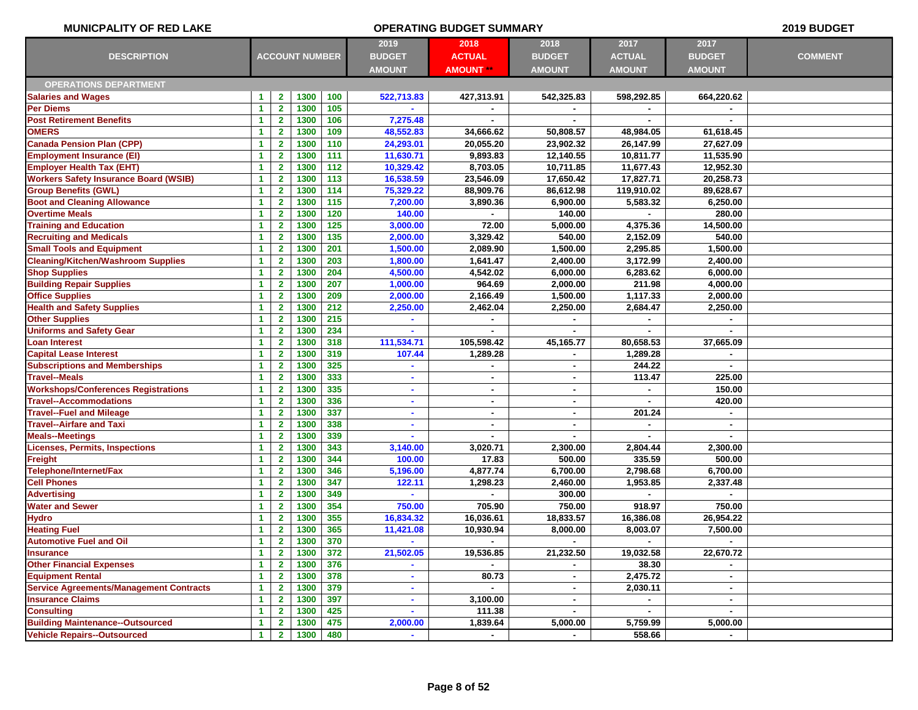MUNICPALITY OF RED LAKE — OPERATING BUDGET SUMMARY — 2019 BUDGET

| DESCRIPTION | ACCOUNT NUMBER | | | | 2019 BUDGET AMOUNT | 2018 ACTUAL AMOUNT ** | 2018 BUDGET AMOUNT | 2017 ACTUAL AMOUNT | 2017 BUDGET AMOUNT | COMMENT |
|---|---|---|---|---|---|---|---|---|---|---|
| **OPERATIONS DEPARTMENT** | | | | | | | | | | |
| Salaries and Wages | 1 | 2 | 1300 | 100 | 522,713.83 | 427,313.91 | 542,325.83 | 598,292.85 | 664,220.62 | |
| Per Diems | 1 | 2 | 1300 | 105 | - | - | - | - | - | |
| Post Retirement Benefits | 1 | 2 | 1300 | 106 | 7,275.48 | - | - | - | - | |
| OMERS | 1 | 2 | 1300 | 109 | 48,552.83 | 34,666.62 | 50,808.57 | 48,984.05 | 61,618.45 | |
| Canada Pension Plan (CPP) | 1 | 2 | 1300 | 110 | 24,293.01 | 20,055.20 | 23,902.32 | 26,147.99 | 27,627.09 | |
| Employment Insurance (EI) | 1 | 2 | 1300 | 111 | 11,630.71 | 9,893.83 | 12,140.55 | 10,811.77 | 11,535.90 | |
| Employer Health Tax (EHT) | 1 | 2 | 1300 | 112 | 10,329.42 | 8,703.05 | 10,711.85 | 11,677.43 | 12,952.30 | |
| Workers Safety Insurance Board (WSIB) | 1 | 2 | 1300 | 113 | 16,538.59 | 23,546.09 | 17,650.42 | 17,827.71 | 20,258.73 | |
| Group Benefits (GWL) | 1 | 2 | 1300 | 114 | 75,329.22 | 88,909.76 | 86,612.98 | 119,910.02 | 89,628.67 | |
| Boot and Cleaning Allowance | 1 | 2 | 1300 | 115 | 7,200.00 | 3,890.36 | 6,900.00 | 5,583.32 | 6,250.00 | |
| Overtime Meals | 1 | 2 | 1300 | 120 | 140.00 | - | 140.00 | - | 280.00 | |
| Training and Education | 1 | 2 | 1300 | 125 | 3,000.00 | 72.00 | 5,000.00 | 4,375.36 | 14,500.00 | |
| Recruiting and Medicals | 1 | 2 | 1300 | 135 | 2,000.00 | 3,329.42 | 540.00 | 2,152.09 | 540.00 | |
| Small Tools and Equipment | 1 | 2 | 1300 | 201 | 1,500.00 | 2,089.90 | 1,500.00 | 2,295.85 | 1,500.00 | |
| Cleaning/Kitchen/Washroom Supplies | 1 | 2 | 1300 | 203 | 1,800.00 | 1,641.47 | 2,400.00 | 3,172.99 | 2,400.00 | |
| Shop Supplies | 1 | 2 | 1300 | 204 | 4,500.00 | 4,542.02 | 6,000.00 | 6,283.62 | 6,000.00 | |
| Building Repair Supplies | 1 | 2 | 1300 | 207 | 1,000.00 | 964.69 | 2,000.00 | 211.98 | 4,000.00 | |
| Office Supplies | 1 | 2 | 1300 | 209 | 2,000.00 | 2,166.49 | 1,500.00 | 1,117.33 | 2,000.00 | |
| Health and Safety Supplies | 1 | 2 | 1300 | 212 | 2,250.00 | 2,462.04 | 2,250.00 | 2,684.47 | 2,250.00 | |
| Other Supplies | 1 | 2 | 1300 | 215 | - | - | - | - | - | |
| Uniforms and Safety Gear | 1 | 2 | 1300 | 234 | - | - | - | - | - | |
| Loan Interest | 1 | 2 | 1300 | 318 | 111,534.71 | 105,598.42 | 45,165.77 | 80,658.53 | 37,665.09 | |
| Capital Lease Interest | 1 | 2 | 1300 | 319 | 107.44 | 1,289.28 | - | 1,289.28 | - | |
| Subscriptions and Memberships | 1 | 2 | 1300 | 325 | - | - | - | 244.22 | - | |
| Travel--Meals | 1 | 2 | 1300 | 333 | - | - | - | 113.47 | 225.00 | |
| Workshops/Conferences Registrations | 1 | 2 | 1300 | 335 | - | - | - | - | 150.00 | |
| Travel--Accommodations | 1 | 2 | 1300 | 336 | - | - | - | - | 420.00 | |
| Travel--Fuel and Mileage | 1 | 2 | 1300 | 337 | - | - | - | 201.24 | - | |
| Travel--Airfare and Taxi | 1 | 2 | 1300 | 338 | - | - | - | - | - | |
| Meals--Meetings | 1 | 2 | 1300 | 339 | - | - | - | - | - | |
| Licenses, Permits, Inspections | 1 | 2 | 1300 | 343 | 3,140.00 | 3,020.71 | 2,300.00 | 2,804.44 | 2,300.00 | |
| Freight | 1 | 2 | 1300 | 344 | 100.00 | 17.83 | 500.00 | 335.59 | 500.00 | |
| Telephone/Internet/Fax | 1 | 2 | 1300 | 346 | 5,196.00 | 4,877.74 | 6,700.00 | 2,798.68 | 6,700.00 | |
| Cell Phones | 1 | 2 | 1300 | 347 | 122.11 | 1,298.23 | 2,460.00 | 1,953.85 | 2,337.48 | |
| Advertising | 1 | 2 | 1300 | 349 | - | - | 300.00 | - | - | |
| Water and Sewer | 1 | 2 | 1300 | 354 | 750.00 | 705.90 | 750.00 | 918.97 | 750.00 | |
| Hydro | 1 | 2 | 1300 | 355 | 16,834.32 | 16,036.61 | 18,833.57 | 16,386.08 | 26,954.22 | |
| Heating Fuel | 1 | 2 | 1300 | 365 | 11,421.08 | 10,930.94 | 8,000.00 | 8,003.07 | 7,500.00 | |
| Automotive Fuel and Oil | 1 | 2 | 1300 | 370 | - | - | - | - | - | |
| Insurance | 1 | 2 | 1300 | 372 | 21,502.05 | 19,536.85 | 21,232.50 | 19,032.58 | 22,670.72 | |
| Other Financial Expenses | 1 | 2 | 1300 | 376 | - | - | - | 38.30 | - | |
| Equipment Rental | 1 | 2 | 1300 | 378 | - | 80.73 | - | 2,475.72 | - | |
| Service Agreements/Management Contracts | 1 | 2 | 1300 | 379 | - | - | - | 2,030.11 | - | |
| Insurance Claims | 1 | 2 | 1300 | 397 | - | 3,100.00 | - | - | - | |
| Consulting | 1 | 2 | 1300 | 425 | - | 111.38 | - | - | - | |
| Building Maintenance--Outsourced | 1 | 2 | 1300 | 475 | 2,000.00 | 1,839.64 | 5,000.00 | 5,759.99 | 5,000.00 | |
| Vehicle Repairs--Outsourced | 1 | 2 | 1300 | 480 | - | - | - | 558.66 | - | |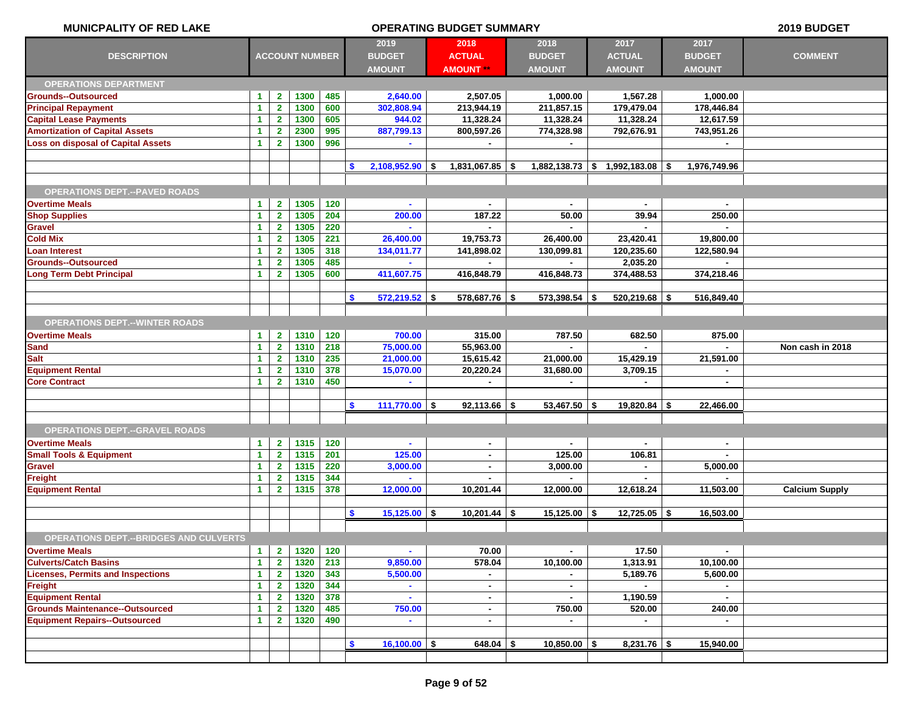MUNICPALITY OF RED LAKE — OPERATING BUDGET SUMMARY — 2019 BUDGET

| DESCRIPTION | ACCOUNT NUMBER | | | | 2019 BUDGET AMOUNT | 2018 ACTUAL AMOUNT ** | 2018 BUDGET AMOUNT | 2017 ACTUAL AMOUNT | 2017 BUDGET AMOUNT | COMMENT |
|---|---|---|---|---|---|---|---|---|---|---|
| **OPERATIONS DEPARTMENT** | | | | | | | | | | |
| Grounds--Outsourced | 1 | 2 | 1300 | 485 | 2,640.00 | 2,507.05 | 1,000.00 | 1,567.28 | 1,000.00 | |
| Principal Repayment | 1 | 2 | 1300 | 600 | 302,808.94 | 213,944.19 | 211,857.15 | 179,479.04 | 178,446.84 | |
| Capital Lease Payments | 1 | 2 | 1300 | 605 | 944.02 | 11,328.24 | 11,328.24 | 11,328.24 | 12,617.59 | |
| Amortization of Capital Assets | 1 | 2 | 2300 | 995 | 887,799.13 | 800,597.26 | 774,328.98 | 792,676.91 | 743,951.26 | |
| Loss on disposal of Capital Assets | 1 | 2 | 1300 | 996 | - | - | - | | - | |
| | | | | | $ 2,108,952.90 | $ 1,831,067.85 | $ 1,882,138.73 | $ 1,992,183.08 | $ 1,976,749.96 | |
| **OPERATIONS DEPT.--PAVED ROADS** | | | | | | | | | | |
| Overtime Meals | 1 | 2 | 1305 | 120 | - | - | - | - | - | |
| Shop Supplies | 1 | 2 | 1305 | 204 | 200.00 | 187.22 | 50.00 | 39.94 | 250.00 | |
| Gravel | 1 | 2 | 1305 | 220 | - | - | - | - | - | |
| Cold Mix | 1 | 2 | 1305 | 221 | 26,400.00 | 19,753.73 | 26,400.00 | 23,420.41 | 19,800.00 | |
| Loan Interest | 1 | 2 | 1305 | 318 | 134,011.77 | 141,898.02 | 130,099.81 | 120,235.60 | 122,580.94 | |
| Grounds--Outsourced | 1 | 2 | 1305 | 485 | - | - | - | 2,035.20 | - | |
| Long Term Debt Principal | 1 | 2 | 1305 | 600 | 411,607.75 | 416,848.79 | 416,848.73 | 374,488.53 | 374,218.46 | |
| | | | | | $ 572,219.52 | $ 578,687.76 | $ 573,398.54 | $ 520,219.68 | $ 516,849.40 | |
| **OPERATIONS DEPT.--WINTER ROADS** | | | | | | | | | | |
| Overtime Meals | 1 | 2 | 1310 | 120 | 700.00 | 315.00 | 787.50 | 682.50 | 875.00 | |
| Sand | 1 | 2 | 1310 | 218 | 75,000.00 | 55,963.00 | - | - | - | Non cash in 2018 |
| Salt | 1 | 2 | 1310 | 235 | 21,000.00 | 15,615.42 | 21,000.00 | 15,429.19 | 21,591.00 | |
| Equipment Rental | 1 | 2 | 1310 | 378 | 15,070.00 | 20,220.24 | 31,680.00 | 3,709.15 | - | |
| Core Contract | 1 | 2 | 1310 | 450 | - | - | - | - | - | |
| | | | | | $ 111,770.00 | $ 92,113.66 | $ 53,467.50 | $ 19,820.84 | $ 22,466.00 | |
| **OPERATIONS DEPT.--GRAVEL ROADS** | | | | | | | | | | |
| Overtime Meals | 1 | 2 | 1315 | 120 | - | - | - | - | - | |
| Small Tools & Equipment | 1 | 2 | 1315 | 201 | 125.00 | - | 125.00 | 106.81 | - | |
| Gravel | 1 | 2 | 1315 | 220 | 3,000.00 | - | 3,000.00 | - | 5,000.00 | |
| Freight | 1 | 2 | 1315 | 344 | - | - | - | - | - | |
| Equipment Rental | 1 | 2 | 1315 | 378 | 12,000.00 | 10,201.44 | 12,000.00 | 12,618.24 | 11,503.00 | Calcium Supply |
| | | | | | $ 15,125.00 | $ 10,201.44 | $ 15,125.00 | $ 12,725.05 | $ 16,503.00 | |
| **OPERATIONS DEPT.--BRIDGES AND CULVERTS** | | | | | | | | | | |
| Overtime Meals | 1 | 2 | 1320 | 120 | - | 70.00 | - | 17.50 | - | |
| Culverts/Catch Basins | 1 | 2 | 1320 | 213 | 9,850.00 | 578.04 | 10,100.00 | 1,313.91 | 10,100.00 | |
| Licenses, Permits and Inspections | 1 | 2 | 1320 | 343 | 5,500.00 | - | - | 5,189.76 | 5,600.00 | |
| Freight | 1 | 2 | 1320 | 344 | - | - | - | - | - | |
| Equipment Rental | 1 | 2 | 1320 | 378 | - | - | - | 1,190.59 | - | |
| Grounds Maintenance--Outsourced | 1 | 2 | 1320 | 485 | 750.00 | - | 750.00 | 520.00 | 240.00 | |
| Equipment Repairs--Outsourced | 1 | 2 | 1320 | 490 | - | - | - | - | - | |
| | | | | | $ 16,100.00 | $ 648.04 | $ 10,850.00 | $ 8,231.76 | $ 15,940.00 | |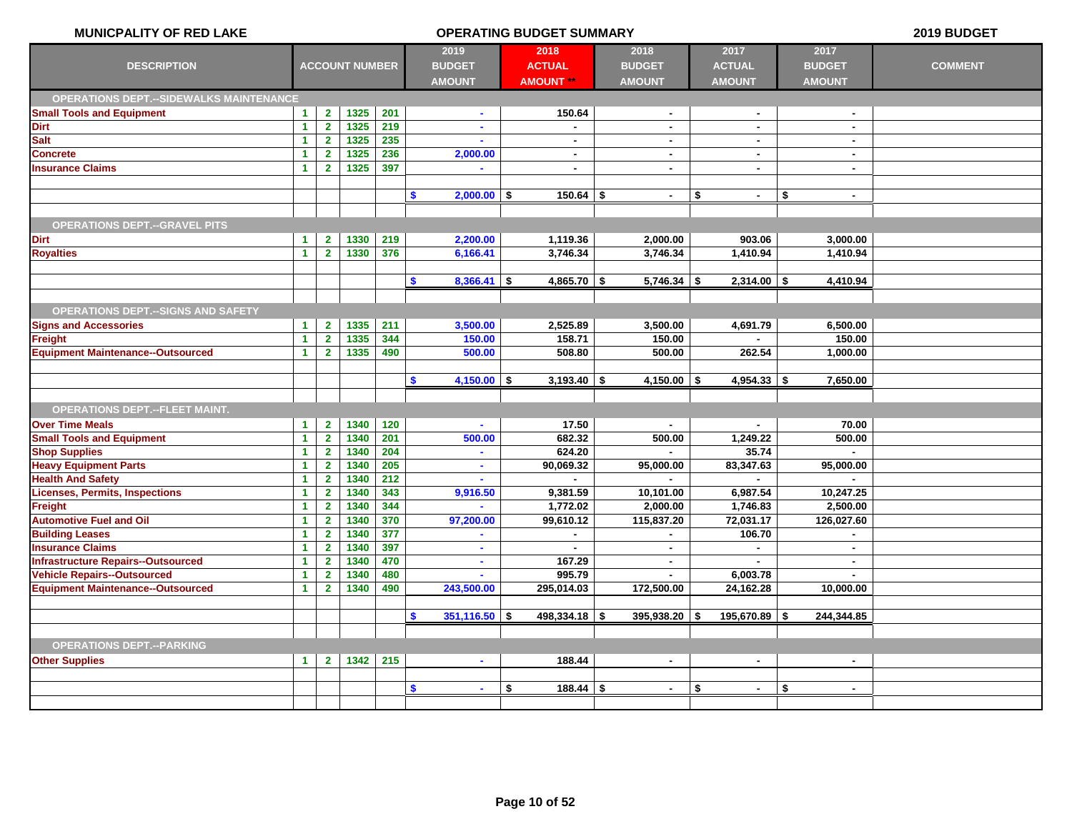**MUNICPALITY OF RED LAKE** — **OPERATING BUDGET SUMMARY** — **2019 BUDGET**

| DESCRIPTION | ACCOUNT NUMBER | | | | 2019 BUDGET AMOUNT | 2018 ACTUAL AMOUNT ** | 2018 BUDGET AMOUNT | 2017 ACTUAL AMOUNT | 2017 BUDGET AMOUNT | COMMENT |
|---|---|---|---|---|---|---|---|---|---|---|
| **OPERATIONS DEPT.--SIDEWALKS MAINTENANCE** | | | | | | | | | | |
| Small Tools and Equipment | 1 | 2 | 1325 | 201 | - | 150.64 | - | - | - | |
| Dirt | 1 | 2 | 1325 | 219 | - | - | - | - | - | |
| Salt | 1 | 2 | 1325 | 235 | - | - | - | - | - | |
| Concrete | 1 | 2 | 1325 | 236 | 2,000.00 | - | - | - | - | |
| Insurance Claims | 1 | 2 | 1325 | 397 | - | - | - | - | - | |
| | | | | | $ 2,000.00 | $ 150.64 | $ - | $ - | $ - | |
| **OPERATIONS DEPT.--GRAVEL PITS** | | | | | | | | | | |
| Dirt | 1 | 2 | 1330 | 219 | 2,200.00 | 1,119.36 | 2,000.00 | 903.06 | 3,000.00 | |
| Royalties | 1 | 2 | 1330 | 376 | 6,166.41 | 3,746.34 | 3,746.34 | 1,410.94 | 1,410.94 | |
| | | | | | $ 8,366.41 | $ 4,865.70 | $ 5,746.34 | $ 2,314.00 | $ 4,410.94 | |
| **OPERATIONS DEPT.--SIGNS AND SAFETY** | | | | | | | | | | |
| Signs and Accessories | 1 | 2 | 1335 | 211 | 3,500.00 | 2,525.89 | 3,500.00 | 4,691.79 | 6,500.00 | |
| Freight | 1 | 2 | 1335 | 344 | 150.00 | 158.71 | 150.00 | - | 150.00 | |
| Equipment Maintenance--Outsourced | 1 | 2 | 1335 | 490 | 500.00 | 508.80 | 500.00 | 262.54 | 1,000.00 | |
| | | | | | $ 4,150.00 | $ 3,193.40 | $ 4,150.00 | $ 4,954.33 | $ 7,650.00 | |
| **OPERATIONS DEPT.--FLEET MAINT.** | | | | | | | | | | |
| Over Time Meals | 1 | 2 | 1340 | 120 | - | 17.50 | - | - | 70.00 | |
| Small Tools and Equipment | 1 | 2 | 1340 | 201 | 500.00 | 682.32 | 500.00 | 1,249.22 | 500.00 | |
| Shop Supplies | 1 | 2 | 1340 | 204 | - | 624.20 | - | 35.74 | - | |
| Heavy Equipment Parts | 1 | 2 | 1340 | 205 | - | 90,069.32 | 95,000.00 | 83,347.63 | 95,000.00 | |
| Health And Safety | 1 | 2 | 1340 | 212 | - | - | - | - | - | |
| Licenses, Permits, Inspections | 1 | 2 | 1340 | 343 | 9,916.50 | 9,381.59 | 10,101.00 | 6,987.54 | 10,247.25 | |
| Freight | 1 | 2 | 1340 | 344 | - | 1,772.02 | 2,000.00 | 1,746.83 | 2,500.00 | |
| Automotive Fuel and Oil | 1 | 2 | 1340 | 370 | 97,200.00 | 99,610.12 | 115,837.20 | 72,031.17 | 126,027.60 | |
| Building Leases | 1 | 2 | 1340 | 377 | - | - | - | 106.70 | - | |
| Insurance Claims | 1 | 2 | 1340 | 397 | - | - | - | - | - | |
| Infrastructure Repairs--Outsourced | 1 | 2 | 1340 | 470 | - | 167.29 | - | - | - | |
| Vehicle Repairs--Outsourced | 1 | 2 | 1340 | 480 | - | 995.79 | - | 6,003.78 | - | |
| Equipment Maintenance--Outsourced | 1 | 2 | 1340 | 490 | 243,500.00 | 295,014.03 | 172,500.00 | 24,162.28 | 10,000.00 | |
| | | | | | $ 351,116.50 | $ 498,334.18 | $ 395,938.20 | $ 195,670.89 | $ 244,344.85 | |
| **OPERATIONS DEPT.--PARKING** | | | | | | | | | | |
| Other Supplies | 1 | 2 | 1342 | 215 | - | 188.44 | - | - | - | |
| | | | | | $ - | $ 188.44 | $ - | $ - | $ - | |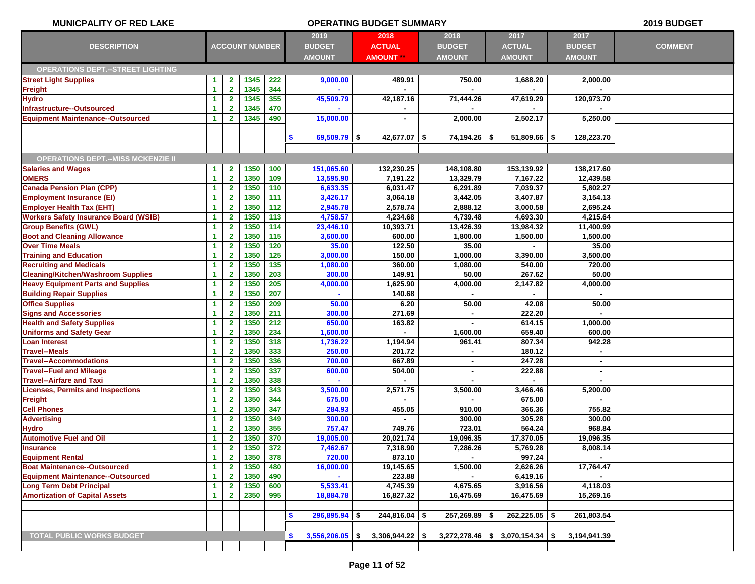**MUNICIPALITY OF RED LAKE** — **OPERATING BUDGET SUMMARY** — **2019 BUDGET**

| DESCRIPTION | ACCOUNT NUMBER | | | | 2019 BUDGET AMOUNT | 2018 ACTUAL AMOUNT ** | 2018 BUDGET AMOUNT | 2017 ACTUAL AMOUNT | 2017 BUDGET AMOUNT | COMMENT |
|---|---|---|---|---|---|---|---|---|---|---|
| **OPERATIONS DEPT.--STREET LIGHTING** | | | | | | | | | | |
| Street Light Supplies | 1 | 2 | 1345 | 222 | 9,000.00 | 489.91 | 750.00 | 1,688.20 | 2,000.00 | |
| Freight | 1 | 2 | 1345 | 344 | - | - | - | - | - | |
| Hydro | 1 | 2 | 1345 | 355 | 45,509.79 | 42,187.16 | 71,444.26 | 47,619.29 | 120,973.70 | |
| Infrastructure--Outsourced | 1 | 2 | 1345 | 470 | - | - | - | - | - | |
| Equipment Maintenance--Outsourced | 1 | 2 | 1345 | 490 | 15,000.00 | - | 2,000.00 | 2,502.17 | 5,250.00 | |
| | | | | | $ 69,509.79 | $ 42,677.07 | $ 74,194.26 | $ 51,809.66 | $ 128,223.70 | |
| **OPERATIONS DEPT.--MISS MCKENZIE II** | | | | | | | | | | |
| Salaries and Wages | 1 | 2 | 1350 | 100 | 151,065.60 | 132,230.25 | 148,108.80 | 153,139.92 | 138,217.60 | |
| OMERS | 1 | 2 | 1350 | 109 | 13,595.90 | 7,191.22 | 13,329.79 | 7,167.22 | 12,439.58 | |
| Canada Pension Plan (CPP) | 1 | 2 | 1350 | 110 | 6,633.35 | 6,031.47 | 6,291.89 | 7,039.37 | 5,802.27 | |
| Employment Insurance (EI) | 1 | 2 | 1350 | 111 | 3,426.17 | 3,064.18 | 3,442.05 | 3,407.87 | 3,154.13 | |
| Employer Health Tax (EHT) | 1 | 2 | 1350 | 112 | 2,945.78 | 2,578.74 | 2,888.12 | 3,000.58 | 2,695.24 | |
| Workers Safety Insurance Board (WSIB) | 1 | 2 | 1350 | 113 | 4,758.57 | 4,234.68 | 4,739.48 | 4,693.30 | 4,215.64 | |
| Group Benefits (GWL) | 1 | 2 | 1350 | 114 | 23,446.10 | 10,393.71 | 13,426.39 | 13,984.32 | 11,400.99 | |
| Boot and Cleaning Allowance | 1 | 2 | 1350 | 115 | 3,600.00 | 600.00 | 1,800.00 | 1,500.00 | 1,500.00 | |
| Over Time Meals | 1 | 2 | 1350 | 120 | 35.00 | 122.50 | 35.00 | - | 35.00 | |
| Training and Education | 1 | 2 | 1350 | 125 | 3,000.00 | 150.00 | 1,000.00 | 3,390.00 | 3,500.00 | |
| Recruiting and Medicals | 1 | 2 | 1350 | 135 | 1,080.00 | 360.00 | 1,080.00 | 540.00 | 720.00 | |
| Cleaning/Kitchen/Washroom Supplies | 1 | 2 | 1350 | 203 | 300.00 | 149.91 | 50.00 | 267.62 | 50.00 | |
| Heavy Equipment Parts and Supplies | 1 | 2 | 1350 | 205 | 4,000.00 | 1,625.90 | 4,000.00 | 2,147.82 | 4,000.00 | |
| Building Repair Supplies | 1 | 2 | 1350 | 207 | - | 140.68 | - | - | - | |
| Office Supplies | 1 | 2 | 1350 | 209 | 50.00 | 6.20 | 50.00 | 42.08 | 50.00 | |
| Signs and Accessories | 1 | 2 | 1350 | 211 | 300.00 | 271.69 | - | 222.20 | - | |
| Health and Safety Supplies | 1 | 2 | 1350 | 212 | 650.00 | 163.82 | - | 614.15 | 1,000.00 | |
| Uniforms and Safety Gear | 1 | 2 | 1350 | 234 | 1,600.00 | - | 1,600.00 | 659.40 | 600.00 | |
| Loan Interest | 1 | 2 | 1350 | 318 | 1,736.22 | 1,194.94 | 961.41 | 807.34 | 942.28 | |
| Travel--Meals | 1 | 2 | 1350 | 333 | 250.00 | 201.72 | - | 180.12 | - | |
| Travel--Accommodations | 1 | 2 | 1350 | 336 | 700.00 | 667.89 | - | 247.28 | - | |
| Travel--Fuel and Mileage | 1 | 2 | 1350 | 337 | 600.00 | 504.00 | - | 222.88 | - | |
| Travel--Airfare and Taxi | 1 | 2 | 1350 | 338 | - | - | - | - | - | |
| Licenses, Permits and Inspections | 1 | 2 | 1350 | 343 | 3,500.00 | 2,571.75 | 3,500.00 | 3,466.46 | 5,200.00 | |
| Freight | 1 | 2 | 1350 | 344 | 675.00 | - | - | 675.00 | - | |
| Cell Phones | 1 | 2 | 1350 | 347 | 284.93 | 455.05 | 910.00 | 366.36 | 755.82 | |
| Advertising | 1 | 2 | 1350 | 349 | 300.00 | - | 300.00 | 305.28 | 300.00 | |
| Hydro | 1 | 2 | 1350 | 355 | 757.47 | 749.76 | 723.01 | 564.24 | 968.84 | |
| Automotive Fuel and Oil | 1 | 2 | 1350 | 370 | 19,005.00 | 20,021.74 | 19,096.35 | 17,370.05 | 19,096.35 | |
| Insurance | 1 | 2 | 1350 | 372 | 7,462.67 | 7,318.90 | 7,286.26 | 5,769.28 | 8,008.14 | |
| Equipment Rental | 1 | 2 | 1350 | 378 | 720.00 | 873.10 | - | 997.24 | - | |
| Boat Maintenance--Outsourced | 1 | 2 | 1350 | 480 | 16,000.00 | 19,145.65 | 1,500.00 | 2,626.26 | 17,764.47 | |
| Equipment Maintenance--Outsourced | 1 | 2 | 1350 | 490 | - | 223.88 | - | 6,419.16 | - | |
| Long Term Debt Principal | 1 | 2 | 1350 | 600 | 5,533.41 | 4,745.39 | 4,675.65 | 3,916.56 | 4,118.03 | |
| Amortization of Capital Assets | 1 | 2 | 2350 | 995 | 18,884.78 | 16,827.32 | 16,475.69 | 16,475.69 | 15,269.16 | |
| | | | | | $ 296,895.94 | $ 244,816.04 | $ 257,269.89 | $ 262,225.05 | $ 261,803.54 | |
| **TOTAL PUBLIC WORKS BUDGET** | | | | | $ 3,556,206.05 | $ 3,306,944.22 | $ 3,272,278.46 | $ 3,070,154.34 | $ 3,194,941.39 | |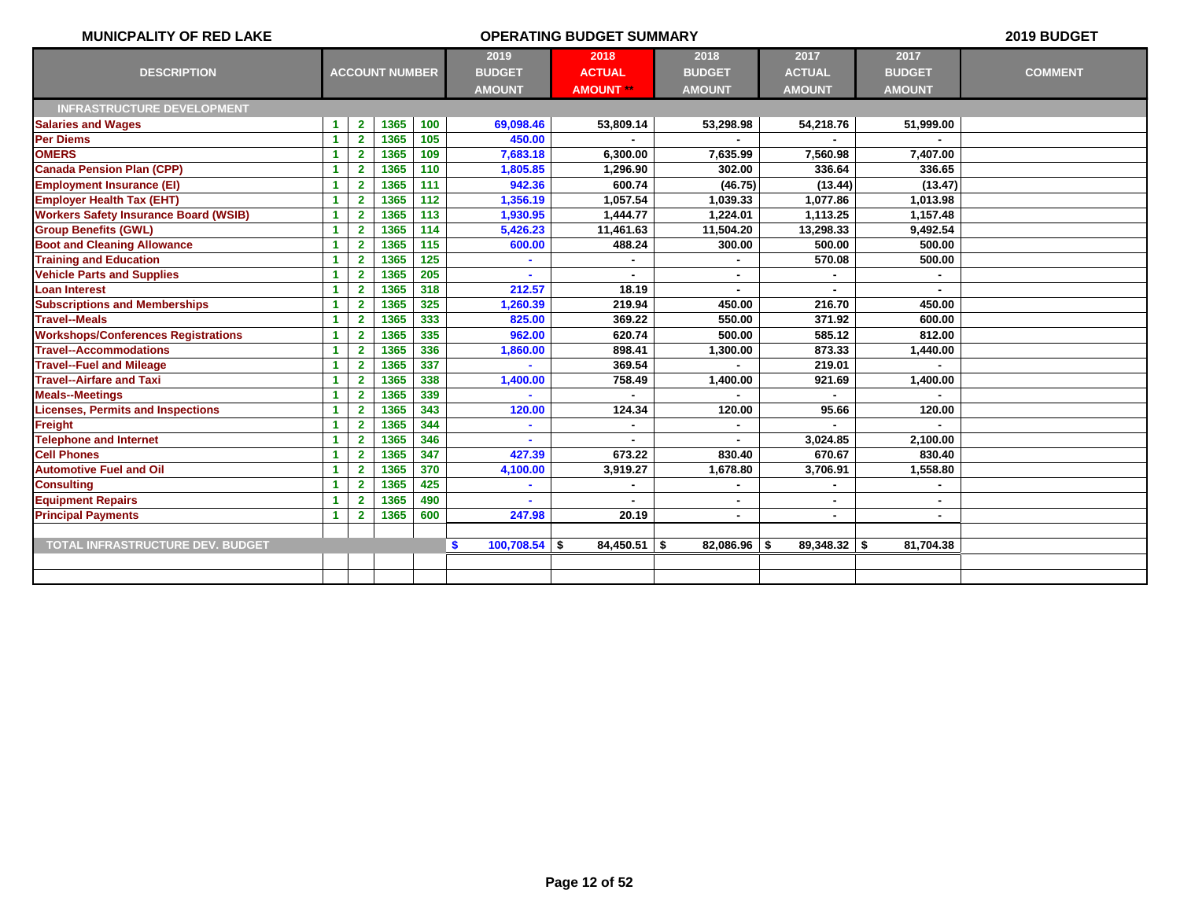**MUNICPALITY OF RED LAKE** — **OPERATING BUDGET SUMMARY** — **2019 BUDGET**

| DESCRIPTION | ACCOUNT NUMBER | | | | 2019 BUDGET AMOUNT | 2018 ACTUAL AMOUNT ** | 2018 BUDGET AMOUNT | 2017 ACTUAL AMOUNT | 2017 BUDGET AMOUNT | COMMENT |
|---|---|---|---|---|---|---|---|---|---|---|
| **INFRASTRUCTURE DEVELOPMENT** | | | | | | | | | | |
| Salaries and Wages | 1 | 2 | 1365 | 100 | 69,098.46 | 53,809.14 | 53,298.98 | 54,218.76 | 51,999.00 | |
| Per Diems | 1 | 2 | 1365 | 105 | 450.00 | - | - | - | - | |
| OMERS | 1 | 2 | 1365 | 109 | 7,683.18 | 6,300.00 | 7,635.99 | 7,560.98 | 7,407.00 | |
| Canada Pension Plan (CPP) | 1 | 2 | 1365 | 110 | 1,805.85 | 1,296.90 | 302.00 | 336.64 | 336.65 | |
| Employment Insurance (EI) | 1 | 2 | 1365 | 111 | 942.36 | 600.74 | (46.75) | (13.44) | (13.47) | |
| Employer Health Tax (EHT) | 1 | 2 | 1365 | 112 | 1,356.19 | 1,057.54 | 1,039.33 | 1,077.86 | 1,013.98 | |
| Workers Safety Insurance Board (WSIB) | 1 | 2 | 1365 | 113 | 1,930.95 | 1,444.77 | 1,224.01 | 1,113.25 | 1,157.48 | |
| Group Benefits (GWL) | 1 | 2 | 1365 | 114 | 5,426.23 | 11,461.63 | 11,504.20 | 13,298.33 | 9,492.54 | |
| Boot and Cleaning Allowance | 1 | 2 | 1365 | 115 | 600.00 | 488.24 | 300.00 | 500.00 | 500.00 | |
| Training and Education | 1 | 2 | 1365 | 125 | - | - | - | 570.08 | 500.00 | |
| Vehicle Parts and Supplies | 1 | 2 | 1365 | 205 | - | - | - | - | - | |
| Loan Interest | 1 | 2 | 1365 | 318 | 212.57 | 18.19 | - | - | - | |
| Subscriptions and Memberships | 1 | 2 | 1365 | 325 | 1,260.39 | 219.94 | 450.00 | 216.70 | 450.00 | |
| Travel--Meals | 1 | 2 | 1365 | 333 | 825.00 | 369.22 | 550.00 | 371.92 | 600.00 | |
| Workshops/Conferences Registrations | 1 | 2 | 1365 | 335 | 962.00 | 620.74 | 500.00 | 585.12 | 812.00 | |
| Travel--Accommodations | 1 | 2 | 1365 | 336 | 1,860.00 | 898.41 | 1,300.00 | 873.33 | 1,440.00 | |
| Travel--Fuel and Mileage | 1 | 2 | 1365 | 337 | - | 369.54 | - | 219.01 | - | |
| Travel--Airfare and Taxi | 1 | 2 | 1365 | 338 | 1,400.00 | 758.49 | 1,400.00 | 921.69 | 1,400.00 | |
| Meals--Meetings | 1 | 2 | 1365 | 339 | - | - | - | - | - | |
| Licenses, Permits and Inspections | 1 | 2 | 1365 | 343 | 120.00 | 124.34 | 120.00 | 95.66 | 120.00 | |
| Freight | 1 | 2 | 1365 | 344 | - | - | - | - | - | |
| Telephone and Internet | 1 | 2 | 1365 | 346 | - | - | - | 3,024.85 | 2,100.00 | |
| Cell Phones | 1 | 2 | 1365 | 347 | 427.39 | 673.22 | 830.40 | 670.67 | 830.40 | |
| Automotive Fuel and Oil | 1 | 2 | 1365 | 370 | 4,100.00 | 3,919.27 | 1,678.80 | 3,706.91 | 1,558.80 | |
| Consulting | 1 | 2 | 1365 | 425 | - | - | - | - | - | |
| Equipment Repairs | 1 | 2 | 1365 | 490 | - | - | - | - | - | |
| Principal Payments | 1 | 2 | 1365 | 600 | 247.98 | 20.19 | - | - | - | |
| | | | | | | | | | | |
| **TOTAL INFRASTRUCTURE DEV. BUDGET** | | | | | $ 100,708.54 | $ 84,450.51 | $ 82,086.96 | $ 89,348.32 | $ 81,704.38 | |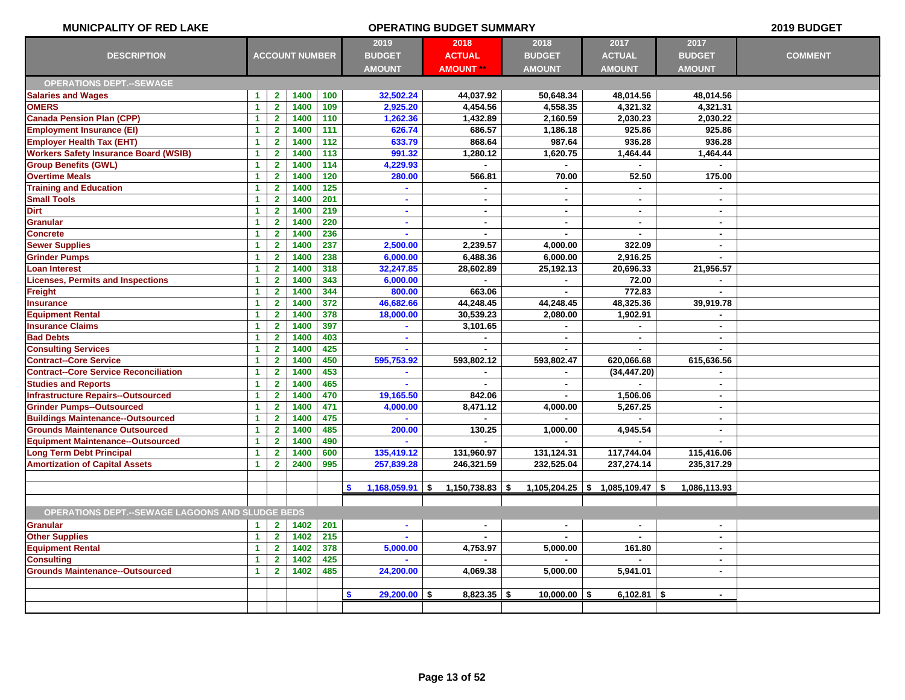**MUNICPALITY OF RED LAKE** — **OPERATING BUDGET SUMMARY** — **2019 BUDGET**

| DESCRIPTION | ACCOUNT NUMBER | | | | 2019 BUDGET AMOUNT | 2018 ACTUAL AMOUNT ** | 2018 BUDGET AMOUNT | 2017 ACTUAL AMOUNT | 2017 BUDGET AMOUNT | COMMENT |
|---|---|---|---|---|---|---|---|---|---|---|
| **OPERATIONS DEPT.--SEWAGE** | | | | | | | | | | |
| Salaries and Wages | 1 | 2 | 1400 | 100 | 32,502.24 | 44,037.92 | 50,648.34 | 48,014.56 | 48,014.56 | |
| OMERS | 1 | 2 | 1400 | 109 | 2,925.20 | 4,454.56 | 4,558.35 | 4,321.32 | 4,321.31 | |
| Canada Pension Plan (CPP) | 1 | 2 | 1400 | 110 | 1,262.36 | 1,432.89 | 2,160.59 | 2,030.23 | 2,030.22 | |
| Employment Insurance (EI) | 1 | 2 | 1400 | 111 | 626.74 | 686.57 | 1,186.18 | 925.86 | 925.86 | |
| Employer Health Tax (EHT) | 1 | 2 | 1400 | 112 | 633.79 | 868.64 | 987.64 | 936.28 | 936.28 | |
| Workers Safety Insurance Board (WSIB) | 1 | 2 | 1400 | 113 | 991.32 | 1,280.12 | 1,620.75 | 1,464.44 | 1,464.44 | |
| Group Benefits (GWL) | 1 | 2 | 1400 | 114 | 4,229.93 | - | - | - | - | |
| Overtime Meals | 1 | 2 | 1400 | 120 | 280.00 | 566.81 | 70.00 | 52.50 | 175.00 | |
| Training and Education | 1 | 2 | 1400 | 125 | - | - | - | - | - | |
| Small Tools | 1 | 2 | 1400 | 201 | - | - | - | - | - | |
| Dirt | 1 | 2 | 1400 | 219 | - | - | - | - | - | |
| Granular | 1 | 2 | 1400 | 220 | - | - | - | - | - | |
| Concrete | 1 | 2 | 1400 | 236 | - | - | - | - | - | |
| Sewer Supplies | 1 | 2 | 1400 | 237 | 2,500.00 | 2,239.57 | 4,000.00 | 322.09 | - | |
| Grinder Pumps | 1 | 2 | 1400 | 238 | 6,000.00 | 6,488.36 | 6,000.00 | 2,916.25 | - | |
| Loan Interest | 1 | 2 | 1400 | 318 | 32,247.85 | 28,602.89 | 25,192.13 | 20,696.33 | 21,956.57 | |
| Licenses, Permits and Inspections | 1 | 2 | 1400 | 343 | 6,000.00 | - | - | 72.00 | - | |
| Freight | 1 | 2 | 1400 | 344 | 800.00 | 663.06 | - | 772.83 | - | |
| Insurance | 1 | 2 | 1400 | 372 | 46,682.66 | 44,248.45 | 44,248.45 | 48,325.36 | 39,919.78 | |
| Equipment Rental | 1 | 2 | 1400 | 378 | 18,000.00 | 30,539.23 | 2,080.00 | 1,902.91 | - | |
| Insurance Claims | 1 | 2 | 1400 | 397 | - | 3,101.65 | - | - | - | |
| Bad Debts | 1 | 2 | 1400 | 403 | - | - | - | - | - | |
| Consulting Services | 1 | 2 | 1400 | 425 | - | - | - | - | - | |
| Contract--Core Service | 1 | 2 | 1400 | 450 | 595,753.92 | 593,802.12 | 593,802.47 | 620,066.68 | 615,636.56 | |
| Contract--Core Service Reconciliation | 1 | 2 | 1400 | 453 | - | - | - | (34,447.20) | - | |
| Studies and Reports | 1 | 2 | 1400 | 465 | - | - | - | - | - | |
| Infrastructure Repairs--Outsourced | 1 | 2 | 1400 | 470 | 19,165.50 | 842.06 | - | 1,506.06 | - | |
| Grinder Pumps--Outsourced | 1 | 2 | 1400 | 471 | 4,000.00 | 8,471.12 | 4,000.00 | 5,267.25 | - | |
| Buildings Maintenance--Outsourced | 1 | 2 | 1400 | 475 | - | - | - | - | - | |
| Grounds Maintenance Outsourced | 1 | 2 | 1400 | 485 | 200.00 | 130.25 | 1,000.00 | 4,945.54 | - | |
| Equipment Maintenance--Outsourced | 1 | 2 | 1400 | 490 | - | - | - | - | - | |
| Long Term Debt Principal | 1 | 2 | 1400 | 600 | 135,419.12 | 131,960.97 | 131,124.31 | 117,744.04 | 115,416.06 | |
| Amortization of Capital Assets | 1 | 2 | 2400 | 995 | 257,839.28 | 246,321.59 | 232,525.04 | 237,274.14 | 235,317.29 | |
| | | | | | $ 1,168,059.91 | $ 1,150,738.83 | $ 1,105,204.25 | $ 1,085,109.47 | $ 1,086,113.93 | |
| **OPERATIONS DEPT.--SEWAGE LAGOONS AND SLUDGE BEDS** | | | | | | | | | | |
| Granular | 1 | 2 | 1402 | 201 | - | - | - | - | - | |
| Other Supplies | 1 | 2 | 1402 | 215 | - | - | - | - | - | |
| Equipment Rental | 1 | 2 | 1402 | 378 | 5,000.00 | 4,753.97 | 5,000.00 | 161.80 | - | |
| Consulting | 1 | 2 | 1402 | 425 | - | - | - | - | - | |
| Grounds Maintenance--Outsourced | 1 | 2 | 1402 | 485 | 24,200.00 | 4,069.38 | 5,000.00 | 5,941.01 | - | |
| | | | | | $ 29,200.00 | $ 8,823.35 | $ 10,000.00 | $ 6,102.81 | $ - | |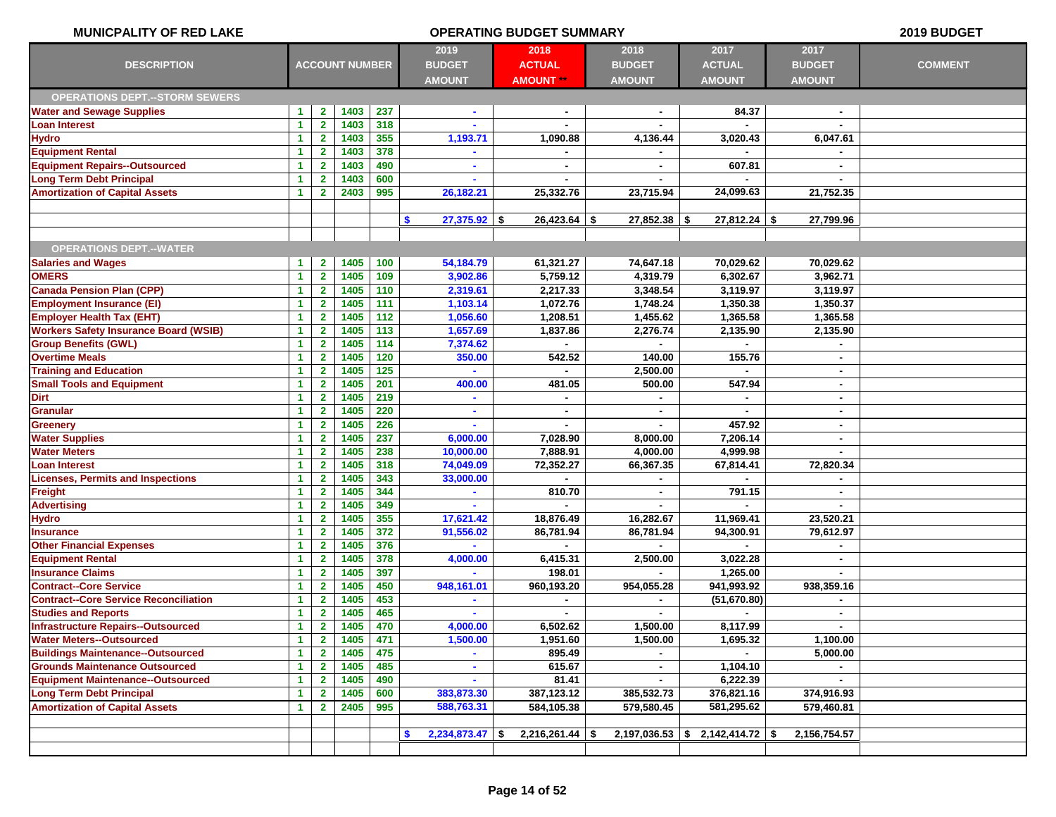MUNICPALITY OF RED LAKE — OPERATING BUDGET SUMMARY — 2019 BUDGET

| DESCRIPTION | ACCOUNT NUMBER | | | | 2019 BUDGET AMOUNT | 2018 ACTUAL AMOUNT ** | 2018 BUDGET AMOUNT | 2017 ACTUAL AMOUNT | 2017 BUDGET AMOUNT | COMMENT |
|---|---|---|---|---|---|---|---|---|---|---|
| **OPERATIONS DEPT.--STORM SEWERS** | | | | | | | | | | |
| Water and Sewage Supplies | 1 | 2 | 1403 | 237 | - | - | - | 84.37 | - | |
| Loan Interest | 1 | 2 | 1403 | 318 | - | - | - | - | - | |
| Hydro | 1 | 2 | 1403 | 355 | 1,193.71 | 1,090.88 | 4,136.44 | 3,020.43 | 6,047.61 | |
| Equipment Rental | 1 | 2 | 1403 | 378 | - | - | - | - | - | |
| Equipment Repairs--Outsourced | 1 | 2 | 1403 | 490 | - | - | - | 607.81 | - | |
| Long Term Debt Principal | 1 | 2 | 1403 | 600 | - | - | - | - | - | |
| Amortization of Capital Assets | 1 | 2 | 2403 | 995 | 26,182.21 | 25,332.76 | 23,715.94 | 24,099.63 | 21,752.35 | |
| | | | | | $ 27,375.92 | $ 26,423.64 | $ 27,852.38 | $ 27,812.24 | $ 27,799.96 | |
| **OPERATIONS DEPT.--WATER** | | | | | | | | | | |
| Salaries and Wages | 1 | 2 | 1405 | 100 | 54,184.79 | 61,321.27 | 74,647.18 | 70,029.62 | 70,029.62 | |
| OMERS | 1 | 2 | 1405 | 109 | 3,902.86 | 5,759.12 | 4,319.79 | 6,302.67 | 3,962.71 | |
| Canada Pension Plan (CPP) | 1 | 2 | 1405 | 110 | 2,319.61 | 2,217.33 | 3,348.54 | 3,119.97 | 3,119.97 | |
| Employment Insurance (EI) | 1 | 2 | 1405 | 111 | 1,103.14 | 1,072.76 | 1,748.24 | 1,350.38 | 1,350.37 | |
| Employer Health Tax (EHT) | 1 | 2 | 1405 | 112 | 1,056.60 | 1,208.51 | 1,455.62 | 1,365.58 | 1,365.58 | |
| Workers Safety Insurance Board (WSIB) | 1 | 2 | 1405 | 113 | 1,657.69 | 1,837.86 | 2,276.74 | 2,135.90 | 2,135.90 | |
| Group Benefits (GWL) | 1 | 2 | 1405 | 114 | 7,374.62 | - | - | - | - | |
| Overtime Meals | 1 | 2 | 1405 | 120 | 350.00 | 542.52 | 140.00 | 155.76 | - | |
| Training and Education | 1 | 2 | 1405 | 125 | - | - | 2,500.00 | - | - | |
| Small Tools and Equipment | 1 | 2 | 1405 | 201 | 400.00 | 481.05 | 500.00 | 547.94 | - | |
| Dirt | 1 | 2 | 1405 | 219 | - | - | - | - | - | |
| Granular | 1 | 2 | 1405 | 220 | - | - | - | - | - | |
| Greenery | 1 | 2 | 1405 | 226 | - | - | - | 457.92 | - | |
| Water Supplies | 1 | 2 | 1405 | 237 | 6,000.00 | 7,028.90 | 8,000.00 | 7,206.14 | - | |
| Water Meters | 1 | 2 | 1405 | 238 | 10,000.00 | 7,888.91 | 4,000.00 | 4,999.98 | - | |
| Loan Interest | 1 | 2 | 1405 | 318 | 74,049.09 | 72,352.27 | 66,367.35 | 67,814.41 | 72,820.34 | |
| Licenses, Permits and Inspections | 1 | 2 | 1405 | 343 | 33,000.00 | - | - | - | - | |
| Freight | 1 | 2 | 1405 | 344 | - | 810.70 | - | 791.15 | - | |
| Advertising | 1 | 2 | 1405 | 349 | - | - | - | - | - | |
| Hydro | 1 | 2 | 1405 | 355 | 17,621.42 | 18,876.49 | 16,282.67 | 11,969.41 | 23,520.21 | |
| Insurance | 1 | 2 | 1405 | 372 | 91,556.02 | 86,781.94 | 86,781.94 | 94,300.91 | 79,612.97 | |
| Other Financial Expenses | 1 | 2 | 1405 | 376 | - | - | - | - | - | |
| Equipment Rental | 1 | 2 | 1405 | 378 | 4,000.00 | 6,415.31 | 2,500.00 | 3,022.28 | - | |
| Insurance Claims | 1 | 2 | 1405 | 397 | - | 198.01 | - | 1,265.00 | - | |
| Contract--Core Service | 1 | 2 | 1405 | 450 | 948,161.01 | 960,193.20 | 954,055.28 | 941,993.92 | 938,359.16 | |
| Contract--Core Service Reconciliation | 1 | 2 | 1405 | 453 | - | - | - | (51,670.80) | - | |
| Studies and Reports | 1 | 2 | 1405 | 465 | - | - | - | - | - | |
| Infrastructure Repairs--Outsourced | 1 | 2 | 1405 | 470 | 4,000.00 | 6,502.62 | 1,500.00 | 8,117.99 | - | |
| Water Meters--Outsourced | 1 | 2 | 1405 | 471 | 1,500.00 | 1,951.60 | 1,500.00 | 1,695.32 | 1,100.00 | |
| Buildings Maintenance--Outsourced | 1 | 2 | 1405 | 475 | - | 895.49 | - | - | 5,000.00 | |
| Grounds Maintenance Outsourced | 1 | 2 | 1405 | 485 | - | 615.67 | - | 1,104.10 | - | |
| Equipment Maintenance--Outsourced | 1 | 2 | 1405 | 490 | - | 81.41 | - | 6,222.39 | - | |
| Long Term Debt Principal | 1 | 2 | 1405 | 600 | 383,873.30 | 387,123.12 | 385,532.73 | 376,821.16 | 374,916.93 | |
| Amortization of Capital Assets | 1 | 2 | 2405 | 995 | 588,763.31 | 584,105.38 | 579,580.45 | 581,295.62 | 579,460.81 | |
| | | | | | $ 2,234,873.47 | $ 2,216,261.44 | $ 2,197,036.53 | $ 2,142,414.72 | $ 2,156,754.57 | |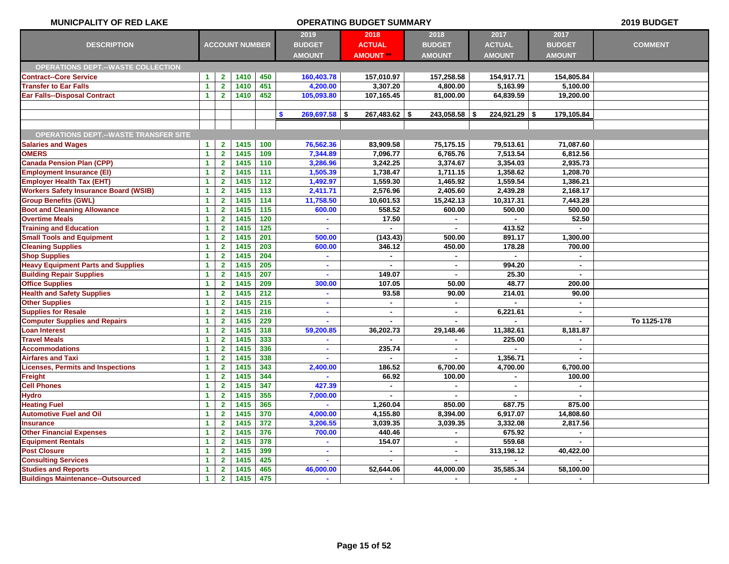**MUNICPALITY OF RED LAKE** | **OPERATING BUDGET SUMMARY** | **2019 BUDGET**

| DESCRIPTION | ACCOUNT NUMBER | | | | 2019 BUDGET AMOUNT | 2018 ACTUAL AMOUNT ** | 2018 BUDGET AMOUNT | 2017 ACTUAL AMOUNT | 2017 BUDGET AMOUNT | COMMENT |
|---|---|---|---|---|---|---|---|---|---|---|
| **OPERATIONS DEPT.--WASTE COLLECTION** | | | | | | | | | | |
| Contract--Core Service | 1 | 2 | 1410 | 450 | 160,403.78 | 157,010.97 | 157,258.58 | 154,917.71 | 154,805.84 | |
| Transfer to Ear Falls | 1 | 2 | 1410 | 451 | 4,200.00 | 3,307.20 | 4,800.00 | 5,163.99 | 5,100.00 | |
| Ear Falls--Disposal Contract | 1 | 2 | 1410 | 452 | 105,093.80 | 107,165.45 | 81,000.00 | 64,839.59 | 19,200.00 | |
| | | | | | | | | | | |
| | | | | | $ 269,697.58 | $ 267,483.62 | $ 243,058.58 | $ 224,921.29 | $ 179,105.84 | |
| | | | | | | | | | | |
| **OPERATIONS DEPT.--WASTE TRANSFER SITE** | | | | | | | | | | |
| Salaries and Wages | 1 | 2 | 1415 | 100 | 76,562.36 | 83,909.58 | 75,175.15 | 79,513.61 | 71,087.60 | |
| OMERS | 1 | 2 | 1415 | 109 | 7,344.89 | 7,096.77 | 6,765.76 | 7,513.54 | 6,812.56 | |
| Canada Pension Plan (CPP) | 1 | 2 | 1415 | 110 | 3,286.96 | 3,242.25 | 3,374.67 | 3,354.03 | 2,935.73 | |
| Employment Insurance (EI) | 1 | 2 | 1415 | 111 | 1,505.39 | 1,738.47 | 1,711.15 | 1,358.62 | 1,208.70 | |
| Employer Health Tax (EHT) | 1 | 2 | 1415 | 112 | 1,492.97 | 1,559.30 | 1,465.92 | 1,559.54 | 1,386.21 | |
| Workers Safety Insurance Board (WSIB) | 1 | 2 | 1415 | 113 | 2,411.71 | 2,576.96 | 2,405.60 | 2,439.28 | 2,168.17 | |
| Group Benefits (GWL) | 1 | 2 | 1415 | 114 | 11,758.50 | 10,601.53 | 15,242.13 | 10,317.31 | 7,443.28 | |
| Boot and Cleaning Allowance | 1 | 2 | 1415 | 115 | 600.00 | 558.52 | 600.00 | 500.00 | 500.00 | |
| Overtime Meals | 1 | 2 | 1415 | 120 | - | 17.50 | - | - | 52.50 | |
| Training and Education | 1 | 2 | 1415 | 125 | - | - | - | 413.52 | - | |
| Small Tools and Equipment | 1 | 2 | 1415 | 201 | 500.00 | (143.43) | 500.00 | 891.17 | 1,300.00 | |
| Cleaning Supplies | 1 | 2 | 1415 | 203 | 600.00 | 346.12 | 450.00 | 178.28 | 700.00 | |
| Shop Supplies | 1 | 2 | 1415 | 204 | - | - | - | - | - | |
| Heavy Equipment Parts and Supplies | 1 | 2 | 1415 | 205 | - | - | - | 994.20 | - | |
| Building Repair Supplies | 1 | 2 | 1415 | 207 | - | 149.07 | - | 25.30 | - | |
| Office Supplies | 1 | 2 | 1415 | 209 | 300.00 | 107.05 | 50.00 | 48.77 | 200.00 | |
| Health and Safety Supplies | 1 | 2 | 1415 | 212 | - | 93.58 | 90.00 | 214.01 | 90.00 | |
| Other Supplies | 1 | 2 | 1415 | 215 | - | - | - | - | - | |
| Supplies for Resale | 1 | 2 | 1415 | 216 | - | - | - | 6,221.61 | - | |
| Computer Supplies and Repairs | 1 | 2 | 1415 | 229 | - | - | - | - | - | To 1125-178 |
| Loan Interest | 1 | 2 | 1415 | 318 | 59,200.85 | 36,202.73 | 29,148.46 | 11,382.61 | 8,181.87 | |
| Travel Meals | 1 | 2 | 1415 | 333 | - | - | - | 225.00 | - | |
| Accommodations | 1 | 2 | 1415 | 336 | - | 235.74 | - | - | - | |
| Airfares and Taxi | 1 | 2 | 1415 | 338 | - | - | - | 1,356.71 | - | |
| Licenses, Permits and Inspections | 1 | 2 | 1415 | 343 | 2,400.00 | 186.52 | 6,700.00 | 4,700.00 | 6,700.00 | |
| Freight | 1 | 2 | 1415 | 344 | - | 66.92 | 100.00 | - | 100.00 | |
| Cell Phones | 1 | 2 | 1415 | 347 | 427.39 | - | - | - | - | |
| Hydro | 1 | 2 | 1415 | 355 | 7,000.00 | - | - | - | - | |
| Heating Fuel | 1 | 2 | 1415 | 365 | - | 1,260.04 | 850.00 | 687.75 | 875.00 | |
| Automotive Fuel and Oil | 1 | 2 | 1415 | 370 | 4,000.00 | 4,155.80 | 8,394.00 | 6,917.07 | 14,808.60 | |
| Insurance | 1 | 2 | 1415 | 372 | 3,206.55 | 3,039.35 | 3,039.35 | 3,332.08 | 2,817.56 | |
| Other Financial Expenses | 1 | 2 | 1415 | 376 | 700.00 | 440.46 | - | 675.92 | - | |
| Equipment Rentals | 1 | 2 | 1415 | 378 | - | 154.07 | - | 559.68 | - | |
| Post Closure | 1 | 2 | 1415 | 399 | - | - | - | 313,198.12 | 40,422.00 | |
| Consulting Services | 1 | 2 | 1415 | 425 | - | - | - | - | - | |
| Studies and Reports | 1 | 2 | 1415 | 465 | 46,000.00 | 52,644.06 | 44,000.00 | 35,585.34 | 58,100.00 | |
| Buildings Maintenance--Outsourced | 1 | 2 | 1415 | 475 | - | - | - | - | - | |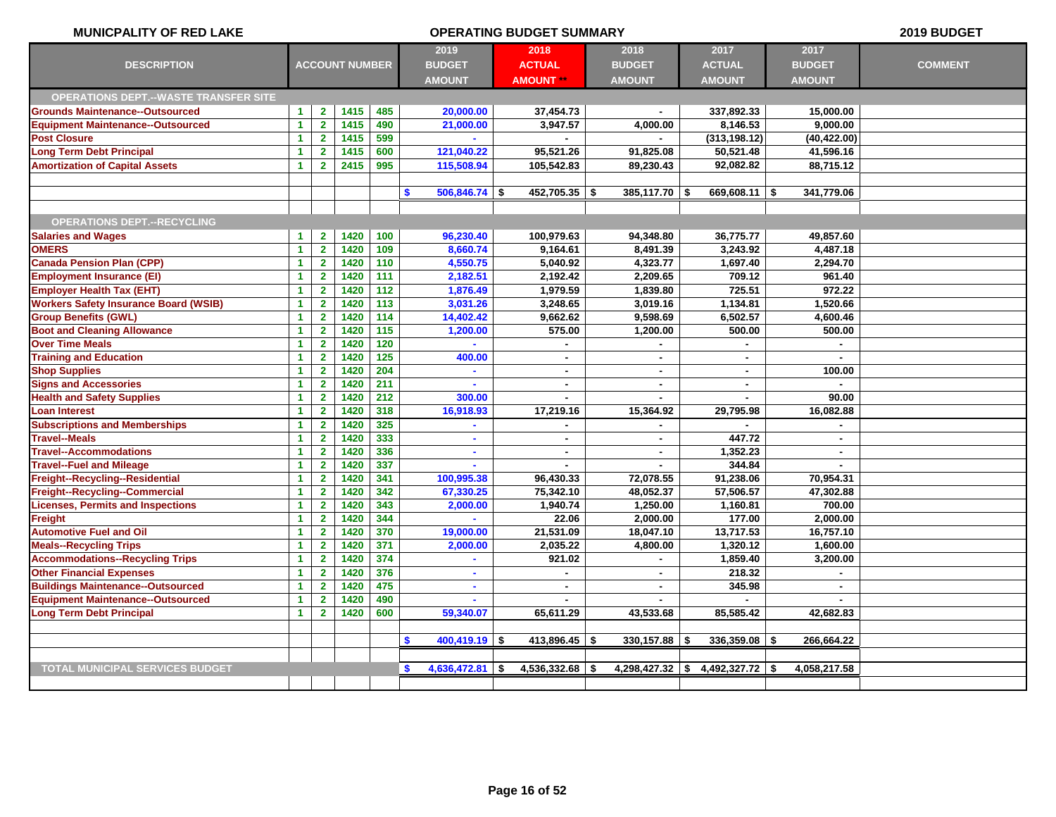MUNICPALITY OF RED LAKE — OPERATING BUDGET SUMMARY — 2019 BUDGET

| DESCRIPTION | ACCOUNT NUMBER | | | | 2019 BUDGET AMOUNT | 2018 ACTUAL AMOUNT ** | 2018 BUDGET AMOUNT | 2017 ACTUAL AMOUNT | 2017 BUDGET AMOUNT | COMMENT |
|---|---|---|---|---|---|---|---|---|---|---|
| **OPERATIONS DEPT.--WASTE TRANSFER SITE** | | | | | | | | | | |
| Grounds Maintenance--Outsourced | 1 | 2 | 1415 | 485 | 20,000.00 | 37,454.73 | - | 337,892.33 | 15,000.00 | |
| Equipment Maintenance--Outsourced | 1 | 2 | 1415 | 490 | 21,000.00 | 3,947.57 | 4,000.00 | 8,146.53 | 9,000.00 | |
| Post Closure | 1 | 2 | 1415 | 599 | - | - | - | (313,198.12) | (40,422.00) | |
| Long Term Debt Principal | 1 | 2 | 1415 | 600 | 121,040.22 | 95,521.26 | 91,825.08 | 50,521.48 | 41,596.16 | |
| Amortization of Capital Assets | 1 | 2 | 2415 | 995 | 115,508.94 | 105,542.83 | 89,230.43 | 92,082.82 | 88,715.12 | |
| | | | | | $ 506,846.74 | $ 452,705.35 | $ 385,117.70 | $ 669,608.11 | $ 341,779.06 | |
| **OPERATIONS DEPT.--RECYCLING** | | | | | | | | | | |
| Salaries and Wages | 1 | 2 | 1420 | 100 | 96,230.40 | 100,979.63 | 94,348.80 | 36,775.77 | 49,857.60 | |
| OMERS | 1 | 2 | 1420 | 109 | 8,660.74 | 9,164.61 | 8,491.39 | 3,243.92 | 4,487.18 | |
| Canada Pension Plan (CPP) | 1 | 2 | 1420 | 110 | 4,550.75 | 5,040.92 | 4,323.77 | 1,697.40 | 2,294.70 | |
| Employment Insurance (EI) | 1 | 2 | 1420 | 111 | 2,182.51 | 2,192.42 | 2,209.65 | 709.12 | 961.40 | |
| Employer Health Tax (EHT) | 1 | 2 | 1420 | 112 | 1,876.49 | 1,979.59 | 1,839.80 | 725.51 | 972.22 | |
| Workers Safety Insurance Board (WSIB) | 1 | 2 | 1420 | 113 | 3,031.26 | 3,248.65 | 3,019.16 | 1,134.81 | 1,520.66 | |
| Group Benefits (GWL) | 1 | 2 | 1420 | 114 | 14,402.42 | 9,662.62 | 9,598.69 | 6,502.57 | 4,600.46 | |
| Boot and Cleaning Allowance | 1 | 2 | 1420 | 115 | 1,200.00 | 575.00 | 1,200.00 | 500.00 | 500.00 | |
| Over Time Meals | 1 | 2 | 1420 | 120 | - | - | - | - | - | |
| Training and Education | 1 | 2 | 1420 | 125 | 400.00 | - | - | - | - | |
| Shop Supplies | 1 | 2 | 1420 | 204 | - | - | - | - | 100.00 | |
| Signs and Accessories | 1 | 2 | 1420 | 211 | - | - | - | - | - | |
| Health and Safety Supplies | 1 | 2 | 1420 | 212 | 300.00 | - | - | - | 90.00 | |
| Loan Interest | 1 | 2 | 1420 | 318 | 16,918.93 | 17,219.16 | 15,364.92 | 29,795.98 | 16,082.88 | |
| Subscriptions and Memberships | 1 | 2 | 1420 | 325 | - | - | - | - | - | |
| Travel--Meals | 1 | 2 | 1420 | 333 | - | - | - | 447.72 | - | |
| Travel--Accommodations | 1 | 2 | 1420 | 336 | - | - | - | 1,352.23 | - | |
| Travel--Fuel and Mileage | 1 | 2 | 1420 | 337 | - | - | - | 344.84 | - | |
| Freight--Recycling--Residential | 1 | 2 | 1420 | 341 | 100,995.38 | 96,430.33 | 72,078.55 | 91,238.06 | 70,954.31 | |
| Freight--Recycling--Commercial | 1 | 2 | 1420 | 342 | 67,330.25 | 75,342.10 | 48,052.37 | 57,506.57 | 47,302.88 | |
| Licenses, Permits and Inspections | 1 | 2 | 1420 | 343 | 2,000.00 | 1,940.74 | 1,250.00 | 1,160.81 | 700.00 | |
| Freight | 1 | 2 | 1420 | 344 | - | 22.06 | 2,000.00 | 177.00 | 2,000.00 | |
| Automotive Fuel and Oil | 1 | 2 | 1420 | 370 | 19,000.00 | 21,531.09 | 18,047.10 | 13,717.53 | 16,757.10 | |
| Meals--Recycling Trips | 1 | 2 | 1420 | 371 | 2,000.00 | 2,035.22 | 4,800.00 | 1,320.12 | 1,600.00 | |
| Accommodations--Recycling Trips | 1 | 2 | 1420 | 374 | - | 921.02 | - | 1,859.40 | 3,200.00 | |
| Other Financial Expenses | 1 | 2 | 1420 | 376 | - | - | - | 218.32 | - | |
| Buildings Maintenance--Outsourced | 1 | 2 | 1420 | 475 | - | - | - | 345.98 | - | |
| Equipment Maintenance--Outsourced | 1 | 2 | 1420 | 490 | - | - | - | - | - | |
| Long Term Debt Principal | 1 | 2 | 1420 | 600 | 59,340.07 | 65,611.29 | 43,533.68 | 85,585.42 | 42,682.83 | |
| | | | | | $ 400,419.19 | $ 413,896.45 | $ 330,157.88 | $ 336,359.08 | $ 266,664.22 | |
| **TOTAL MUNICIPAL SERVICES BUDGET** | | | | | $ 4,636,472.81 | $ 4,536,332.68 | $ 4,298,427.32 | $ 4,492,327.72 | $ 4,058,217.58 | |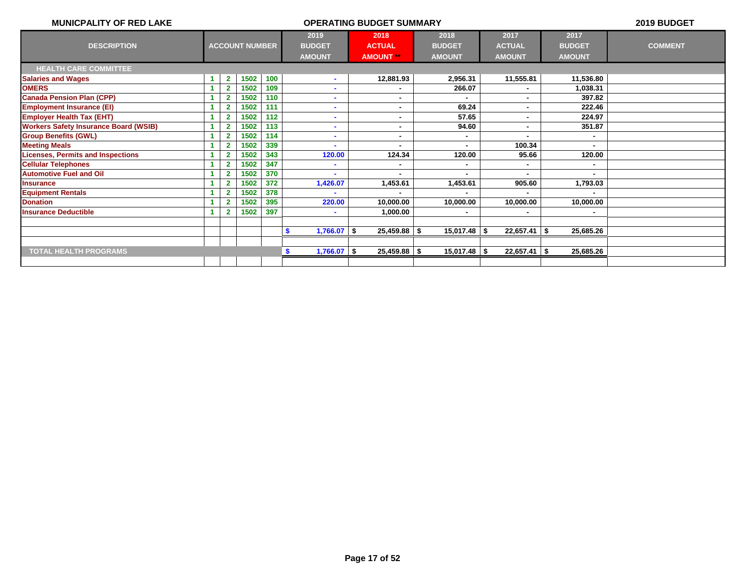**MUNICPALITY OF RED LAKE** | **OPERATING BUDGET SUMMARY** | **2019 BUDGET**

| DESCRIPTION | ACCOUNT NUMBER | | | | 2019 BUDGET AMOUNT | 2018 ACTUAL AMOUNT ** | 2018 BUDGET AMOUNT | 2017 ACTUAL AMOUNT | 2017 BUDGET AMOUNT | COMMENT |
|---|---|---|---|---|---|---|---|---|---|---|
| **HEALTH CARE COMMITTEE** | | | | | | | | | | |
| Salaries and Wages | 1 | 2 | 1502 | 100 | - | 12,881.93 | 2,956.31 | 11,555.81 | 11,536.80 | |
| OMERS | 1 | 2 | 1502 | 109 | - | - | 266.07 | - | 1,038.31 | |
| Canada Pension Plan (CPP) | 1 | 2 | 1502 | 110 | - | - | - | - | 397.82 | |
| Employment Insurance (EI) | 1 | 2 | 1502 | 111 | - | - | 69.24 | - | 222.46 | |
| Employer Health Tax (EHT) | 1 | 2 | 1502 | 112 | - | - | 57.65 | - | 224.97 | |
| Workers Safety Insurance Board (WSIB) | 1 | 2 | 1502 | 113 | - | - | 94.60 | - | 351.87 | |
| Group Benefits (GWL) | 1 | 2 | 1502 | 114 | - | - | - | - | - | |
| Meeting Meals | 1 | 2 | 1502 | 339 | - | - | - | 100.34 | - | |
| Licenses, Permits and Inspections | 1 | 2 | 1502 | 343 | 120.00 | 124.34 | 120.00 | 95.66 | 120.00 | |
| Cellular Telephones | 1 | 2 | 1502 | 347 | - | - | - | - | - | |
| Automotive Fuel and Oil | 1 | 2 | 1502 | 370 | - | - | - | - | - | |
| Insurance | 1 | 2 | 1502 | 372 | 1,426.07 | 1,453.61 | 1,453.61 | 905.60 | 1,793.03 | |
| Equipment Rentals | 1 | 2 | 1502 | 378 | - | - | - | - | - | |
| Donation | 1 | 2 | 1502 | 395 | 220.00 | 10,000.00 | 10,000.00 | 10,000.00 | 10,000.00 | |
| Insurance Deductible | 1 | 2 | 1502 | 397 | - | 1,000.00 | - | - | - | |
| | | | | | $ 1,766.07 | $ 25,459.88 | $ 15,017.48 | $ 22,657.41 | $ 25,685.26 | |
| **TOTAL HEALTH PROGRAMS** | | | | | $ 1,766.07 | $ 25,459.88 | $ 15,017.48 | $ 22,657.41 | $ 25,685.26 | |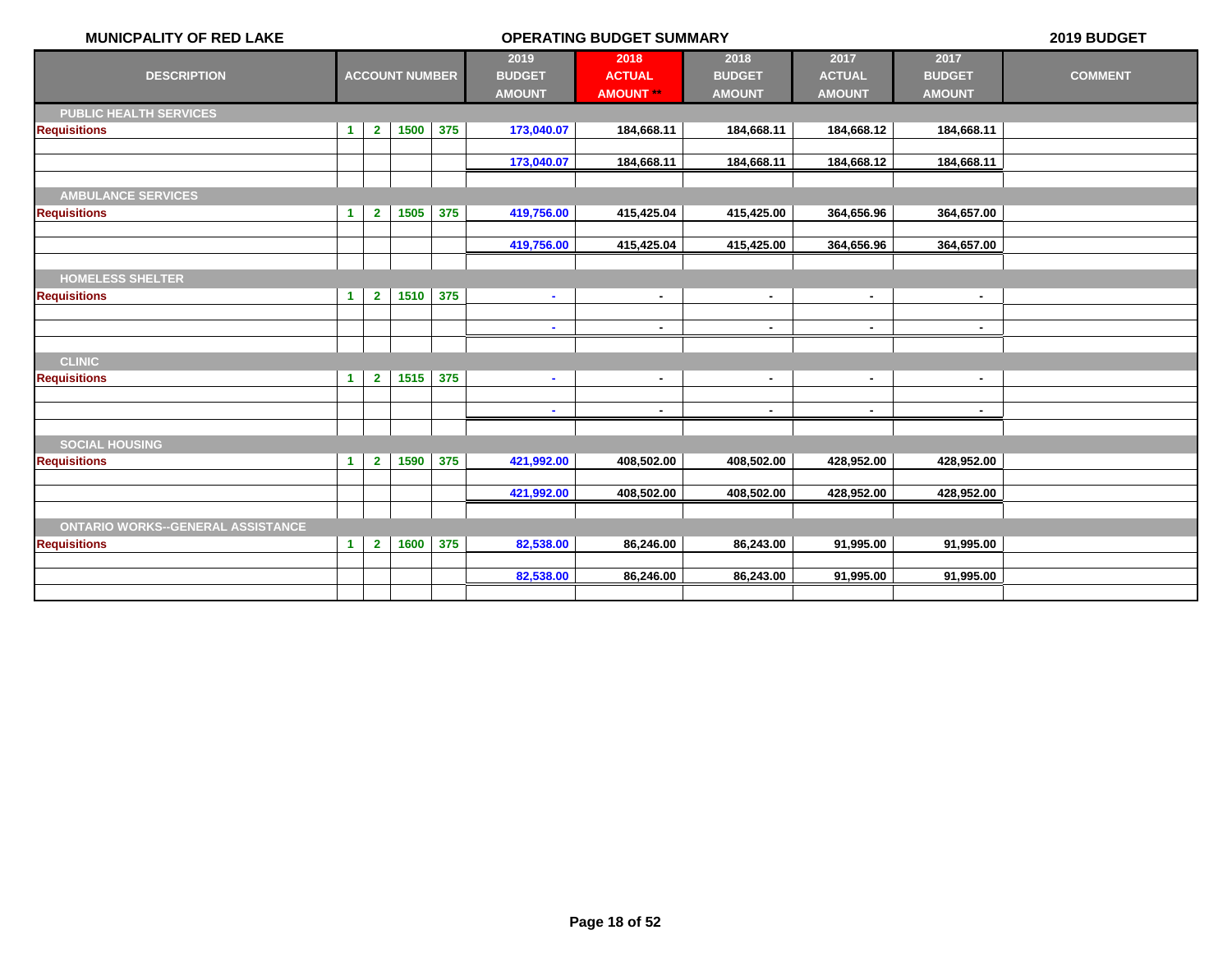**MUNICPALITY OF RED LAKE** — **OPERATING BUDGET SUMMARY** — **2019 BUDGET**

| DESCRIPTION | ACCOUNT NUMBER | | | | 2019 BUDGET AMOUNT | 2018 ACTUAL AMOUNT ** | 2018 BUDGET AMOUNT | 2017 ACTUAL AMOUNT | 2017 BUDGET AMOUNT | COMMENT |
|---|---|---|---|---|---|---|---|---|---|---|
| **PUBLIC HEALTH SERVICES** | | | | | | | | | | |
| Requisitions | 1 | 2 | 1500 | 375 | 173,040.07 | 184,668.11 | 184,668.11 | 184,668.12 | 184,668.11 | |
| | | | | | 173,040.07 | 184,668.11 | 184,668.11 | 184,668.12 | 184,668.11 | |
| **AMBULANCE SERVICES** | | | | | | | | | | |
| Requisitions | 1 | 2 | 1505 | 375 | 419,756.00 | 415,425.04 | 415,425.00 | 364,656.96 | 364,657.00 | |
| | | | | | 419,756.00 | 415,425.04 | 415,425.00 | 364,656.96 | 364,657.00 | |
| **HOMELESS SHELTER** | | | | | | | | | | |
| Requisitions | 1 | 2 | 1510 | 375 | - | - | - | - | - | |
| | | | | | - | - | - | - | - | |
| **CLINIC** | | | | | | | | | | |
| Requisitions | 1 | 2 | 1515 | 375 | - | - | - | - | - | |
| | | | | | - | - | - | - | - | |
| **SOCIAL HOUSING** | | | | | | | | | | |
| Requisitions | 1 | 2 | 1590 | 375 | 421,992.00 | 408,502.00 | 408,502.00 | 428,952.00 | 428,952.00 | |
| | | | | | 421,992.00 | 408,502.00 | 408,502.00 | 428,952.00 | 428,952.00 | |
| **ONTARIO WORKS--GENERAL ASSISTANCE** | | | | | | | | | | |
| Requisitions | 1 | 2 | 1600 | 375 | 82,538.00 | 86,246.00 | 86,243.00 | 91,995.00 | 91,995.00 | |
| | | | | | 82,538.00 | 86,246.00 | 86,243.00 | 91,995.00 | 91,995.00 | |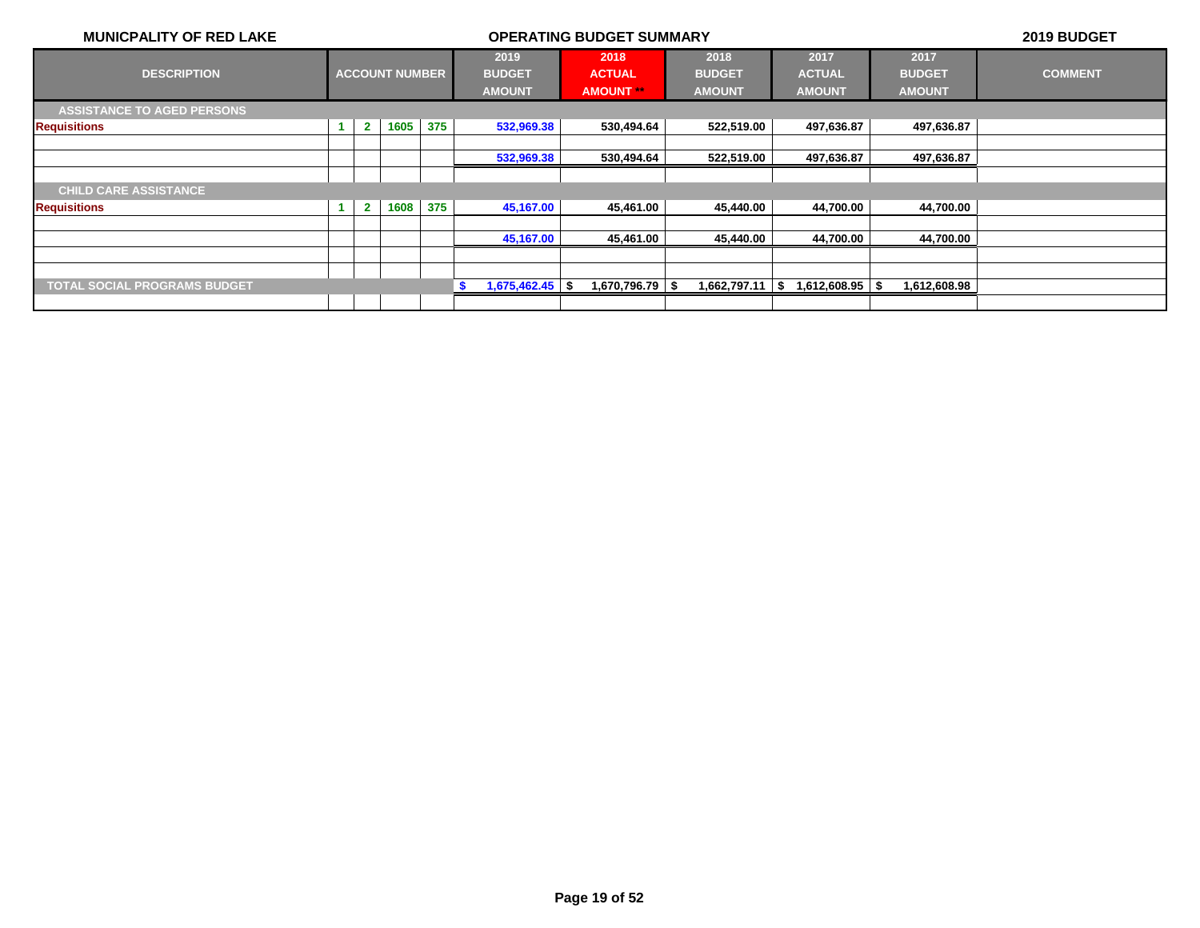MUNICPALITY OF RED LAKE | OPERATING BUDGET SUMMARY | 2019 BUDGET

| DESCRIPTION | ACCOUNT NUMBER | | | | 2019 BUDGET AMOUNT | 2018 ACTUAL AMOUNT ** | 2018 BUDGET AMOUNT | 2017 ACTUAL AMOUNT | 2017 BUDGET AMOUNT | COMMENT |
|---|---|---|---|---|---|---|---|---|---|---|
| **ASSISTANCE TO AGED PERSONS** | | | | | | | | | | |
| Requisitions | 1 | 2 | 1605 | 375 | 532,969.38 | 530,494.64 | 522,519.00 | 497,636.87 | 497,636.87 | |
| | | | | | | | | | | |
| | | | | | 532,969.38 | 530,494.64 | 522,519.00 | 497,636.87 | 497,636.87 | |
| | | | | | | | | | | |
| **CHILD CARE ASSISTANCE** | | | | | | | | | | |
| Requisitions | 1 | 2 | 1608 | 375 | 45,167.00 | 45,461.00 | 45,440.00 | 44,700.00 | 44,700.00 | |
| | | | | | | | | | | |
| | | | | | 45,167.00 | 45,461.00 | 45,440.00 | 44,700.00 | 44,700.00 | |
| | | | | | | | | | | |
| | | | | | | | | | | |
| **TOTAL SOCIAL PROGRAMS BUDGET** | | | | | $ 1,675,462.45 | $ 1,670,796.79 | $ 1,662,797.11 | $ 1,612,608.95 | $ 1,612,608.98 | |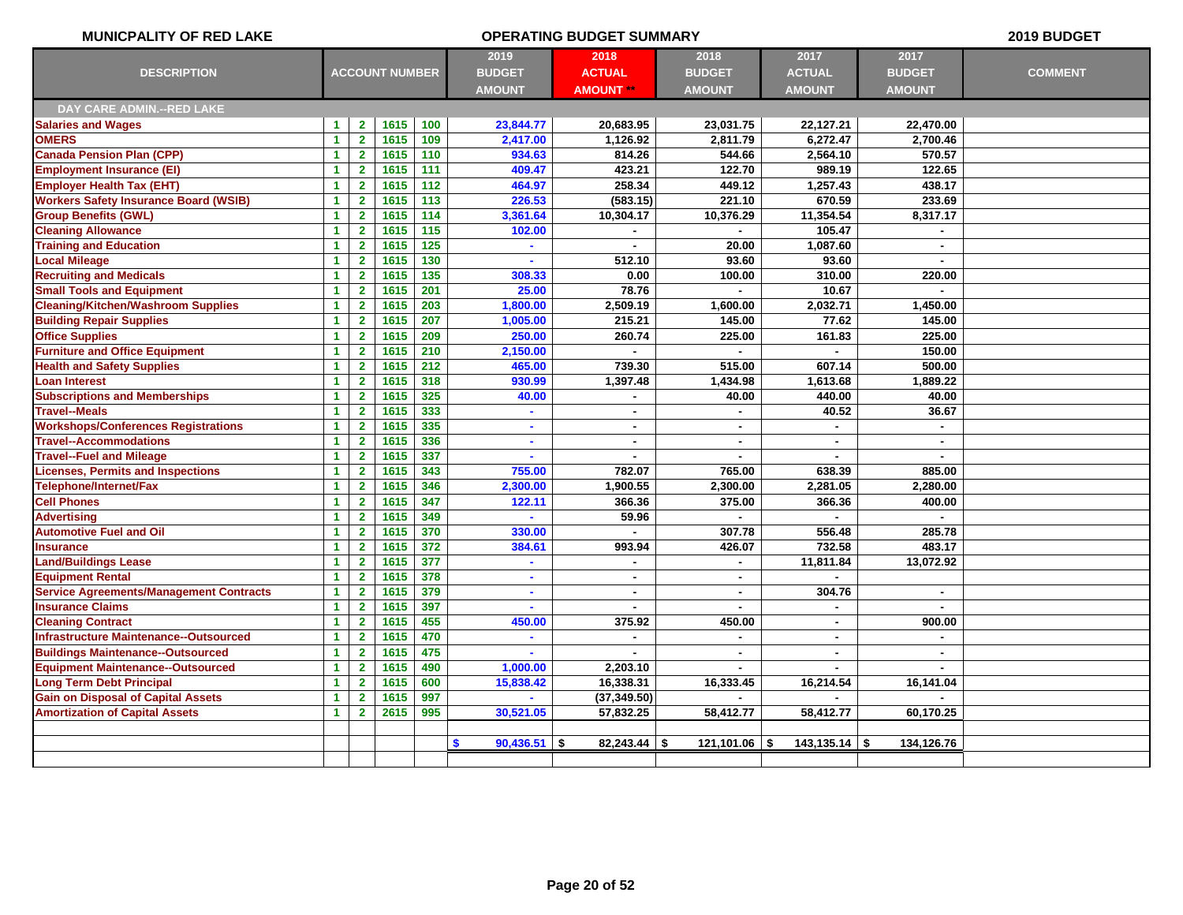**MUNICPALITY OF RED LAKE** | **OPERATING BUDGET SUMMARY** | **2019 BUDGET**

| DESCRIPTION | ACCOUNT NUMBER | | | | 2019 BUDGET AMOUNT | 2018 ACTUAL AMOUNT ** | 2018 BUDGET AMOUNT | 2017 ACTUAL AMOUNT | 2017 BUDGET AMOUNT | COMMENT |
|---|---|---|---|---|---|---|---|---|---|---|
| **DAY CARE ADMIN.--RED LAKE** | | | | | | | | | | |
| Salaries and Wages | 1 | 2 | 1615 | 100 | 23,844.77 | 20,683.95 | 23,031.75 | 22,127.21 | 22,470.00 | |
| OMERS | 1 | 2 | 1615 | 109 | 2,417.00 | 1,126.92 | 2,811.79 | 6,272.47 | 2,700.46 | |
| Canada Pension Plan (CPP) | 1 | 2 | 1615 | 110 | 934.63 | 814.26 | 544.66 | 2,564.10 | 570.57 | |
| Employment Insurance (EI) | 1 | 2 | 1615 | 111 | 409.47 | 423.21 | 122.70 | 989.19 | 122.65 | |
| Employer Health Tax (EHT) | 1 | 2 | 1615 | 112 | 464.97 | 258.34 | 449.12 | 1,257.43 | 438.17 | |
| Workers Safety Insurance Board (WSIB) | 1 | 2 | 1615 | 113 | 226.53 | (583.15) | 221.10 | 670.59 | 233.69 | |
| Group Benefits (GWL) | 1 | 2 | 1615 | 114 | 3,361.64 | 10,304.17 | 10,376.29 | 11,354.54 | 8,317.17 | |
| Cleaning Allowance | 1 | 2 | 1615 | 115 | 102.00 | - | - | 105.47 | - | |
| Training and Education | 1 | 2 | 1615 | 125 | - | - | 20.00 | 1,087.60 | - | |
| Local Mileage | 1 | 2 | 1615 | 130 | - | 512.10 | 93.60 | 93.60 | - | |
| Recruiting and Medicals | 1 | 2 | 1615 | 135 | 308.33 | 0.00 | 100.00 | 310.00 | 220.00 | |
| Small Tools and Equipment | 1 | 2 | 1615 | 201 | 25.00 | 78.76 | - | 10.67 | - | |
| Cleaning/Kitchen/Washroom Supplies | 1 | 2 | 1615 | 203 | 1,800.00 | 2,509.19 | 1,600.00 | 2,032.71 | 1,450.00 | |
| Building Repair Supplies | 1 | 2 | 1615 | 207 | 1,005.00 | 215.21 | 145.00 | 77.62 | 145.00 | |
| Office Supplies | 1 | 2 | 1615 | 209 | 250.00 | 260.74 | 225.00 | 161.83 | 225.00 | |
| Furniture and Office Equipment | 1 | 2 | 1615 | 210 | 2,150.00 | - | - | - | 150.00 | |
| Health and Safety Supplies | 1 | 2 | 1615 | 212 | 465.00 | 739.30 | 515.00 | 607.14 | 500.00 | |
| Loan Interest | 1 | 2 | 1615 | 318 | 930.99 | 1,397.48 | 1,434.98 | 1,613.68 | 1,889.22 | |
| Subscriptions and Memberships | 1 | 2 | 1615 | 325 | 40.00 | - | 40.00 | 440.00 | 40.00 | |
| Travel--Meals | 1 | 2 | 1615 | 333 | - | - | - | 40.52 | 36.67 | |
| Workshops/Conferences Registrations | 1 | 2 | 1615 | 335 | - | - | - | - | - | |
| Travel--Accommodations | 1 | 2 | 1615 | 336 | - | - | - | - | - | |
| Travel--Fuel and Mileage | 1 | 2 | 1615 | 337 | - | - | - | - | - | |
| Licenses, Permits and Inspections | 1 | 2 | 1615 | 343 | 755.00 | 782.07 | 765.00 | 638.39 | 885.00 | |
| Telephone/Internet/Fax | 1 | 2 | 1615 | 346 | 2,300.00 | 1,900.55 | 2,300.00 | 2,281.05 | 2,280.00 | |
| Cell Phones | 1 | 2 | 1615 | 347 | 122.11 | 366.36 | 375.00 | 366.36 | 400.00 | |
| Advertising | 1 | 2 | 1615 | 349 | - | 59.96 | - | - | - | |
| Automotive Fuel and Oil | 1 | 2 | 1615 | 370 | 330.00 | - | 307.78 | 556.48 | 285.78 | |
| Insurance | 1 | 2 | 1615 | 372 | 384.61 | 993.94 | 426.07 | 732.58 | 483.17 | |
| Land/Buildings Lease | 1 | 2 | 1615 | 377 | - | - | - | 11,811.84 | 13,072.92 | |
| Equipment Rental | 1 | 2 | 1615 | 378 | - | - | - | - | | |
| Service Agreements/Management Contracts | 1 | 2 | 1615 | 379 | - | - | - | 304.76 | - | |
| Insurance Claims | 1 | 2 | 1615 | 397 | - | - | - | - | - | |
| Cleaning Contract | 1 | 2 | 1615 | 455 | 450.00 | 375.92 | 450.00 | - | 900.00 | |
| Infrastructure Maintenance--Outsourced | 1 | 2 | 1615 | 470 | - | - | - | - | - | |
| Buildings Maintenance--Outsourced | 1 | 2 | 1615 | 475 | - | - | - | - | - | |
| Equipment Maintenance--Outsourced | 1 | 2 | 1615 | 490 | 1,000.00 | 2,203.10 | - | - | - | |
| Long Term Debt Principal | 1 | 2 | 1615 | 600 | 15,838.42 | 16,338.31 | 16,333.45 | 16,214.54 | 16,141.04 | |
| Gain on Disposal of Capital Assets | 1 | 2 | 1615 | 997 | - | (37,349.50) | - | - | - | |
| Amortization of Capital Assets | 1 | 2 | 2615 | 995 | 30,521.05 | 57,832.25 | 58,412.77 | 58,412.77 | 60,170.25 | |
| | | | | | | | | | | |
| | | | | | $ 90,436.51 | $ 82,243.44 | $ 121,101.06 | $ 143,135.14 | $ 134,126.76 | |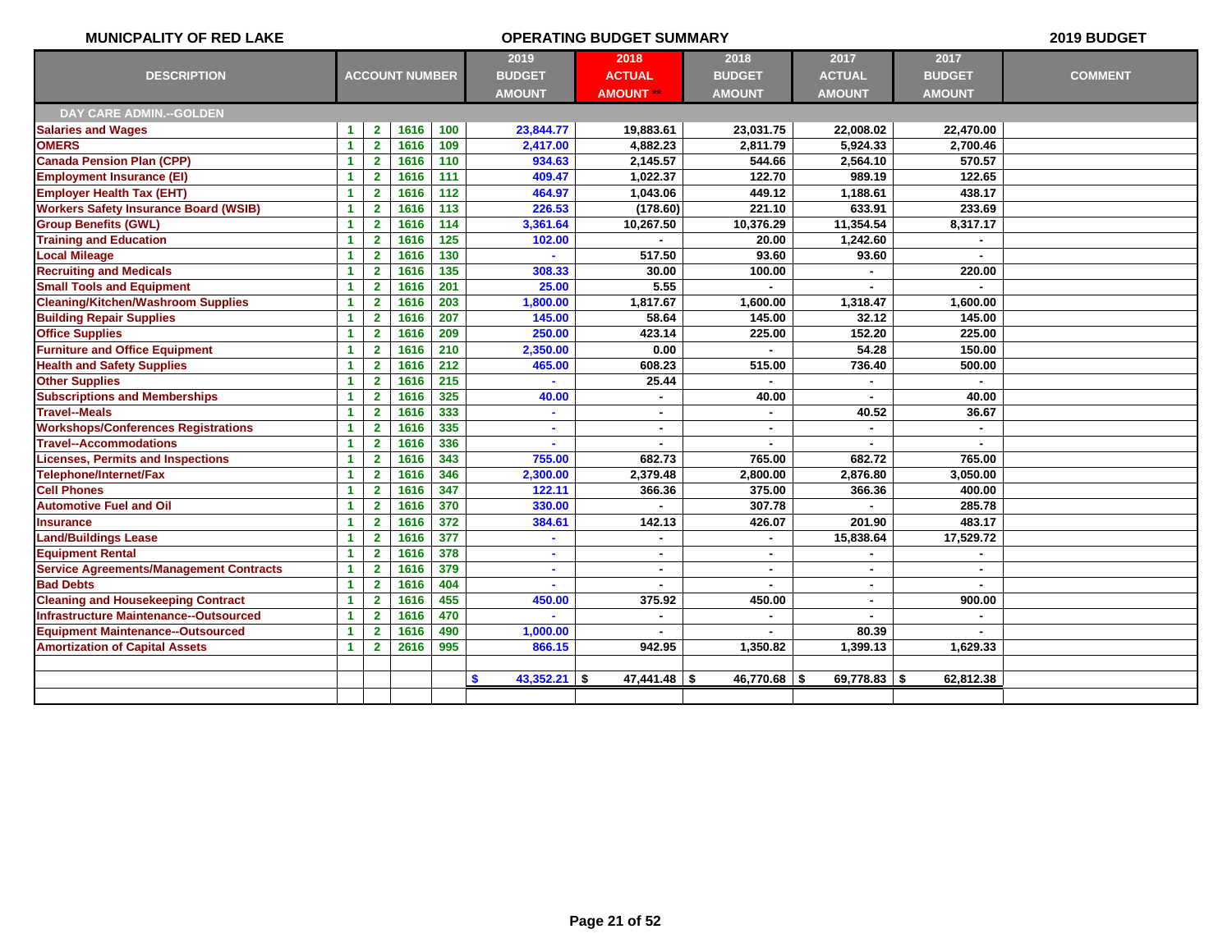MUNICPALITY OF RED LAKE

OPERATING BUDGET SUMMARY

2019 BUDGET

| DESCRIPTION | ACCOUNT NUMBER | | | | 2019 BUDGET AMOUNT | 2018 ACTUAL AMOUNT ** | 2018 BUDGET AMOUNT | 2017 ACTUAL AMOUNT | 2017 BUDGET AMOUNT | COMMENT |
|---|---|---|---|---|---|---|---|---|---|---|
| **DAY CARE ADMIN.--GOLDEN** | | | | | | | | | | |
| Salaries and Wages | 1 | 2 | 1616 | 100 | 23,844.77 | 19,883.61 | 23,031.75 | 22,008.02 | 22,470.00 | |
| OMERS | 1 | 2 | 1616 | 109 | 2,417.00 | 4,882.23 | 2,811.79 | 5,924.33 | 2,700.46 | |
| Canada Pension Plan (CPP) | 1 | 2 | 1616 | 110 | 934.63 | 2,145.57 | 544.66 | 2,564.10 | 570.57 | |
| Employment Insurance (EI) | 1 | 2 | 1616 | 111 | 409.47 | 1,022.37 | 122.70 | 989.19 | 122.65 | |
| Employer Health Tax (EHT) | 1 | 2 | 1616 | 112 | 464.97 | 1,043.06 | 449.12 | 1,188.61 | 438.17 | |
| Workers Safety Insurance Board (WSIB) | 1 | 2 | 1616 | 113 | 226.53 | (178.60) | 221.10 | 633.91 | 233.69 | |
| Group Benefits (GWL) | 1 | 2 | 1616 | 114 | 3,361.64 | 10,267.50 | 10,376.29 | 11,354.54 | 8,317.17 | |
| Training and Education | 1 | 2 | 1616 | 125 | 102.00 | - | 20.00 | 1,242.60 | - | |
| Local Mileage | 1 | 2 | 1616 | 130 | - | 517.50 | 93.60 | 93.60 | - | |
| Recruiting and Medicals | 1 | 2 | 1616 | 135 | 308.33 | 30.00 | 100.00 | - | 220.00 | |
| Small Tools and Equipment | 1 | 2 | 1616 | 201 | 25.00 | 5.55 | - | - | - | |
| Cleaning/Kitchen/Washroom Supplies | 1 | 2 | 1616 | 203 | 1,800.00 | 1,817.67 | 1,600.00 | 1,318.47 | 1,600.00 | |
| Building Repair Supplies | 1 | 2 | 1616 | 207 | 145.00 | 58.64 | 145.00 | 32.12 | 145.00 | |
| Office Supplies | 1 | 2 | 1616 | 209 | 250.00 | 423.14 | 225.00 | 152.20 | 225.00 | |
| Furniture and Office Equipment | 1 | 2 | 1616 | 210 | 2,350.00 | 0.00 | - | 54.28 | 150.00 | |
| Health and Safety Supplies | 1 | 2 | 1616 | 212 | 465.00 | 608.23 | 515.00 | 736.40 | 500.00 | |
| Other Supplies | 1 | 2 | 1616 | 215 | - | 25.44 | - | - | - | |
| Subscriptions and Memberships | 1 | 2 | 1616 | 325 | 40.00 | - | 40.00 | - | 40.00 | |
| Travel--Meals | 1 | 2 | 1616 | 333 | - | - | - | 40.52 | 36.67 | |
| Workshops/Conferences Registrations | 1 | 2 | 1616 | 335 | - | - | - | - | - | |
| Travel--Accommodations | 1 | 2 | 1616 | 336 | - | - | - | - | - | |
| Licenses, Permits and Inspections | 1 | 2 | 1616 | 343 | 755.00 | 682.73 | 765.00 | 682.72 | 765.00 | |
| Telephone/Internet/Fax | 1 | 2 | 1616 | 346 | 2,300.00 | 2,379.48 | 2,800.00 | 2,876.80 | 3,050.00 | |
| Cell Phones | 1 | 2 | 1616 | 347 | 122.11 | 366.36 | 375.00 | 366.36 | 400.00 | |
| Automotive Fuel and Oil | 1 | 2 | 1616 | 370 | 330.00 | - | 307.78 | - | 285.78 | |
| Insurance | 1 | 2 | 1616 | 372 | 384.61 | 142.13 | 426.07 | 201.90 | 483.17 | |
| Land/Buildings Lease | 1 | 2 | 1616 | 377 | - | - | - | 15,838.64 | 17,529.72 | |
| Equipment Rental | 1 | 2 | 1616 | 378 | - | - | - | - | - | |
| Service Agreements/Management Contracts | 1 | 2 | 1616 | 379 | - | - | - | - | - | |
| Bad Debts | 1 | 2 | 1616 | 404 | - | - | - | - | - | |
| Cleaning and Housekeeping Contract | 1 | 2 | 1616 | 455 | 450.00 | 375.92 | 450.00 | - | 900.00 | |
| Infrastructure Maintenance--Outsourced | 1 | 2 | 1616 | 470 | - | - | - | - | - | |
| Equipment Maintenance--Outsourced | 1 | 2 | 1616 | 490 | 1,000.00 | - | - | 80.39 | - | |
| Amortization of Capital Assets | 1 | 2 | 2616 | 995 | 866.15 | 942.95 | 1,350.82 | 1,399.13 | 1,629.33 | |
| | | | | | | | | | | |
| | | | | | $ 43,352.21 | $ 47,441.48 | $ 46,770.68 | $ 69,778.83 | $ 62,812.38 | |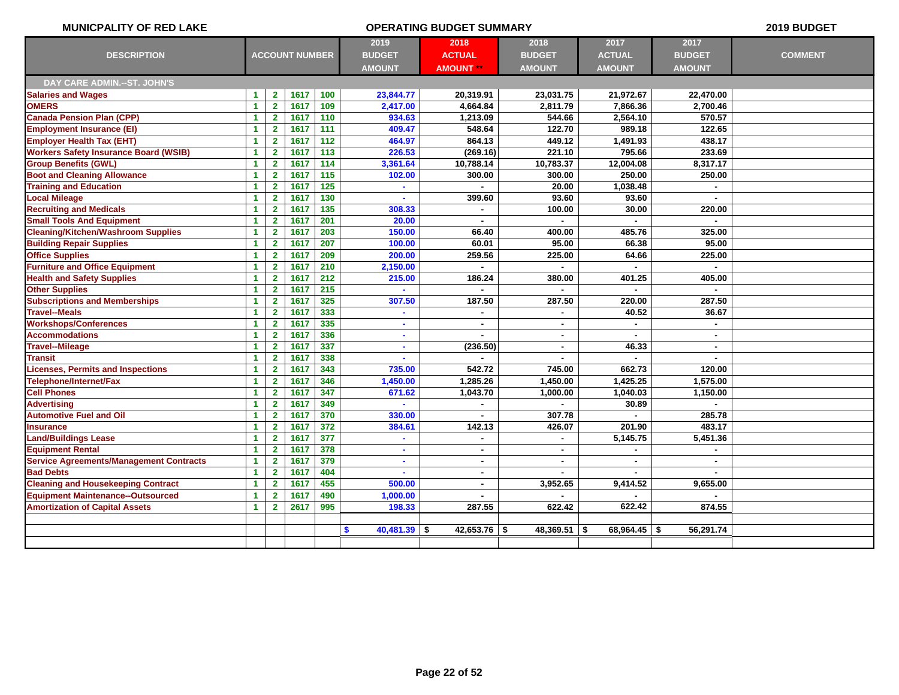**MUNICPALITY OF RED LAKE** — **OPERATING BUDGET SUMMARY** — **2019 BUDGET**

| DESCRIPTION | ACCOUNT NUMBER | | | | 2019 BUDGET AMOUNT | 2018 ACTUAL AMOUNT ** | 2018 BUDGET AMOUNT | 2017 ACTUAL AMOUNT | 2017 BUDGET AMOUNT | COMMENT |
|---|---|---|---|---|---|---|---|---|---|---|
| **DAY CARE ADMIN.--ST. JOHN'S** | | | | | | | | | | |
| Salaries and Wages | 1 | 2 | 1617 | 100 | 23,844.77 | 20,319.91 | 23,031.75 | 21,972.67 | 22,470.00 | |
| OMERS | 1 | 2 | 1617 | 109 | 2,417.00 | 4,664.84 | 2,811.79 | 7,866.36 | 2,700.46 | |
| Canada Pension Plan (CPP) | 1 | 2 | 1617 | 110 | 934.63 | 1,213.09 | 544.66 | 2,564.10 | 570.57 | |
| Employment Insurance (EI) | 1 | 2 | 1617 | 111 | 409.47 | 548.64 | 122.70 | 989.18 | 122.65 | |
| Employer Health Tax (EHT) | 1 | 2 | 1617 | 112 | 464.97 | 864.13 | 449.12 | 1,491.93 | 438.17 | |
| Workers Safety Insurance Board (WSIB) | 1 | 2 | 1617 | 113 | 226.53 | (269.16) | 221.10 | 795.66 | 233.69 | |
| Group Benefits (GWL) | 1 | 2 | 1617 | 114 | 3,361.64 | 10,788.14 | 10,783.37 | 12,004.08 | 8,317.17 | |
| Boot and Cleaning Allowance | 1 | 2 | 1617 | 115 | 102.00 | 300.00 | 300.00 | 250.00 | 250.00 | |
| Training and Education | 1 | 2 | 1617 | 125 | - | - | 20.00 | 1,038.48 | - | |
| Local Mileage | 1 | 2 | 1617 | 130 | - | 399.60 | 93.60 | 93.60 | - | |
| Recruiting and Medicals | 1 | 2 | 1617 | 135 | 308.33 | - | 100.00 | 30.00 | 220.00 | |
| Small Tools And Equipment | 1 | 2 | 1617 | 201 | 20.00 | - | - | - | - | |
| Cleaning/Kitchen/Washroom Supplies | 1 | 2 | 1617 | 203 | 150.00 | 66.40 | 400.00 | 485.76 | 325.00 | |
| Building Repair Supplies | 1 | 2 | 1617 | 207 | 100.00 | 60.01 | 95.00 | 66.38 | 95.00 | |
| Office Supplies | 1 | 2 | 1617 | 209 | 200.00 | 259.56 | 225.00 | 64.66 | 225.00 | |
| Furniture and Office Equipment | 1 | 2 | 1617 | 210 | 2,150.00 | - | - | - | - | |
| Health and Safety Supplies | 1 | 2 | 1617 | 212 | 215.00 | 186.24 | 380.00 | 401.25 | 405.00 | |
| Other Supplies | 1 | 2 | 1617 | 215 | - | - | - | - | - | |
| Subscriptions and Memberships | 1 | 2 | 1617 | 325 | 307.50 | 187.50 | 287.50 | 220.00 | 287.50 | |
| Travel--Meals | 1 | 2 | 1617 | 333 | - | - | - | 40.52 | 36.67 | |
| Workshops/Conferences | 1 | 2 | 1617 | 335 | - | - | - | - | - | |
| Accommodations | 1 | 2 | 1617 | 336 | - | - | - | - | - | |
| Travel--Mileage | 1 | 2 | 1617 | 337 | - | (236.50) | - | 46.33 | - | |
| Transit | 1 | 2 | 1617 | 338 | - | - | - | - | - | |
| Licenses, Permits and Inspections | 1 | 2 | 1617 | 343 | 735.00 | 542.72 | 745.00 | 662.73 | 120.00 | |
| Telephone/Internet/Fax | 1 | 2 | 1617 | 346 | 1,450.00 | 1,285.26 | 1,450.00 | 1,425.25 | 1,575.00 | |
| Cell Phones | 1 | 2 | 1617 | 347 | 671.62 | 1,043.70 | 1,000.00 | 1,040.03 | 1,150.00 | |
| Advertising | 1 | 2 | 1617 | 349 | - | - | - | 30.89 | - | |
| Automotive Fuel and Oil | 1 | 2 | 1617 | 370 | 330.00 | - | 307.78 | - | 285.78 | |
| Insurance | 1 | 2 | 1617 | 372 | 384.61 | 142.13 | 426.07 | 201.90 | 483.17 | |
| Land/Buildings Lease | 1 | 2 | 1617 | 377 | - | - | - | 5,145.75 | 5,451.36 | |
| Equipment Rental | 1 | 2 | 1617 | 378 | - | - | - | - | - | |
| Service Agreements/Management Contracts | 1 | 2 | 1617 | 379 | - | - | - | - | - | |
| Bad Debts | 1 | 2 | 1617 | 404 | - | - | - | - | - | |
| Cleaning and Housekeeping Contract | 1 | 2 | 1617 | 455 | 500.00 | - | 3,952.65 | 9,414.52 | 9,655.00 | |
| Equipment Maintenance--Outsourced | 1 | 2 | 1617 | 490 | 1,000.00 | - | - | - | - | |
| Amortization of Capital Assets | 1 | 2 | 2617 | 995 | 198.33 | 287.55 | 622.42 | 622.42 | 874.55 | |
| | | | | | | | | | | |
| | | | | | $ 40,481.39 | $ 42,653.76 | $ 48,369.51 | $ 68,964.45 | $ 56,291.74 | |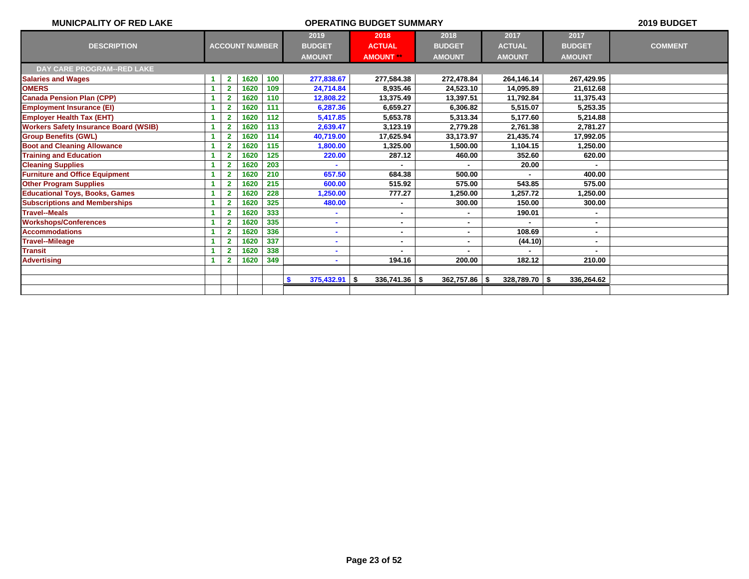**MUNICPALITY OF RED LAKE** **OPERATING BUDGET SUMMARY** **2019 BUDGET**

| DESCRIPTION | ACCOUNT NUMBER | | | | 2019 BUDGET AMOUNT | 2018 ACTUAL AMOUNT ** | 2018 BUDGET AMOUNT | 2017 ACTUAL AMOUNT | 2017 BUDGET AMOUNT | COMMENT |
|---|---|---|---|---|---|---|---|---|---|---|
| **DAY CARE PROGRAM--RED LAKE** | | | | | | | | | | |
| Salaries and Wages | 1 | 2 | 1620 | 100 | 277,838.67 | 277,584.38 | 272,478.84 | 264,146.14 | 267,429.95 | |
| OMERS | 1 | 2 | 1620 | 109 | 24,714.84 | 8,935.46 | 24,523.10 | 14,095.89 | 21,612.68 | |
| Canada Pension Plan (CPP) | 1 | 2 | 1620 | 110 | 12,808.22 | 13,375.49 | 13,397.51 | 11,792.84 | 11,375.43 | |
| Employment Insurance (EI) | 1 | 2 | 1620 | 111 | 6,287.36 | 6,659.27 | 6,306.82 | 5,515.07 | 5,253.35 | |
| Employer Health Tax (EHT) | 1 | 2 | 1620 | 112 | 5,417.85 | 5,653.78 | 5,313.34 | 5,177.60 | 5,214.88 | |
| Workers Safety Insurance Board (WSIB) | 1 | 2 | 1620 | 113 | 2,639.47 | 3,123.19 | 2,779.28 | 2,761.38 | 2,781.27 | |
| Group Benefits (GWL) | 1 | 2 | 1620 | 114 | 40,719.00 | 17,625.94 | 33,173.97 | 21,435.74 | 17,992.05 | |
| Boot and Cleaning Allowance | 1 | 2 | 1620 | 115 | 1,800.00 | 1,325.00 | 1,500.00 | 1,104.15 | 1,250.00 | |
| Training and Education | 1 | 2 | 1620 | 125 | 220.00 | 287.12 | 460.00 | 352.60 | 620.00 | |
| Cleaning Supplies | 1 | 2 | 1620 | 203 | - | - | - | 20.00 | - | |
| Furniture and Office Equipment | 1 | 2 | 1620 | 210 | 657.50 | 684.38 | 500.00 | - | 400.00 | |
| Other Program Supplies | 1 | 2 | 1620 | 215 | 600.00 | 515.92 | 575.00 | 543.85 | 575.00 | |
| Educational Toys, Books, Games | 1 | 2 | 1620 | 228 | 1,250.00 | 777.27 | 1,250.00 | 1,257.72 | 1,250.00 | |
| Subscriptions and Memberships | 1 | 2 | 1620 | 325 | 480.00 | - | 300.00 | 150.00 | 300.00 | |
| Travel--Meals | 1 | 2 | 1620 | 333 | - | - | - | 190.01 | - | |
| Workshops/Conferences | 1 | 2 | 1620 | 335 | - | - | - | - | - | |
| Accommodations | 1 | 2 | 1620 | 336 | - | - | - | 108.69 | - | |
| Travel--Mileage | 1 | 2 | 1620 | 337 | - | - | - | (44.10) | - | |
| Transit | 1 | 2 | 1620 | 338 | - | - | - | - | - | |
| Advertising | 1 | 2 | 1620 | 349 | - | 194.16 | 200.00 | 182.12 | 210.00 | |
| | | | | | | | | | | |
| | | | | | $ 375,432.91 | $ 336,741.36 | $ 362,757.86 | $ 328,789.70 | $ 336,264.62 | |
| | | | | | | | | | | |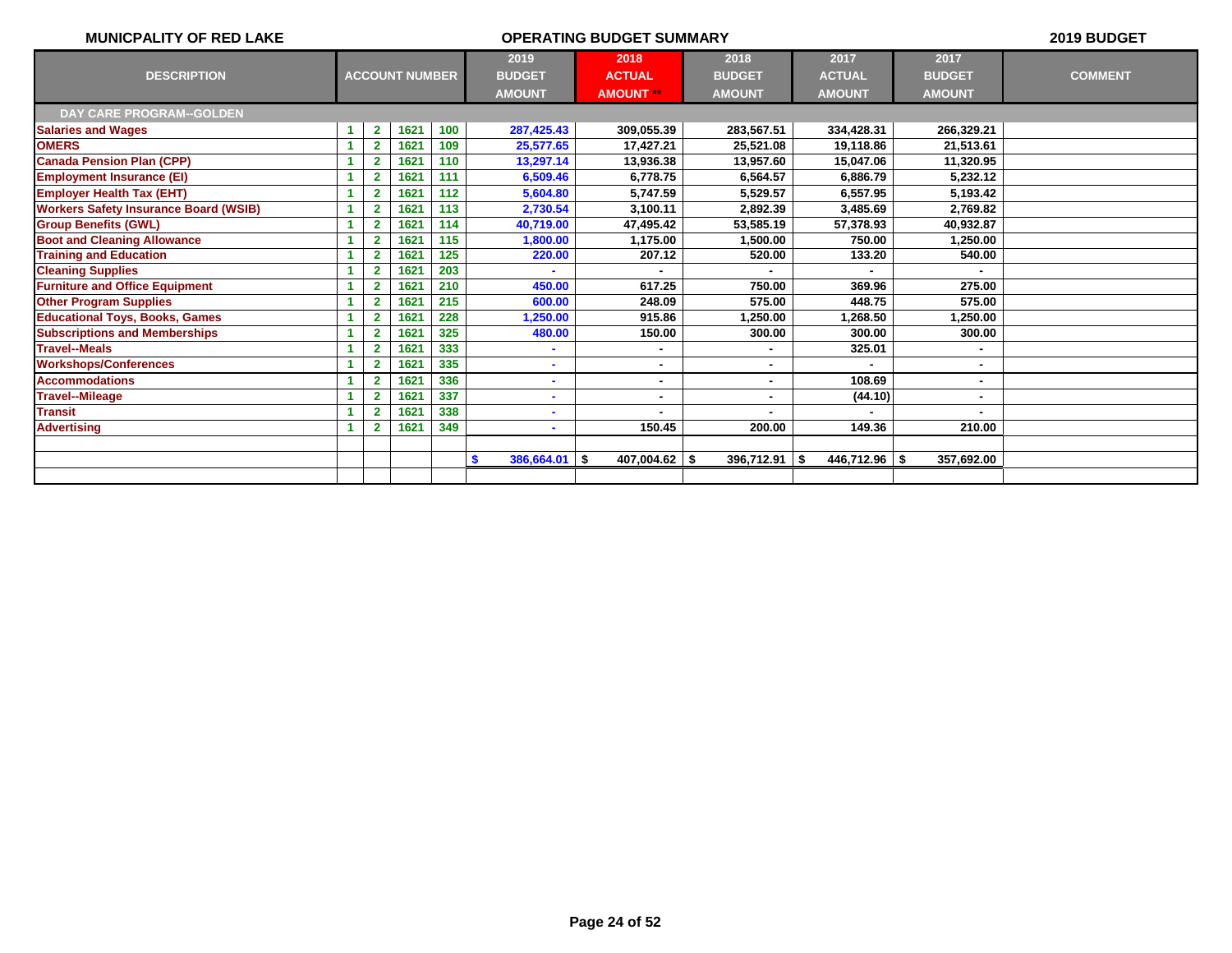MUNICPALITY OF RED LAKE | OPERATING BUDGET SUMMARY | 2019 BUDGET

| DESCRIPTION | ACCOUNT NUMBER | | | | 2019 BUDGET AMOUNT | 2018 ACTUAL AMOUNT ** | 2018 BUDGET AMOUNT | 2017 ACTUAL AMOUNT | 2017 BUDGET AMOUNT | COMMENT |
|---|---|---|---|---|---|---|---|---|---|---|
| **DAY CARE PROGRAM--GOLDEN** | | | | | | | | | | |
| Salaries and Wages | 1 | 2 | 1621 | 100 | 287,425.43 | 309,055.39 | 283,567.51 | 334,428.31 | 266,329.21 | |
| OMERS | 1 | 2 | 1621 | 109 | 25,577.65 | 17,427.21 | 25,521.08 | 19,118.86 | 21,513.61 | |
| Canada Pension Plan (CPP) | 1 | 2 | 1621 | 110 | 13,297.14 | 13,936.38 | 13,957.60 | 15,047.06 | 11,320.95 | |
| Employment Insurance (EI) | 1 | 2 | 1621 | 111 | 6,509.46 | 6,778.75 | 6,564.57 | 6,886.79 | 5,232.12 | |
| Employer Health Tax (EHT) | 1 | 2 | 1621 | 112 | 5,604.80 | 5,747.59 | 5,529.57 | 6,557.95 | 5,193.42 | |
| Workers Safety Insurance Board (WSIB) | 1 | 2 | 1621 | 113 | 2,730.54 | 3,100.11 | 2,892.39 | 3,485.69 | 2,769.82 | |
| Group Benefits (GWL) | 1 | 2 | 1621 | 114 | 40,719.00 | 47,495.42 | 53,585.19 | 57,378.93 | 40,932.87 | |
| Boot and Cleaning Allowance | 1 | 2 | 1621 | 115 | 1,800.00 | 1,175.00 | 1,500.00 | 750.00 | 1,250.00 | |
| Training and Education | 1 | 2 | 1621 | 125 | 220.00 | 207.12 | 520.00 | 133.20 | 540.00 | |
| Cleaning Supplies | 1 | 2 | 1621 | 203 | - | - | - | - | - | |
| Furniture and Office Equipment | 1 | 2 | 1621 | 210 | 450.00 | 617.25 | 750.00 | 369.96 | 275.00 | |
| Other Program Supplies | 1 | 2 | 1621 | 215 | 600.00 | 248.09 | 575.00 | 448.75 | 575.00 | |
| Educational Toys, Books, Games | 1 | 2 | 1621 | 228 | 1,250.00 | 915.86 | 1,250.00 | 1,268.50 | 1,250.00 | |
| Subscriptions and Memberships | 1 | 2 | 1621 | 325 | 480.00 | 150.00 | 300.00 | 300.00 | 300.00 | |
| Travel--Meals | 1 | 2 | 1621 | 333 | - | - | - | 325.01 | - | |
| Workshops/Conferences | 1 | 2 | 1621 | 335 | - | - | - | - | - | |
| Accommodations | 1 | 2 | 1621 | 336 | - | - | - | 108.69 | - | |
| Travel--Mileage | 1 | 2 | 1621 | 337 | - | - | - | (44.10) | - | |
| Transit | 1 | 2 | 1621 | 338 | - | - | - | - | - | |
| Advertising | 1 | 2 | 1621 | 349 | - | 150.45 | 200.00 | 149.36 | 210.00 | |
| | | | | | | | | | | |
| | | | | | $ 386,664.01 | $ 407,004.62 | $ 396,712.91 | $ 446,712.96 | $ 357,692.00 | |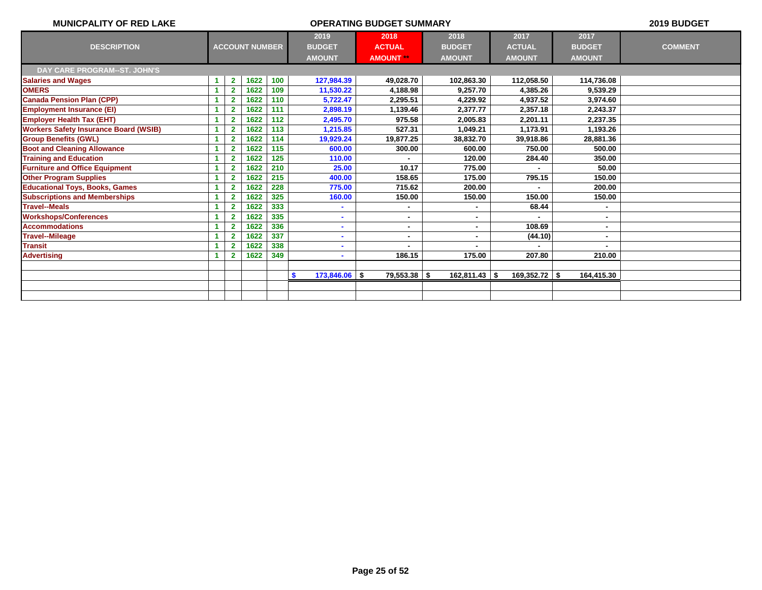**MUNICPALITY OF RED LAKE** | **OPERATING BUDGET SUMMARY** | **2019 BUDGET**

| DESCRIPTION | ACCOUNT NUMBER | | | | 2019 BUDGET AMOUNT | 2018 ACTUAL AMOUNT ** | 2018 BUDGET AMOUNT | 2017 ACTUAL AMOUNT | 2017 BUDGET AMOUNT | COMMENT |
|---|---|---|---|---|---|---|---|---|---|---|
| **DAY CARE PROGRAM--ST. JOHN'S** | | | | | | | | | | |
| Salaries and Wages | 1 | 2 | 1622 | 100 | 127,984.39 | 49,028.70 | 102,863.30 | 112,058.50 | 114,736.08 | |
| OMERS | 1 | 2 | 1622 | 109 | 11,530.22 | 4,188.98 | 9,257.70 | 4,385.26 | 9,539.29 | |
| Canada Pension Plan (CPP) | 1 | 2 | 1622 | 110 | 5,722.47 | 2,295.51 | 4,229.92 | 4,937.52 | 3,974.60 | |
| Employment Insurance (EI) | 1 | 2 | 1622 | 111 | 2,898.19 | 1,139.46 | 2,377.77 | 2,357.18 | 2,243.37 | |
| Employer Health Tax (EHT) | 1 | 2 | 1622 | 112 | 2,495.70 | 975.58 | 2,005.83 | 2,201.11 | 2,237.35 | |
| Workers Safety Insurance Board (WSIB) | 1 | 2 | 1622 | 113 | 1,215.85 | 527.31 | 1,049.21 | 1,173.91 | 1,193.26 | |
| Group Benefits (GWL) | 1 | 2 | 1622 | 114 | 19,929.24 | 19,877.25 | 38,832.70 | 39,918.86 | 28,881.36 | |
| Boot and Cleaning Allowance | 1 | 2 | 1622 | 115 | 600.00 | 300.00 | 600.00 | 750.00 | 500.00 | |
| Training and Education | 1 | 2 | 1622 | 125 | 110.00 | - | 120.00 | 284.40 | 350.00 | |
| Furniture and Office Equipment | 1 | 2 | 1622 | 210 | 25.00 | 10.17 | 775.00 | - | 50.00 | |
| Other Program Supplies | 1 | 2 | 1622 | 215 | 400.00 | 158.65 | 175.00 | 795.15 | 150.00 | |
| Educational Toys, Books, Games | 1 | 2 | 1622 | 228 | 775.00 | 715.62 | 200.00 | - | 200.00 | |
| Subscriptions and Memberships | 1 | 2 | 1622 | 325 | 160.00 | 150.00 | 150.00 | 150.00 | 150.00 | |
| Travel--Meals | 1 | 2 | 1622 | 333 | - | - | - | 68.44 | - | |
| Workshops/Conferences | 1 | 2 | 1622 | 335 | - | - | - | - | - | |
| Accommodations | 1 | 2 | 1622 | 336 | - | - | - | 108.69 | - | |
| Travel--Mileage | 1 | 2 | 1622 | 337 | - | - | - | (44.10) | - | |
| Transit | 1 | 2 | 1622 | 338 | - | - | - | - | - | |
| Advertising | 1 | 2 | 1622 | 349 | - | 186.15 | 175.00 | 207.80 | 210.00 | |
| | | | | | | | | | | |
| | | | | | $ 173,846.06 | $ 79,553.38 | $ 162,811.43 | $ 169,352.72 | $ 164,415.30 | |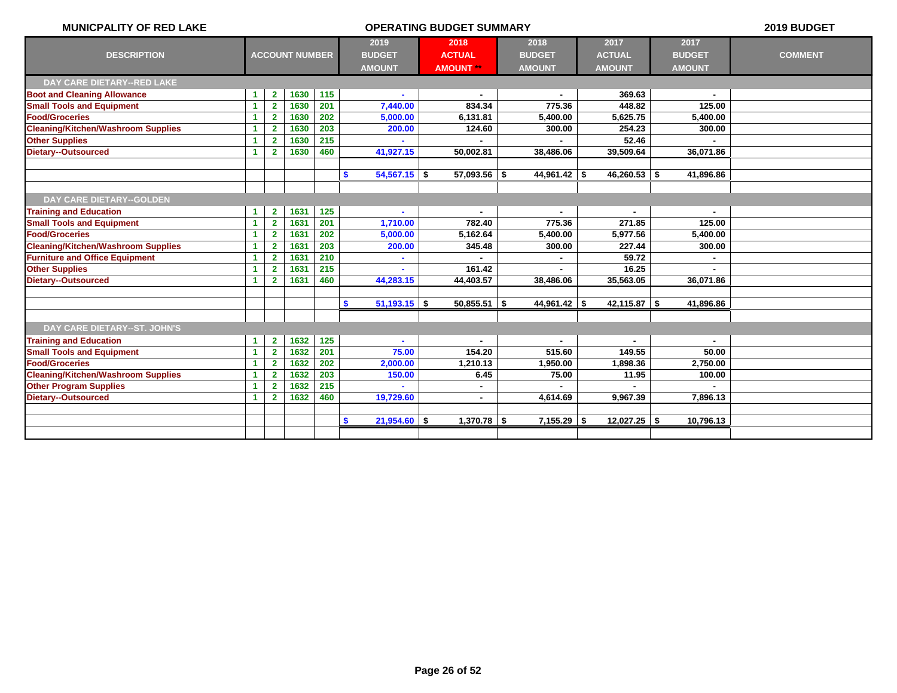MUNICPALITY OF RED LAKE | OPERATING BUDGET SUMMARY | 2019 BUDGET

| DESCRIPTION | ACCOUNT NUMBER | | | | 2019 BUDGET AMOUNT | 2018 ACTUAL AMOUNT ** | 2018 BUDGET AMOUNT | 2017 ACTUAL AMOUNT | 2017 BUDGET AMOUNT | COMMENT |
|---|---|---|---|---|---|---|---|---|---|---|
| **DAY CARE DIETARY--RED LAKE** | | | | | | | | | | |
| Boot and Cleaning Allowance | 1 | 2 | 1630 | 115 | - | - | - | 369.63 | - | |
| Small Tools and Equipment | 1 | 2 | 1630 | 201 | 7,440.00 | 834.34 | 775.36 | 448.82 | 125.00 | |
| Food/Groceries | 1 | 2 | 1630 | 202 | 5,000.00 | 6,131.81 | 5,400.00 | 5,625.75 | 5,400.00 | |
| Cleaning/Kitchen/Washroom Supplies | 1 | 2 | 1630 | 203 | 200.00 | 124.60 | 300.00 | 254.23 | 300.00 | |
| Other Supplies | 1 | 2 | 1630 | 215 | - | - | - | 52.46 | - | |
| Dietary--Outsourced | 1 | 2 | 1630 | 460 | 41,927.15 | 50,002.81 | 38,486.06 | 39,509.64 | 36,071.86 | |
| | | | | | | | | | | |
| | | | | | $ 54,567.15 | $ 57,093.56 | $ 44,961.42 | $ 46,260.53 | $ 41,896.86 | |
| | | | | | | | | | | |
| **DAY CARE DIETARY--GOLDEN** | | | | | | | | | | |
| Training and Education | 1 | 2 | 1631 | 125 | - | - | - | - | - | |
| Small Tools and Equipment | 1 | 2 | 1631 | 201 | 1,710.00 | 782.40 | 775.36 | 271.85 | 125.00 | |
| Food/Groceries | 1 | 2 | 1631 | 202 | 5,000.00 | 5,162.64 | 5,400.00 | 5,977.56 | 5,400.00 | |
| Cleaning/Kitchen/Washroom Supplies | 1 | 2 | 1631 | 203 | 200.00 | 345.48 | 300.00 | 227.44 | 300.00 | |
| Furniture and Office Equipment | 1 | 2 | 1631 | 210 | - | - | - | 59.72 | - | |
| Other Supplies | 1 | 2 | 1631 | 215 | - | 161.42 | - | 16.25 | - | |
| Dietary--Outsourced | 1 | 2 | 1631 | 460 | 44,283.15 | 44,403.57 | 38,486.06 | 35,563.05 | 36,071.86 | |
| | | | | | | | | | | |
| | | | | | $ 51,193.15 | $ 50,855.51 | $ 44,961.42 | $ 42,115.87 | $ 41,896.86 | |
| | | | | | | | | | | |
| **DAY CARE DIETARY--ST. JOHN'S** | | | | | | | | | | |
| Training and Education | 1 | 2 | 1632 | 125 | - | - | - | - | - | |
| Small Tools and Equipment | 1 | 2 | 1632 | 201 | 75.00 | 154.20 | 515.60 | 149.55 | 50.00 | |
| Food/Groceries | 1 | 2 | 1632 | 202 | 2,000.00 | 1,210.13 | 1,950.00 | 1,898.36 | 2,750.00 | |
| Cleaning/Kitchen/Washroom Supplies | 1 | 2 | 1632 | 203 | 150.00 | 6.45 | 75.00 | 11.95 | 100.00 | |
| Other Program Supplies | 1 | 2 | 1632 | 215 | - | - | - | - | - | |
| Dietary--Outsourced | 1 | 2 | 1632 | 460 | 19,729.60 | - | 4,614.69 | 9,967.39 | 7,896.13 | |
| | | | | | | | | | | |
| | | | | | $ 21,954.60 | $ 1,370.78 | $ 7,155.29 | $ 12,027.25 | $ 10,796.13 | |
| | | | | | | | | | | |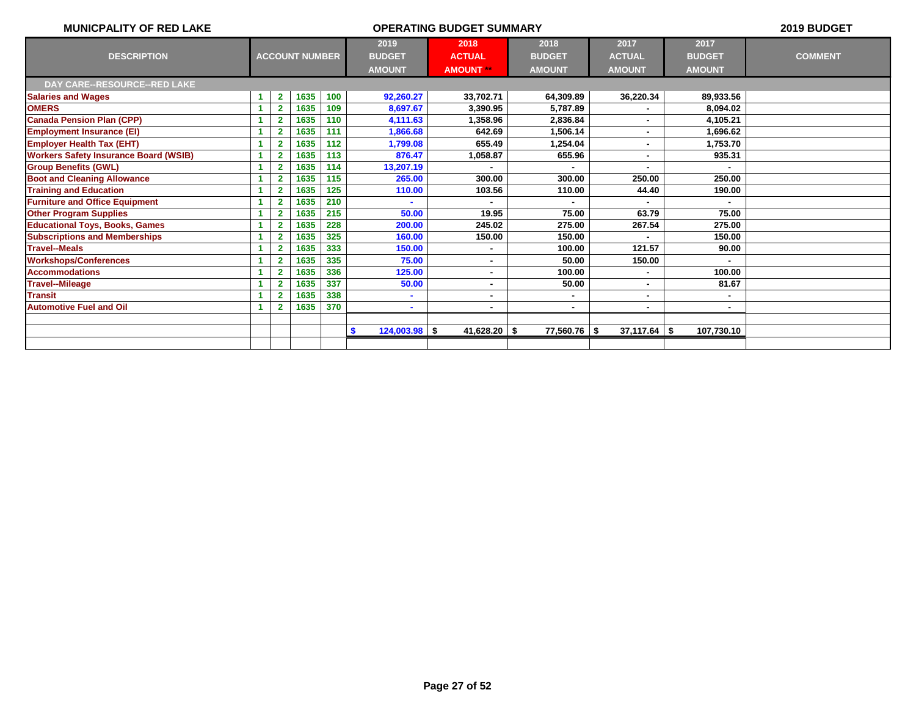**MUNICPALITY OF RED LAKE** — **OPERATING BUDGET SUMMARY** — **2019 BUDGET**

| DESCRIPTION | ACCOUNT NUMBER | | | | 2019 BUDGET AMOUNT | 2018 ACTUAL AMOUNT ** | 2018 BUDGET AMOUNT | 2017 ACTUAL AMOUNT | 2017 BUDGET AMOUNT | COMMENT |
|---|---|---|---|---|---|---|---|---|---|---|
| **DAY CARE--RESOURCE--RED LAKE** | | | | | | | | | | |
| Salaries and Wages | 1 | 2 | 1635 | 100 | 92,260.27 | 33,702.71 | 64,309.89 | 36,220.34 | 89,933.56 | |
| OMERS | 1 | 2 | 1635 | 109 | 8,697.67 | 3,390.95 | 5,787.89 | - | 8,094.02 | |
| Canada Pension Plan (CPP) | 1 | 2 | 1635 | 110 | 4,111.63 | 1,358.96 | 2,836.84 | - | 4,105.21 | |
| Employment Insurance (EI) | 1 | 2 | 1635 | 111 | 1,866.68 | 642.69 | 1,506.14 | - | 1,696.62 | |
| Employer Health Tax (EHT) | 1 | 2 | 1635 | 112 | 1,799.08 | 655.49 | 1,254.04 | - | 1,753.70 | |
| Workers Safety Insurance Board (WSIB) | 1 | 2 | 1635 | 113 | 876.47 | 1,058.87 | 655.96 | - | 935.31 | |
| Group Benefits (GWL) | 1 | 2 | 1635 | 114 | 13,207.19 | - | - | - | - | |
| Boot and Cleaning Allowance | 1 | 2 | 1635 | 115 | 265.00 | 300.00 | 300.00 | 250.00 | 250.00 | |
| Training and Education | 1 | 2 | 1635 | 125 | 110.00 | 103.56 | 110.00 | 44.40 | 190.00 | |
| Furniture and Office Equipment | 1 | 2 | 1635 | 210 | - | - | - | - | - | |
| Other Program Supplies | 1 | 2 | 1635 | 215 | 50.00 | 19.95 | 75.00 | 63.79 | 75.00 | |
| Educational Toys, Books, Games | 1 | 2 | 1635 | 228 | 200.00 | 245.02 | 275.00 | 267.54 | 275.00 | |
| Subscriptions and Memberships | 1 | 2 | 1635 | 325 | 160.00 | 150.00 | 150.00 | - | 150.00 | |
| Travel--Meals | 1 | 2 | 1635 | 333 | 150.00 | - | 100.00 | 121.57 | 90.00 | |
| Workshops/Conferences | 1 | 2 | 1635 | 335 | 75.00 | - | 50.00 | 150.00 | - | |
| Accommodations | 1 | 2 | 1635 | 336 | 125.00 | - | 100.00 | - | 100.00 | |
| Travel--Mileage | 1 | 2 | 1635 | 337 | 50.00 | - | 50.00 | - | 81.67 | |
| Transit | 1 | 2 | 1635 | 338 | - | - | - | - | - | |
| Automotive Fuel and Oil | 1 | 2 | 1635 | 370 | - | - | - | - | - | |
| | | | | | | | | | | |
| | | | | | $ 124,003.98 | $ 41,628.20 | $ 77,560.76 | $ 37,117.64 | $ 107,730.10 | |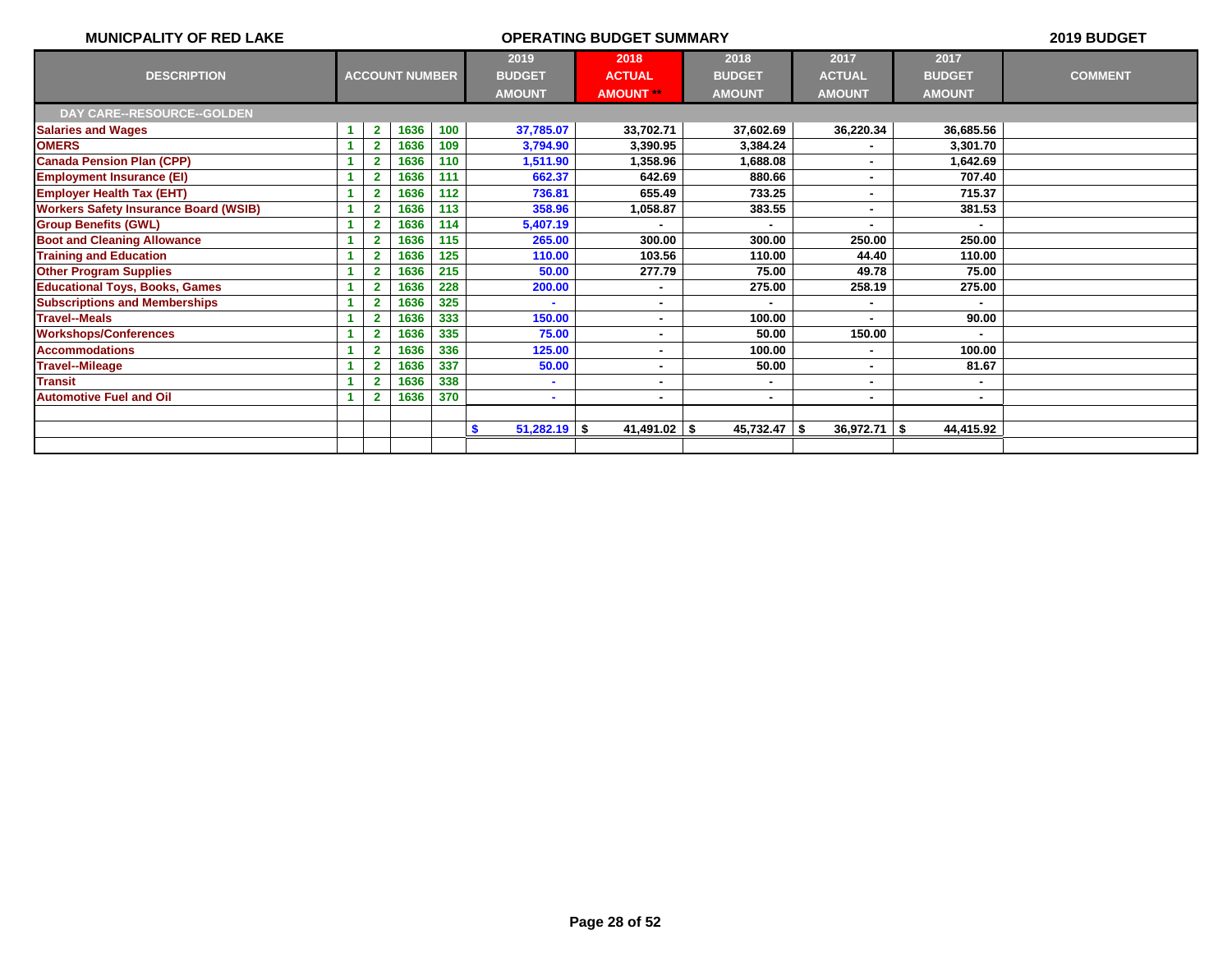**MUNICPALITY OF RED LAKE** **OPERATING BUDGET SUMMARY** **2019 BUDGET**

| DESCRIPTION | ACCOUNT NUMBER | | | | 2019 BUDGET AMOUNT | 2018 ACTUAL AMOUNT ** | 2018 BUDGET AMOUNT | 2017 ACTUAL AMOUNT | 2017 BUDGET AMOUNT | COMMENT |
|---|---|---|---|---|---|---|---|---|---|---|
| **DAY CARE--RESOURCE--GOLDEN** | | | | | | | | | | |
| Salaries and Wages | 1 | 2 | 1636 | 100 | 37,785.07 | 33,702.71 | 37,602.69 | 36,220.34 | 36,685.56 | |
| OMERS | 1 | 2 | 1636 | 109 | 3,794.90 | 3,390.95 | 3,384.24 | - | 3,301.70 | |
| Canada Pension Plan (CPP) | 1 | 2 | 1636 | 110 | 1,511.90 | 1,358.96 | 1,688.08 | - | 1,642.69 | |
| Employment Insurance (EI) | 1 | 2 | 1636 | 111 | 662.37 | 642.69 | 880.66 | - | 707.40 | |
| Employer Health Tax (EHT) | 1 | 2 | 1636 | 112 | 736.81 | 655.49 | 733.25 | - | 715.37 | |
| Workers Safety Insurance Board (WSIB) | 1 | 2 | 1636 | 113 | 358.96 | 1,058.87 | 383.55 | - | 381.53 | |
| Group Benefits (GWL) | 1 | 2 | 1636 | 114 | 5,407.19 | - | - | - | - | |
| Boot and Cleaning Allowance | 1 | 2 | 1636 | 115 | 265.00 | 300.00 | 300.00 | 250.00 | 250.00 | |
| Training and Education | 1 | 2 | 1636 | 125 | 110.00 | 103.56 | 110.00 | 44.40 | 110.00 | |
| Other Program Supplies | 1 | 2 | 1636 | 215 | 50.00 | 277.79 | 75.00 | 49.78 | 75.00 | |
| Educational Toys, Books, Games | 1 | 2 | 1636 | 228 | 200.00 | - | 275.00 | 258.19 | 275.00 | |
| Subscriptions and Memberships | 1 | 2 | 1636 | 325 | - | - | - | - | - | |
| Travel--Meals | 1 | 2 | 1636 | 333 | 150.00 | - | 100.00 | - | 90.00 | |
| Workshops/Conferences | 1 | 2 | 1636 | 335 | 75.00 | - | 50.00 | 150.00 | - | |
| Accommodations | 1 | 2 | 1636 | 336 | 125.00 | - | 100.00 | - | 100.00 | |
| Travel--Mileage | 1 | 2 | 1636 | 337 | 50.00 | - | 50.00 | - | 81.67 | |
| Transit | 1 | 2 | 1636 | 338 | - | - | - | - | - | |
| Automotive Fuel and Oil | 1 | 2 | 1636 | 370 | - | - | - | - | - | |
| | | | | | | | | | | |
| | | | | | $ 51,282.19 | $ 41,491.02 | $ 45,732.47 | $ 36,972.71 | $ 44,415.92 | |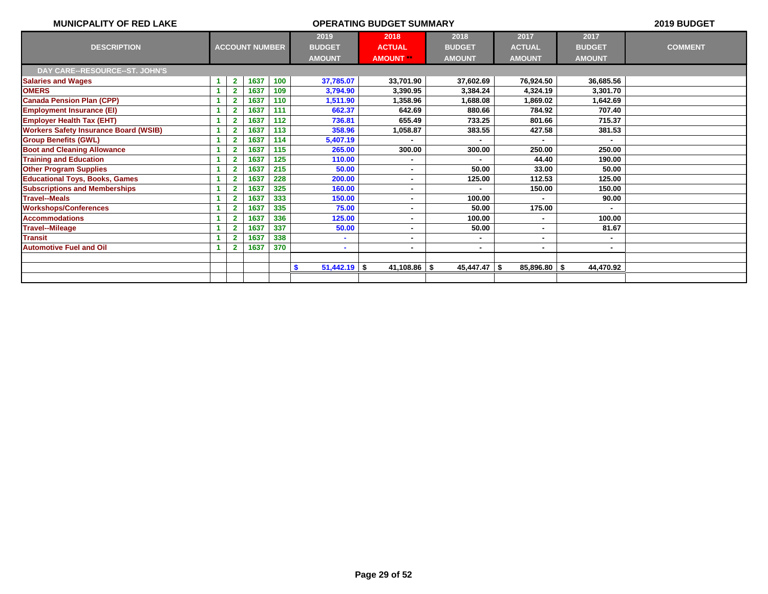**MUNICPALITY OF RED LAKE** — **OPERATING BUDGET SUMMARY** — **2019 BUDGET**

| DESCRIPTION | ACCOUNT NUMBER | | | | 2019 BUDGET AMOUNT | 2018 ACTUAL AMOUNT ** | 2018 BUDGET AMOUNT | 2017 ACTUAL AMOUNT | 2017 BUDGET AMOUNT | COMMENT |
|---|---|---|---|---|---|---|---|---|---|---|
| **DAY CARE--RESOURCE--ST. JOHN'S** | | | | | | | | | | |
| Salaries and Wages | 1 | 2 | 1637 | 100 | 37,785.07 | 33,701.90 | 37,602.69 | 76,924.50 | 36,685.56 | |
| OMERS | 1 | 2 | 1637 | 109 | 3,794.90 | 3,390.95 | 3,384.24 | 4,324.19 | 3,301.70 | |
| Canada Pension Plan (CPP) | 1 | 2 | 1637 | 110 | 1,511.90 | 1,358.96 | 1,688.08 | 1,869.02 | 1,642.69 | |
| Employment Insurance (EI) | 1 | 2 | 1637 | 111 | 662.37 | 642.69 | 880.66 | 784.92 | 707.40 | |
| Employer Health Tax (EHT) | 1 | 2 | 1637 | 112 | 736.81 | 655.49 | 733.25 | 801.66 | 715.37 | |
| Workers Safety Insurance Board (WSIB) | 1 | 2 | 1637 | 113 | 358.96 | 1,058.87 | 383.55 | 427.58 | 381.53 | |
| Group Benefits (GWL) | 1 | 2 | 1637 | 114 | 5,407.19 | - | - | - | - | |
| Boot and Cleaning Allowance | 1 | 2 | 1637 | 115 | 265.00 | 300.00 | 300.00 | 250.00 | 250.00 | |
| Training and Education | 1 | 2 | 1637 | 125 | 110.00 | - | - | 44.40 | 190.00 | |
| Other Program Supplies | 1 | 2 | 1637 | 215 | 50.00 | - | 50.00 | 33.00 | 50.00 | |
| Educational Toys, Books, Games | 1 | 2 | 1637 | 228 | 200.00 | - | 125.00 | 112.53 | 125.00 | |
| Subscriptions and Memberships | 1 | 2 | 1637 | 325 | 160.00 | - | - | 150.00 | 150.00 | |
| Travel--Meals | 1 | 2 | 1637 | 333 | 150.00 | - | 100.00 | - | 90.00 | |
| Workshops/Conferences | 1 | 2 | 1637 | 335 | 75.00 | - | 50.00 | 175.00 | - | |
| Accommodations | 1 | 2 | 1637 | 336 | 125.00 | - | 100.00 | - | 100.00 | |
| Travel--Mileage | 1 | 2 | 1637 | 337 | 50.00 | - | 50.00 | - | 81.67 | |
| Transit | 1 | 2 | 1637 | 338 | - | - | - | - | - | |
| Automotive Fuel and Oil | 1 | 2 | 1637 | 370 | - | - | - | - | - | |
| | | | | | | | | | | |
| | | | | | $ 51,442.19 | $ 41,108.86 | $ 45,447.47 | $ 85,896.80 | $ 44,470.92 | |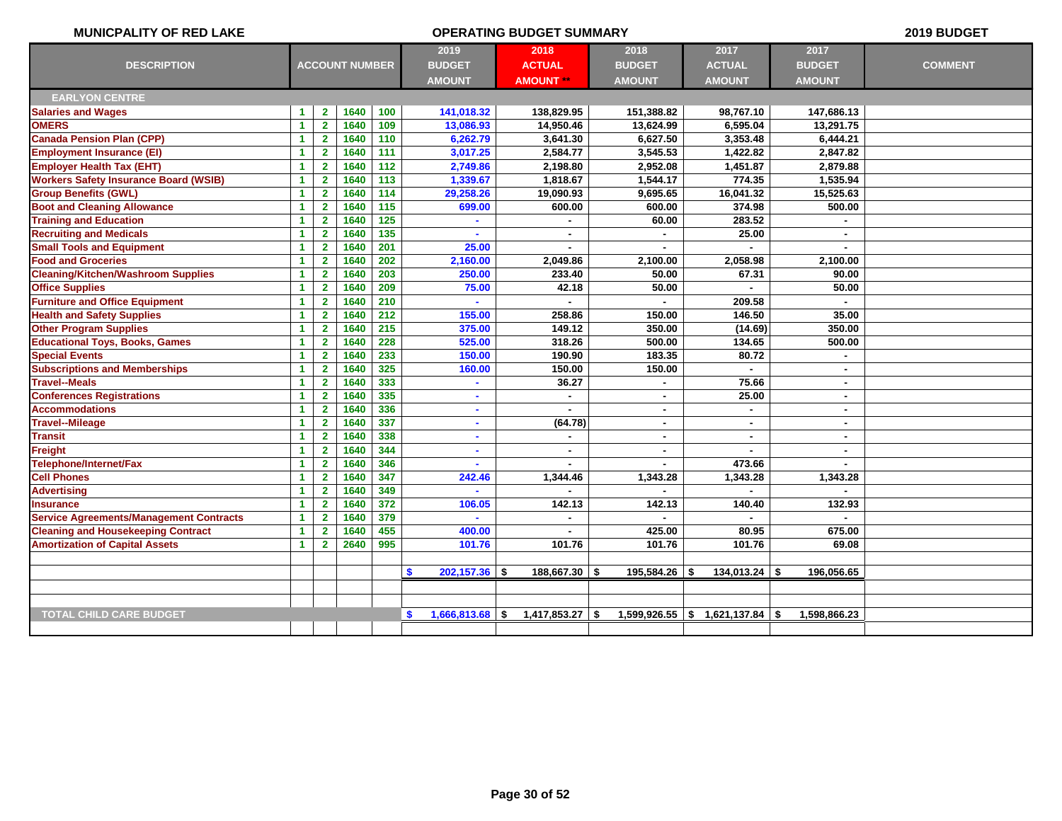MUNICPALITY OF RED LAKE — OPERATING BUDGET SUMMARY — 2019 BUDGET

| DESCRIPTION | ACCOUNT NUMBER | | | | 2019 BUDGET AMOUNT | 2018 ACTUAL AMOUNT ** | 2018 BUDGET AMOUNT | 2017 ACTUAL AMOUNT | 2017 BUDGET AMOUNT | COMMENT |
|---|---|---|---|---|---|---|---|---|---|---|
| **EARLYON CENTRE** | | | | | | | | | | |
| Salaries and Wages | 1 | 2 | 1640 | 100 | 141,018.32 | 138,829.95 | 151,388.82 | 98,767.10 | 147,686.13 | |
| OMERS | 1 | 2 | 1640 | 109 | 13,086.93 | 14,950.46 | 13,624.99 | 6,595.04 | 13,291.75 | |
| Canada Pension Plan (CPP) | 1 | 2 | 1640 | 110 | 6,262.79 | 3,641.30 | 6,627.50 | 3,353.48 | 6,444.21 | |
| Employment Insurance (EI) | 1 | 2 | 1640 | 111 | 3,017.25 | 2,584.77 | 3,545.53 | 1,422.82 | 2,847.82 | |
| Employer Health Tax (EHT) | 1 | 2 | 1640 | 112 | 2,749.86 | 2,198.80 | 2,952.08 | 1,451.87 | 2,879.88 | |
| Workers Safety Insurance Board (WSIB) | 1 | 2 | 1640 | 113 | 1,339.67 | 1,818.67 | 1,544.17 | 774.35 | 1,535.94 | |
| Group Benefits (GWL) | 1 | 2 | 1640 | 114 | 29,258.26 | 19,090.93 | 9,695.65 | 16,041.32 | 15,525.63 | |
| Boot and Cleaning Allowance | 1 | 2 | 1640 | 115 | 699.00 | 600.00 | 600.00 | 374.98 | 500.00 | |
| Training and Education | 1 | 2 | 1640 | 125 | - | - | 60.00 | 283.52 | - | |
| Recruiting and Medicals | 1 | 2 | 1640 | 135 | - | - | - | 25.00 | - | |
| Small Tools and Equipment | 1 | 2 | 1640 | 201 | 25.00 | - | - | - | - | |
| Food and Groceries | 1 | 2 | 1640 | 202 | 2,160.00 | 2,049.86 | 2,100.00 | 2,058.98 | 2,100.00 | |
| Cleaning/Kitchen/Washroom Supplies | 1 | 2 | 1640 | 203 | 250.00 | 233.40 | 50.00 | 67.31 | 90.00 | |
| Office Supplies | 1 | 2 | 1640 | 209 | 75.00 | 42.18 | 50.00 | - | 50.00 | |
| Furniture and Office Equipment | 1 | 2 | 1640 | 210 | - | - | - | 209.58 | - | |
| Health and Safety Supplies | 1 | 2 | 1640 | 212 | 155.00 | 258.86 | 150.00 | 146.50 | 35.00 | |
| Other Program Supplies | 1 | 2 | 1640 | 215 | 375.00 | 149.12 | 350.00 | (14.69) | 350.00 | |
| Educational Toys, Books, Games | 1 | 2 | 1640 | 228 | 525.00 | 318.26 | 500.00 | 134.65 | 500.00 | |
| Special Events | 1 | 2 | 1640 | 233 | 150.00 | 190.90 | 183.35 | 80.72 | - | |
| Subscriptions and Memberships | 1 | 2 | 1640 | 325 | 160.00 | 150.00 | 150.00 | - | - | |
| Travel--Meals | 1 | 2 | 1640 | 333 | - | 36.27 | - | 75.66 | - | |
| Conferences Registrations | 1 | 2 | 1640 | 335 | - | - | - | 25.00 | - | |
| Accommodations | 1 | 2 | 1640 | 336 | - | - | - | - | - | |
| Travel--Mileage | 1 | 2 | 1640 | 337 | - | (64.78) | - | - | - | |
| Transit | 1 | 2 | 1640 | 338 | - | - | - | - | - | |
| Freight | 1 | 2 | 1640 | 344 | - | - | - | - | - | |
| Telephone/Internet/Fax | 1 | 2 | 1640 | 346 | - | - | - | 473.66 | - | |
| Cell Phones | 1 | 2 | 1640 | 347 | 242.46 | 1,344.46 | 1,343.28 | 1,343.28 | 1,343.28 | |
| Advertising | 1 | 2 | 1640 | 349 | - | - | - | - | - | |
| Insurance | 1 | 2 | 1640 | 372 | 106.05 | 142.13 | 142.13 | 140.40 | 132.93 | |
| Service Agreements/Management Contracts | 1 | 2 | 1640 | 379 | - | - | - | - | - | |
| Cleaning and Housekeeping Contract | 1 | 2 | 1640 | 455 | 400.00 | - | 425.00 | 80.95 | 675.00 | |
| Amortization of Capital Assets | 1 | 2 | 2640 | 995 | 101.76 | 101.76 | 101.76 | 101.76 | 69.08 | |
| | | | | | $ 202,157.36 | $ 188,667.30 | $ 195,584.26 | $ 134,013.24 | $ 196,056.65 | |
| **TOTAL CHILD CARE BUDGET** | | | | | $ 1,666,813.68 | $ 1,417,853.27 | $ 1,599,926.55 | $ 1,621,137.84 | $ 1,598,866.23 | |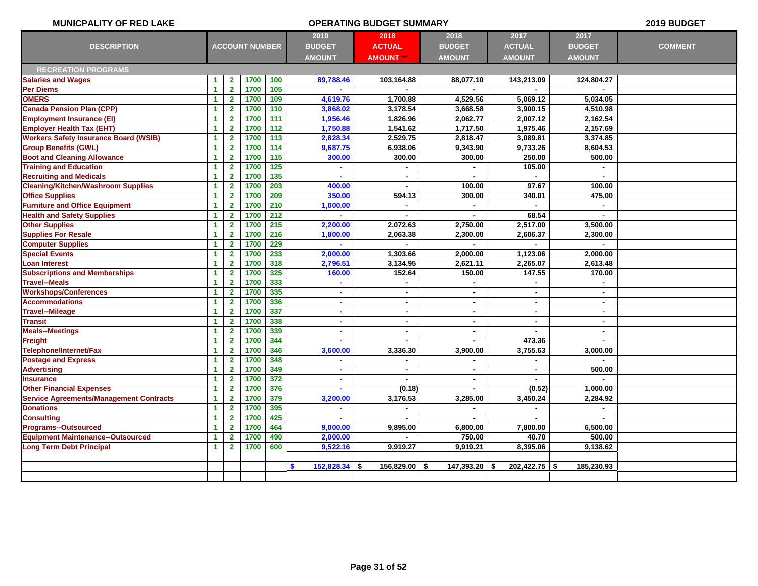**MUNICPALITY OF RED LAKE** — **OPERATING BUDGET SUMMARY** — **2019 BUDGET**

| DESCRIPTION | ACCOUNT NUMBER | | | | 2019 BUDGET AMOUNT | 2018 ACTUAL AMOUNT ** | 2018 BUDGET AMOUNT | 2017 ACTUAL AMOUNT | 2017 BUDGET AMOUNT | COMMENT |
|---|---|---|---|---|---|---|---|---|---|---|
| **RECREATION PROGRAMS** | | | | | | | | | | |
| Salaries and Wages | 1 | 2 | 1700 | 100 | 89,788.46 | 103,164.88 | 88,077.10 | 143,213.09 | 124,804.27 | |
| Per Diems | 1 | 2 | 1700 | 105 | - | - | - | - | - | |
| OMERS | 1 | 2 | 1700 | 109 | 4,619.76 | 1,700.88 | 4,529.56 | 5,069.12 | 5,034.05 | |
| Canada Pension Plan (CPP) | 1 | 2 | 1700 | 110 | 3,868.02 | 3,178.54 | 3,668.58 | 3,900.15 | 4,510.98 | |
| Employment Insurance (EI) | 1 | 2 | 1700 | 111 | 1,956.46 | 1,826.96 | 2,062.77 | 2,007.12 | 2,162.54 | |
| Employer Health Tax (EHT) | 1 | 2 | 1700 | 112 | 1,750.88 | 1,541.62 | 1,717.50 | 1,975.46 | 2,157.69 | |
| Workers Safety Insurance Board (WSIB) | 1 | 2 | 1700 | 113 | 2,828.34 | 2,529.75 | 2,818.47 | 3,089.81 | 3,374.85 | |
| Group Benefits (GWL) | 1 | 2 | 1700 | 114 | 9,687.75 | 6,938.06 | 9,343.90 | 9,733.26 | 8,604.53 | |
| Boot and Cleaning Allowance | 1 | 2 | 1700 | 115 | 300.00 | 300.00 | 300.00 | 250.00 | 500.00 | |
| Training and Education | 1 | 2 | 1700 | 125 | - | - | - | 105.00 | - | |
| Recruiting and Medicals | 1 | 2 | 1700 | 135 | - | - | - | - | - | |
| Cleaning/Kitchen/Washroom Supplies | 1 | 2 | 1700 | 203 | 400.00 | - | 100.00 | 97.67 | 100.00 | |
| Office Supplies | 1 | 2 | 1700 | 209 | 350.00 | 594.13 | 300.00 | 340.01 | 475.00 | |
| Furniture and Office Equipment | 1 | 2 | 1700 | 210 | 1,000.00 | - | - | - | - | |
| Health and Safety Supplies | 1 | 2 | 1700 | 212 | - | - | - | 68.54 | - | |
| Other Supplies | 1 | 2 | 1700 | 215 | 2,200.00 | 2,072.63 | 2,750.00 | 2,517.00 | 3,500.00 | |
| Supplies For Resale | 1 | 2 | 1700 | 216 | 1,800.00 | 2,063.38 | 2,300.00 | 2,606.37 | 2,300.00 | |
| Computer Supplies | 1 | 2 | 1700 | 229 | - | - | - | - | - | |
| Special Events | 1 | 2 | 1700 | 233 | 2,000.00 | 1,303.66 | 2,000.00 | 1,123.06 | 2,000.00 | |
| Loan Interest | 1 | 2 | 1700 | 318 | 2,796.51 | 3,134.95 | 2,621.11 | 2,265.07 | 2,613.48 | |
| Subscriptions and Memberships | 1 | 2 | 1700 | 325 | 160.00 | 152.64 | 150.00 | 147.55 | 170.00 | |
| Travel--Meals | 1 | 2 | 1700 | 333 | - | - | - | - | - | |
| Workshops/Conferences | 1 | 2 | 1700 | 335 | - | - | - | - | - | |
| Accommodations | 1 | 2 | 1700 | 336 | - | - | - | - | - | |
| Travel--Mileage | 1 | 2 | 1700 | 337 | - | - | - | - | - | |
| Transit | 1 | 2 | 1700 | 338 | - | - | - | - | - | |
| Meals--Meetings | 1 | 2 | 1700 | 339 | - | - | - | - | - | |
| Freight | 1 | 2 | 1700 | 344 | - | - | - | 473.36 | - | |
| Telephone/Internet/Fax | 1 | 2 | 1700 | 346 | 3,600.00 | 3,336.30 | 3,900.00 | 3,755.63 | 3,000.00 | |
| Postage and Express | 1 | 2 | 1700 | 348 | - | - | - | - | - | |
| Advertising | 1 | 2 | 1700 | 349 | - | - | - | - | 500.00 | |
| Insurance | 1 | 2 | 1700 | 372 | - | - | - | - | - | |
| Other Financial Expenses | 1 | 2 | 1700 | 376 | - | (0.18) | - | (0.52) | 1,000.00 | |
| Service Agreements/Management Contracts | 1 | 2 | 1700 | 379 | 3,200.00 | 3,176.53 | 3,285.00 | 3,450.24 | 2,284.92 | |
| Donations | 1 | 2 | 1700 | 395 | - | - | - | - | - | |
| Consulting | 1 | 2 | 1700 | 425 | - | - | - | - | - | |
| Programs--Outsourced | 1 | 2 | 1700 | 464 | 9,000.00 | 9,895.00 | 6,800.00 | 7,800.00 | 6,500.00 | |
| Equipment Maintenance--Outsourced | 1 | 2 | 1700 | 490 | 2,000.00 | - | 750.00 | 40.70 | 500.00 | |
| Long Term Debt Principal | 1 | 2 | 1700 | 600 | 9,522.16 | 9,919.27 | 9,919.21 | 8,395.06 | 9,138.62 | |
| | | | | | $ 152,828.34 | $ 156,829.00 | $ 147,393.20 | $ 202,422.75 | $ 185,230.93 | |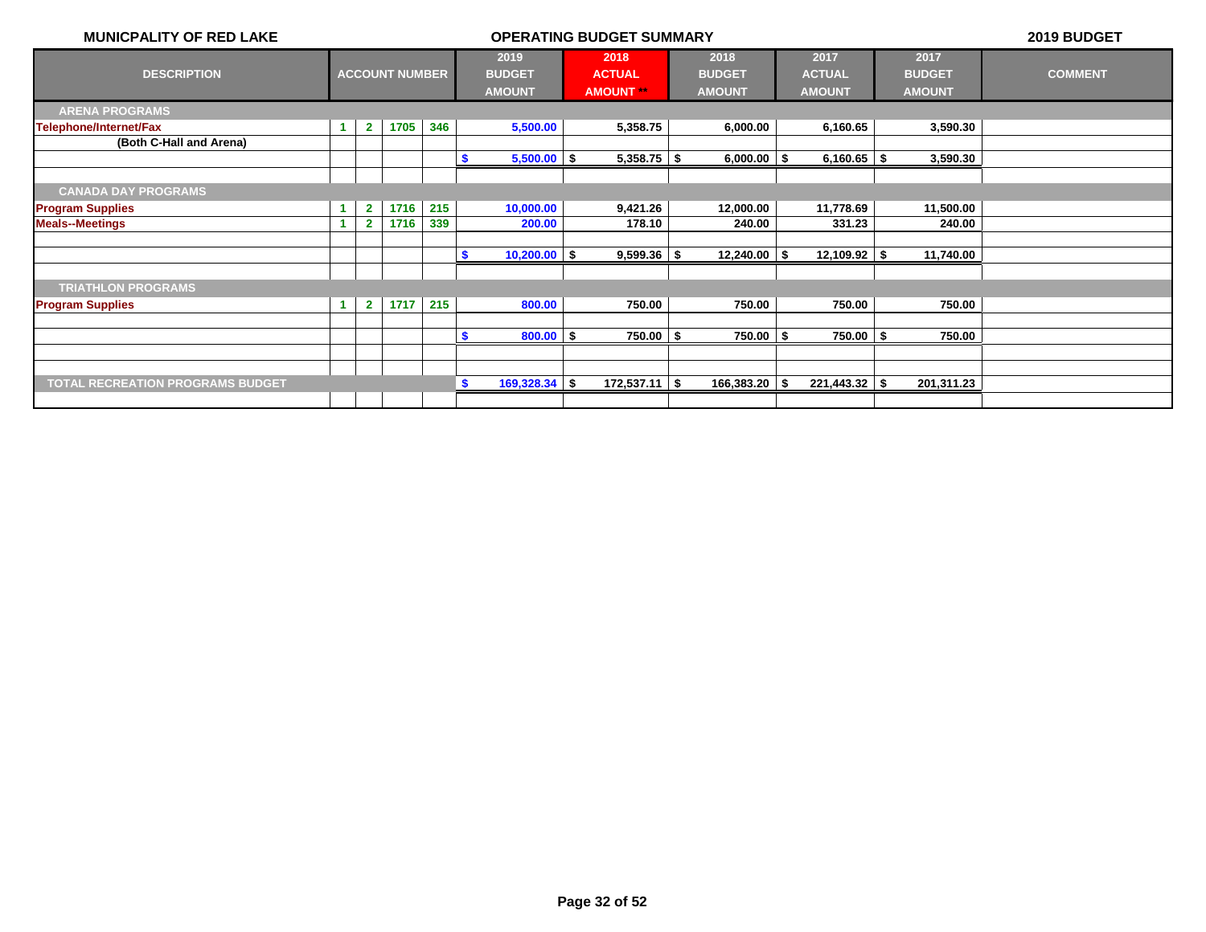**MUNICPALITY OF RED LAKE** — **OPERATING BUDGET SUMMARY** — **2019 BUDGET**

| DESCRIPTION | ACCOUNT NUMBER | | | | 2019 BUDGET AMOUNT | 2018 ACTUAL AMOUNT ** | 2018 BUDGET AMOUNT | 2017 ACTUAL AMOUNT | 2017 BUDGET AMOUNT | COMMENT |
|---|---|---|---|---|---|---|---|---|---|---|
| **ARENA PROGRAMS** | | | | | | | | | | |
| Telephone/Internet/Fax | 1 | 2 | 1705 | 346 | 5,500.00 | 5,358.75 | 6,000.00 | 6,160.65 | 3,590.30 | |
| (Both C-Hall and Arena) | | | | | | | | | | |
| | | | | | $ 5,500.00 | $ 5,358.75 | $ 6,000.00 | $ 6,160.65 | $ 3,590.30 | |
| **CANADA DAY PROGRAMS** | | | | | | | | | | |
| Program Supplies | 1 | 2 | 1716 | 215 | 10,000.00 | 9,421.26 | 12,000.00 | 11,778.69 | 11,500.00 | |
| Meals--Meetings | 1 | 2 | 1716 | 339 | 200.00 | 178.10 | 240.00 | 331.23 | 240.00 | |
| | | | | | $ 10,200.00 | $ 9,599.36 | $ 12,240.00 | $ 12,109.92 | $ 11,740.00 | |
| **TRIATHLON PROGRAMS** | | | | | | | | | | |
| Program Supplies | 1 | 2 | 1717 | 215 | 800.00 | 750.00 | 750.00 | 750.00 | 750.00 | |
| | | | | | $ 800.00 | $ 750.00 | $ 750.00 | $ 750.00 | $ 750.00 | |
| **TOTAL RECREATION PROGRAMS BUDGET** | | | | | $ 169,328.34 | $ 172,537.11 | $ 166,383.20 | $ 221,443.32 | $ 201,311.23 | |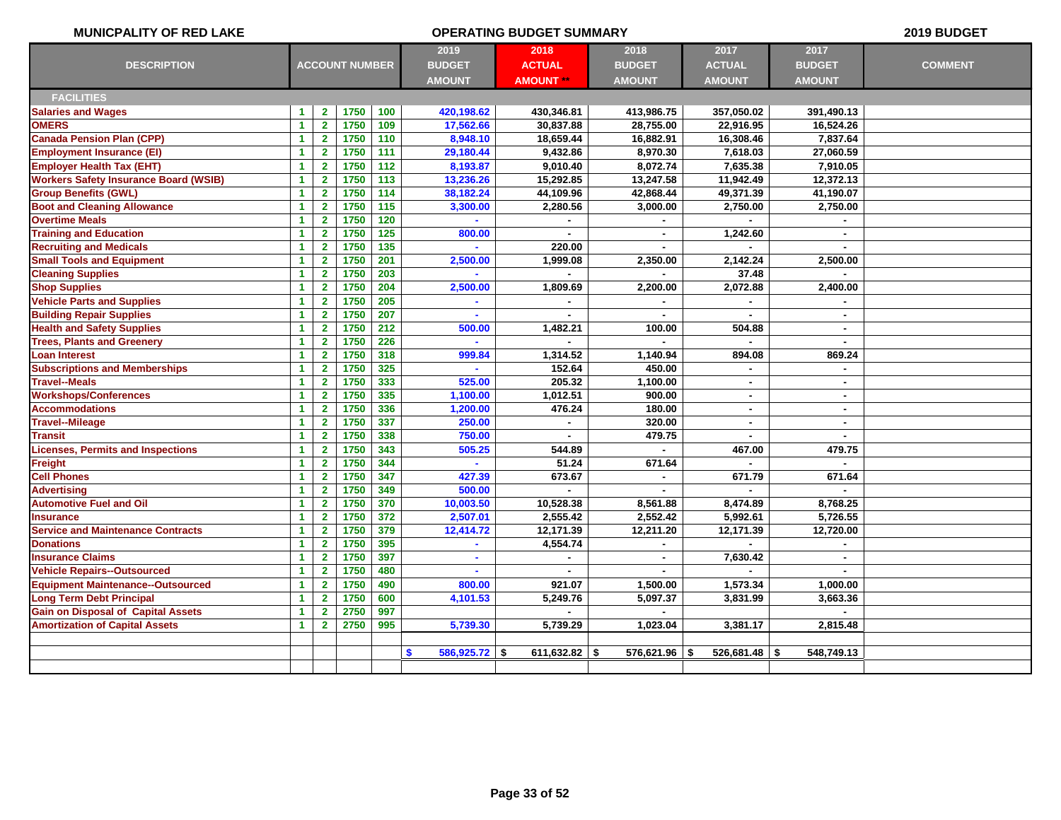MUNICPALITY OF RED LAKE — OPERATING BUDGET SUMMARY — 2019 BUDGET

| DESCRIPTION | ACCOUNT NUMBER | | | | 2019 BUDGET AMOUNT | 2018 ACTUAL AMOUNT ** | 2018 BUDGET AMOUNT | 2017 ACTUAL AMOUNT | 2017 BUDGET AMOUNT | COMMENT |
|---|---|---|---|---|---|---|---|---|---|---|
| **FACILITIES** | | | | | | | | | | |
| Salaries and Wages | 1 | 2 | 1750 | 100 | 420,198.62 | 430,346.81 | 413,986.75 | 357,050.02 | 391,490.13 | |
| OMERS | 1 | 2 | 1750 | 109 | 17,562.66 | 30,837.88 | 28,755.00 | 22,916.95 | 16,524.26 | |
| Canada Pension Plan (CPP) | 1 | 2 | 1750 | 110 | 8,948.10 | 18,659.44 | 16,882.91 | 16,308.46 | 7,837.64 | |
| Employment Insurance (EI) | 1 | 2 | 1750 | 111 | 29,180.44 | 9,432.86 | 8,970.30 | 7,618.03 | 27,060.59 | |
| Employer Health Tax (EHT) | 1 | 2 | 1750 | 112 | 8,193.87 | 9,010.40 | 8,072.74 | 7,635.38 | 7,910.05 | |
| Workers Safety Insurance Board (WSIB) | 1 | 2 | 1750 | 113 | 13,236.26 | 15,292.85 | 13,247.58 | 11,942.49 | 12,372.13 | |
| Group Benefits (GWL) | 1 | 2 | 1750 | 114 | 38,182.24 | 44,109.96 | 42,868.44 | 49,371.39 | 41,190.07 | |
| Boot and Cleaning Allowance | 1 | 2 | 1750 | 115 | 3,300.00 | 2,280.56 | 3,000.00 | 2,750.00 | 2,750.00 | |
| Overtime Meals | 1 | 2 | 1750 | 120 | - | - | - | - | - | |
| Training and Education | 1 | 2 | 1750 | 125 | 800.00 | - | - | 1,242.60 | - | |
| Recruiting and Medicals | 1 | 2 | 1750 | 135 | - | 220.00 | - | - | - | |
| Small Tools and Equipment | 1 | 2 | 1750 | 201 | 2,500.00 | 1,999.08 | 2,350.00 | 2,142.24 | 2,500.00 | |
| Cleaning Supplies | 1 | 2 | 1750 | 203 | - | - | - | 37.48 | - | |
| Shop Supplies | 1 | 2 | 1750 | 204 | 2,500.00 | 1,809.69 | 2,200.00 | 2,072.88 | 2,400.00 | |
| Vehicle Parts and Supplies | 1 | 2 | 1750 | 205 | - | - | - | - | - | |
| Building Repair Supplies | 1 | 2 | 1750 | 207 | - | - | - | - | - | |
| Health and Safety Supplies | 1 | 2 | 1750 | 212 | 500.00 | 1,482.21 | 100.00 | 504.88 | - | |
| Trees, Plants and Greenery | 1 | 2 | 1750 | 226 | - | - | - | - | - | |
| Loan Interest | 1 | 2 | 1750 | 318 | 999.84 | 1,314.52 | 1,140.94 | 894.08 | 869.24 | |
| Subscriptions and Memberships | 1 | 2 | 1750 | 325 | - | 152.64 | 450.00 | - | - | |
| Travel--Meals | 1 | 2 | 1750 | 333 | 525.00 | 205.32 | 1,100.00 | - | - | |
| Workshops/Conferences | 1 | 2 | 1750 | 335 | 1,100.00 | 1,012.51 | 900.00 | - | - | |
| Accommodations | 1 | 2 | 1750 | 336 | 1,200.00 | 476.24 | 180.00 | - | - | |
| Travel--Mileage | 1 | 2 | 1750 | 337 | 250.00 | - | 320.00 | - | - | |
| Transit | 1 | 2 | 1750 | 338 | 750.00 | - | 479.75 | - | - | |
| Licenses, Permits and Inspections | 1 | 2 | 1750 | 343 | 505.25 | 544.89 | - | 467.00 | 479.75 | |
| Freight | 1 | 2 | 1750 | 344 | - | 51.24 | 671.64 | - | - | |
| Cell Phones | 1 | 2 | 1750 | 347 | 427.39 | 673.67 | - | 671.79 | 671.64 | |
| Advertising | 1 | 2 | 1750 | 349 | 500.00 | - | - | - | - | |
| Automotive Fuel and Oil | 1 | 2 | 1750 | 370 | 10,003.50 | 10,528.38 | 8,561.88 | 8,474.89 | 8,768.25 | |
| Insurance | 1 | 2 | 1750 | 372 | 2,507.01 | 2,555.42 | 2,552.42 | 5,992.61 | 5,726.55 | |
| Service and Maintenance Contracts | 1 | 2 | 1750 | 379 | 12,414.72 | 12,171.39 | 12,211.20 | 12,171.39 | 12,720.00 | |
| Donations | 1 | 2 | 1750 | 395 | - | 4,554.74 | - | - | - | |
| Insurance Claims | 1 | 2 | 1750 | 397 | - | - | - | 7,630.42 | - | |
| Vehicle Repairs--Outsourced | 1 | 2 | 1750 | 480 | - | - | - | - | - | |
| Equipment Maintenance--Outsourced | 1 | 2 | 1750 | 490 | 800.00 | 921.07 | 1,500.00 | 1,573.34 | 1,000.00 | |
| Long Term Debt Principal | 1 | 2 | 1750 | 600 | 4,101.53 | 5,249.76 | 5,097.37 | 3,831.99 | 3,663.36 | |
| Gain on Disposal of Capital Assets | 1 | 2 | 2750 | 997 | | - | - | | - | |
| Amortization of Capital Assets | 1 | 2 | 2750 | 995 | 5,739.30 | 5,739.29 | 1,023.04 | 3,381.17 | 2,815.48 | |
| | | | | | | | | | | |
| | | | | | $ 586,925.72 | $ 611,632.82 | $ 576,621.96 | $ 526,681.48 | $ 548,749.13 | |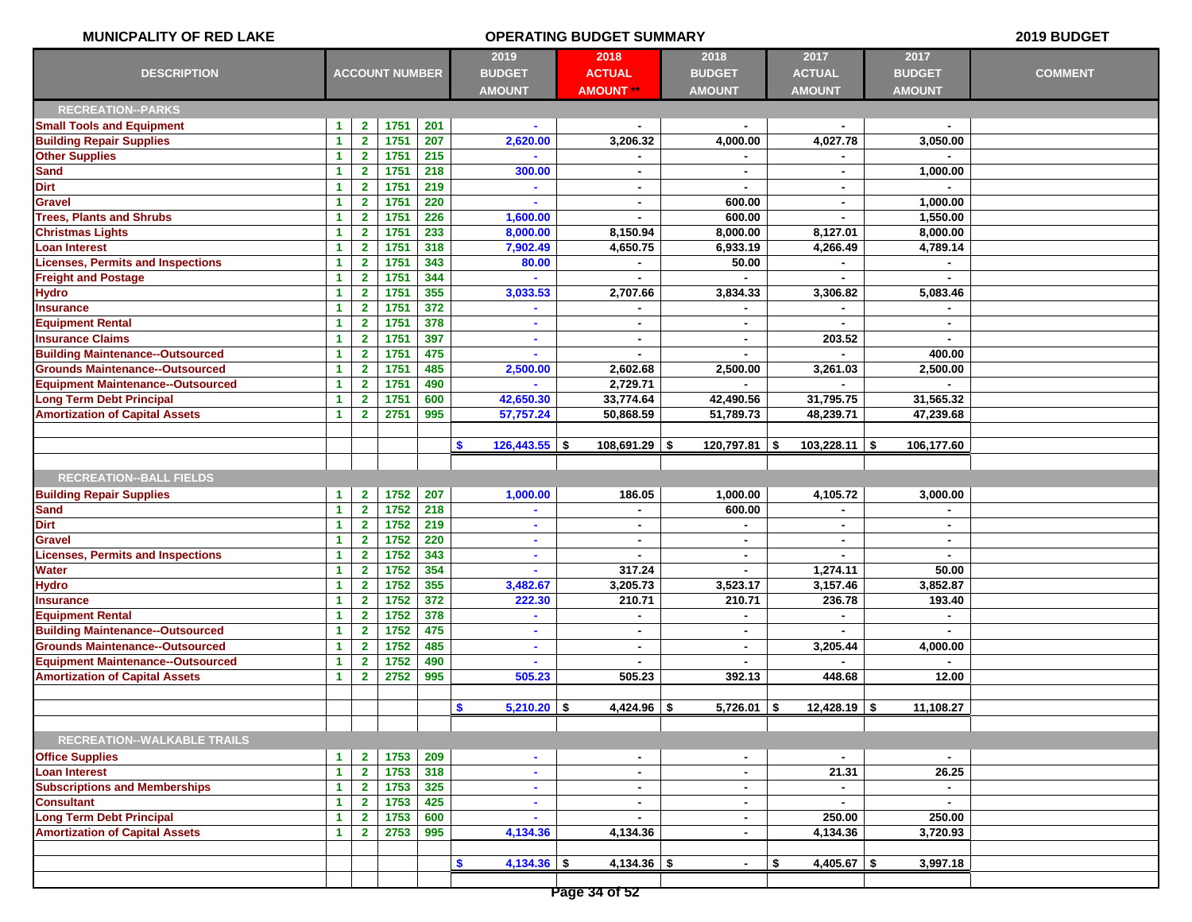**MUNICPALITY OF RED LAKE** | **OPERATING BUDGET SUMMARY** | **2019 BUDGET**

| DESCRIPTION | ACCOUNT NUMBER | | | | 2019 BUDGET AMOUNT | 2018 ACTUAL AMOUNT ** | 2018 BUDGET AMOUNT | 2017 ACTUAL AMOUNT | 2017 BUDGET AMOUNT | COMMENT |
|---|---|---|---|---|---|---|---|---|---|---|
| **RECREATION--PARKS** | | | | | | | | | | |
| Small Tools and Equipment | 1 | 2 | 1751 | 201 | - | - | - | - | - | |
| Building Repair Supplies | 1 | 2 | 1751 | 207 | 2,620.00 | 3,206.32 | 4,000.00 | 4,027.78 | 3,050.00 | |
| Other Supplies | 1 | 2 | 1751 | 215 | - | - | - | - | - | |
| Sand | 1 | 2 | 1751 | 218 | 300.00 | - | - | - | 1,000.00 | |
| Dirt | 1 | 2 | 1751 | 219 | - | - | - | - | - | |
| Gravel | 1 | 2 | 1751 | 220 | - | - | 600.00 | - | 1,000.00 | |
| Trees, Plants and Shrubs | 1 | 2 | 1751 | 226 | 1,600.00 | - | 600.00 | - | 1,550.00 | |
| Christmas Lights | 1 | 2 | 1751 | 233 | 8,000.00 | 8,150.94 | 8,000.00 | 8,127.01 | 8,000.00 | |
| Loan Interest | 1 | 2 | 1751 | 318 | 7,902.49 | 4,650.75 | 6,933.19 | 4,266.49 | 4,789.14 | |
| Licenses, Permits and Inspections | 1 | 2 | 1751 | 343 | 80.00 | - | 50.00 | - | - | |
| Freight and Postage | 1 | 2 | 1751 | 344 | - | - | - | - | - | |
| Hydro | 1 | 2 | 1751 | 355 | 3,033.53 | 2,707.66 | 3,834.33 | 3,306.82 | 5,083.46 | |
| Insurance | 1 | 2 | 1751 | 372 | - | - | - | - | - | |
| Equipment Rental | 1 | 2 | 1751 | 378 | - | - | - | - | - | |
| Insurance Claims | 1 | 2 | 1751 | 397 | - | - | - | 203.52 | - | |
| Building Maintenance--Outsourced | 1 | 2 | 1751 | 475 | - | - | - | - | 400.00 | |
| Grounds Maintenance--Outsourced | 1 | 2 | 1751 | 485 | 2,500.00 | 2,602.68 | 2,500.00 | 3,261.03 | 2,500.00 | |
| Equipment Maintenance--Outsourced | 1 | 2 | 1751 | 490 | - | 2,729.71 | - | - | - | |
| Long Term Debt Principal | 1 | 2 | 1751 | 600 | 42,650.30 | 33,774.64 | 42,490.56 | 31,795.75 | 31,565.32 | |
| Amortization of Capital Assets | 1 | 2 | 2751 | 995 | 57,757.24 | 50,868.59 | 51,789.73 | 48,239.71 | 47,239.68 | |
| | | | | | | | | | | |
| | | | | | $ 126,443.55 | $ 108,691.29 | $ 120,797.81 | $ 103,228.11 | $ 106,177.60 | |
| | | | | | | | | | | |
| **RECREATION--BALL FIELDS** | | | | | | | | | | |
| Building Repair Supplies | 1 | 2 | 1752 | 207 | 1,000.00 | 186.05 | 1,000.00 | 4,105.72 | 3,000.00 | |
| Sand | 1 | 2 | 1752 | 218 | - | - | 600.00 | - | - | |
| Dirt | 1 | 2 | 1752 | 219 | - | - | - | - | - | |
| Gravel | 1 | 2 | 1752 | 220 | - | - | - | - | - | |
| Licenses, Permits and Inspections | 1 | 2 | 1752 | 343 | - | - | - | - | - | |
| Water | 1 | 2 | 1752 | 354 | - | 317.24 | - | 1,274.11 | 50.00 | |
| Hydro | 1 | 2 | 1752 | 355 | 3,482.67 | 3,205.73 | 3,523.17 | 3,157.46 | 3,852.87 | |
| Insurance | 1 | 2 | 1752 | 372 | 222.30 | 210.71 | 210.71 | 236.78 | 193.40 | |
| Equipment Rental | 1 | 2 | 1752 | 378 | - | - | - | - | - | |
| Building Maintenance--Outsourced | 1 | 2 | 1752 | 475 | - | - | - | - | - | |
| Grounds Maintenance--Outsourced | 1 | 2 | 1752 | 485 | - | - | - | 3,205.44 | 4,000.00 | |
| Equipment Maintenance--Outsourced | 1 | 2 | 1752 | 490 | - | - | - | - | - | |
| Amortization of Capital Assets | 1 | 2 | 2752 | 995 | 505.23 | 505.23 | 392.13 | 448.68 | 12.00 | |
| | | | | | | | | | | |
| | | | | | $ 5,210.20 | $ 4,424.96 | $ 5,726.01 | $ 12,428.19 | $ 11,108.27 | |
| | | | | | | | | | | |
| **RECREATION--WALKABLE TRAILS** | | | | | | | | | | |
| Office Supplies | 1 | 2 | 1753 | 209 | - | - | - | - | - | |
| Loan Interest | 1 | 2 | 1753 | 318 | - | - | - | 21.31 | 26.25 | |
| Subscriptions and Memberships | 1 | 2 | 1753 | 325 | - | - | - | - | - | |
| Consultant | 1 | 2 | 1753 | 425 | - | - | - | - | - | |
| Long Term Debt Principal | 1 | 2 | 1753 | 600 | - | - | - | 250.00 | 250.00 | |
| Amortization of Capital Assets | 1 | 2 | 2753 | 995 | 4,134.36 | 4,134.36 | - | 4,134.36 | 3,720.93 | |
| | | | | | | | | | | |
| | | | | | $ 4,134.36 | $ 4,134.36 | $ - | $ 4,405.67 | $ 3,997.18 | |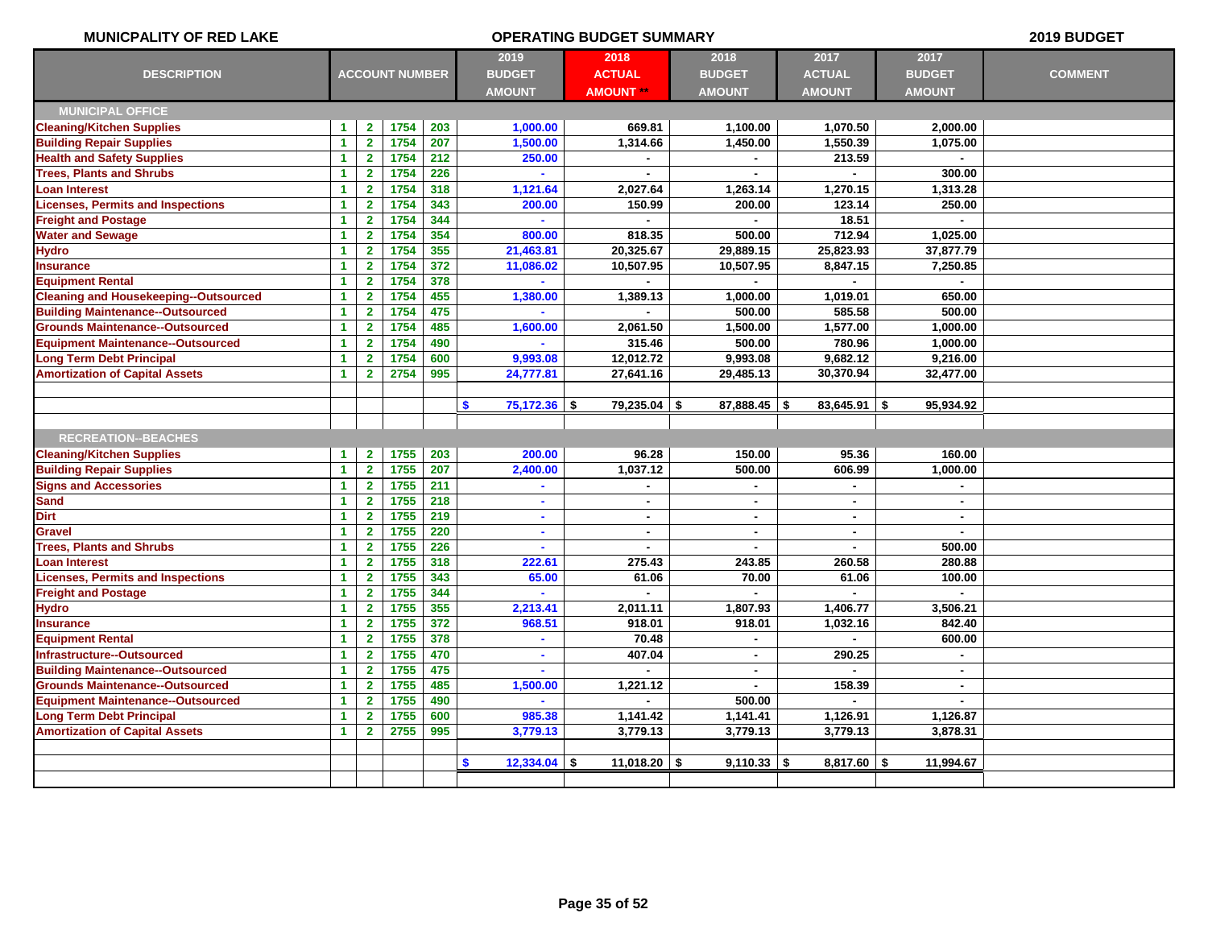MUNICPALITY OF RED LAKE — OPERATING BUDGET SUMMARY — 2019 BUDGET

| DESCRIPTION | ACCOUNT NUMBER | | | | 2019 BUDGET AMOUNT | 2018 ACTUAL AMOUNT ** | 2018 BUDGET AMOUNT | 2017 ACTUAL AMOUNT | 2017 BUDGET AMOUNT | COMMENT |
|---|---|---|---|---|---|---|---|---|---|---|
| **MUNICIPAL OFFICE** | | | | | | | | | | |
| Cleaning/Kitchen Supplies | 1 | 2 | 1754 | 203 | 1,000.00 | 669.81 | 1,100.00 | 1,070.50 | 2,000.00 | |
| Building Repair Supplies | 1 | 2 | 1754 | 207 | 1,500.00 | 1,314.66 | 1,450.00 | 1,550.39 | 1,075.00 | |
| Health and Safety Supplies | 1 | 2 | 1754 | 212 | 250.00 | - | - | 213.59 | - | |
| Trees, Plants and Shrubs | 1 | 2 | 1754 | 226 | - | - | - | - | 300.00 | |
| Loan Interest | 1 | 2 | 1754 | 318 | 1,121.64 | 2,027.64 | 1,263.14 | 1,270.15 | 1,313.28 | |
| Licenses, Permits and Inspections | 1 | 2 | 1754 | 343 | 200.00 | 150.99 | 200.00 | 123.14 | 250.00 | |
| Freight and Postage | 1 | 2 | 1754 | 344 | - | - | - | 18.51 | - | |
| Water and Sewage | 1 | 2 | 1754 | 354 | 800.00 | 818.35 | 500.00 | 712.94 | 1,025.00 | |
| Hydro | 1 | 2 | 1754 | 355 | 21,463.81 | 20,325.67 | 29,889.15 | 25,823.93 | 37,877.79 | |
| Insurance | 1 | 2 | 1754 | 372 | 11,086.02 | 10,507.95 | 10,507.95 | 8,847.15 | 7,250.85 | |
| Equipment Rental | 1 | 2 | 1754 | 378 | - | - | - | - | - | |
| Cleaning and Housekeeping--Outsourced | 1 | 2 | 1754 | 455 | 1,380.00 | 1,389.13 | 1,000.00 | 1,019.01 | 650.00 | |
| Building Maintenance--Outsourced | 1 | 2 | 1754 | 475 | - | - | 500.00 | 585.58 | 500.00 | |
| Grounds Maintenance--Outsourced | 1 | 2 | 1754 | 485 | 1,600.00 | 2,061.50 | 1,500.00 | 1,577.00 | 1,000.00 | |
| Equipment Maintenance--Outsourced | 1 | 2 | 1754 | 490 | - | 315.46 | 500.00 | 780.96 | 1,000.00 | |
| Long Term Debt Principal | 1 | 2 | 1754 | 600 | 9,993.08 | 12,012.72 | 9,993.08 | 9,682.12 | 9,216.00 | |
| Amortization of Capital Assets | 1 | 2 | 2754 | 995 | 24,777.81 | 27,641.16 | 29,485.13 | 30,370.94 | 32,477.00 | |
| | | | | | $ 75,172.36 | $ 79,235.04 | $ 87,888.45 | $ 83,645.91 | $ 95,934.92 | |
| **RECREATION--BEACHES** | | | | | | | | | | |
| Cleaning/Kitchen Supplies | 1 | 2 | 1755 | 203 | 200.00 | 96.28 | 150.00 | 95.36 | 160.00 | |
| Building Repair Supplies | 1 | 2 | 1755 | 207 | 2,400.00 | 1,037.12 | 500.00 | 606.99 | 1,000.00 | |
| Signs and Accessories | 1 | 2 | 1755 | 211 | - | - | - | - | - | |
| Sand | 1 | 2 | 1755 | 218 | - | - | - | - | - | |
| Dirt | 1 | 2 | 1755 | 219 | - | - | - | - | - | |
| Gravel | 1 | 2 | 1755 | 220 | - | - | - | - | - | |
| Trees, Plants and Shrubs | 1 | 2 | 1755 | 226 | - | - | - | - | 500.00 | |
| Loan Interest | 1 | 2 | 1755 | 318 | 222.61 | 275.43 | 243.85 | 260.58 | 280.88 | |
| Licenses, Permits and Inspections | 1 | 2 | 1755 | 343 | 65.00 | 61.06 | 70.00 | 61.06 | 100.00 | |
| Freight and Postage | 1 | 2 | 1755 | 344 | - | - | - | - | - | |
| Hydro | 1 | 2 | 1755 | 355 | 2,213.41 | 2,011.11 | 1,807.93 | 1,406.77 | 3,506.21 | |
| Insurance | 1 | 2 | 1755 | 372 | 968.51 | 918.01 | 918.01 | 1,032.16 | 842.40 | |
| Equipment Rental | 1 | 2 | 1755 | 378 | - | 70.48 | - | - | 600.00 | |
| Infrastructure--Outsourced | 1 | 2 | 1755 | 470 | - | 407.04 | - | 290.25 | - | |
| Building Maintenance--Outsourced | 1 | 2 | 1755 | 475 | - | - | - | - | - | |
| Grounds Maintenance--Outsourced | 1 | 2 | 1755 | 485 | 1,500.00 | 1,221.12 | - | 158.39 | - | |
| Equipment Maintenance--Outsourced | 1 | 2 | 1755 | 490 | - | - | 500.00 | - | - | |
| Long Term Debt Principal | 1 | 2 | 1755 | 600 | 985.38 | 1,141.42 | 1,141.41 | 1,126.91 | 1,126.87 | |
| Amortization of Capital Assets | 1 | 2 | 2755 | 995 | 3,779.13 | 3,779.13 | 3,779.13 | 3,779.13 | 3,878.31 | |
| | | | | | $ 12,334.04 | $ 11,018.20 | $ 9,110.33 | $ 8,817.60 | $ 11,994.67 | |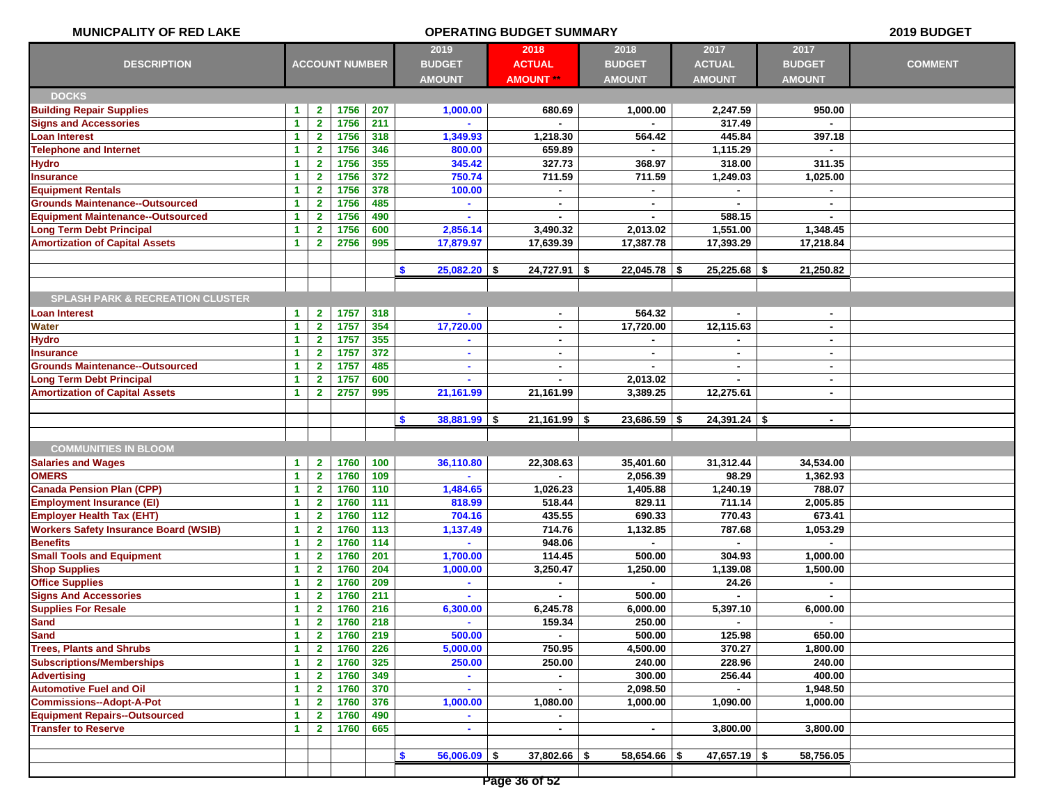**MUNICPALITY OF RED LAKE** | **OPERATING BUDGET SUMMARY** | **2019 BUDGET**

| DESCRIPTION | ACCOUNT NUMBER | | | | 2019 BUDGET AMOUNT | 2018 ACTUAL AMOUNT ** | 2018 BUDGET AMOUNT | 2017 ACTUAL AMOUNT | 2017 BUDGET AMOUNT | COMMENT |
|---|---|---|---|---|---|---|---|---|---|---|
| **DOCKS** | | | | | | | | | | |
| Building Repair Supplies | 1 | 2 | 1756 | 207 | 1,000.00 | 680.69 | 1,000.00 | 2,247.59 | 950.00 | |
| Signs and Accessories | 1 | 2 | 1756 | 211 | - | - | - | 317.49 | - | |
| Loan Interest | 1 | 2 | 1756 | 318 | 1,349.93 | 1,218.30 | 564.42 | 445.84 | 397.18 | |
| Telephone and Internet | 1 | 2 | 1756 | 346 | 800.00 | 659.89 | - | 1,115.29 | - | |
| Hydro | 1 | 2 | 1756 | 355 | 345.42 | 327.73 | 368.97 | 318.00 | 311.35 | |
| Insurance | 1 | 2 | 1756 | 372 | 750.74 | 711.59 | 711.59 | 1,249.03 | 1,025.00 | |
| Equipment Rentals | 1 | 2 | 1756 | 378 | 100.00 | - | - | - | - | |
| Grounds Maintenance--Outsourced | 1 | 2 | 1756 | 485 | - | - | - | - | - | |
| Equipment Maintenance--Outsourced | 1 | 2 | 1756 | 490 | - | - | - | 588.15 | - | |
| Long Term Debt Principal | 1 | 2 | 1756 | 600 | 2,856.14 | 3,490.32 | 2,013.02 | 1,551.00 | 1,348.45 | |
| Amortization of Capital Assets | 1 | 2 | 2756 | 995 | 17,879.97 | 17,639.39 | 17,387.78 | 17,393.29 | 17,218.84 | |
| | | | | | $ 25,082.20 | $ 24,727.91 | $ 22,045.78 | $ 25,225.68 | $ 21,250.82 | |
| **SPLASH PARK & RECREATION CLUSTER** | | | | | | | | | | |
| Loan Interest | 1 | 2 | 1757 | 318 | - | - | 564.32 | - | - | |
| Water | 1 | 2 | 1757 | 354 | 17,720.00 | - | 17,720.00 | 12,115.63 | - | |
| Hydro | 1 | 2 | 1757 | 355 | - | - | - | - | - | |
| Insurance | 1 | 2 | 1757 | 372 | - | - | - | - | - | |
| Grounds Maintenance--Outsourced | 1 | 2 | 1757 | 485 | - | - | - | - | - | |
| Long Term Debt Principal | 1 | 2 | 1757 | 600 | - | - | 2,013.02 | - | - | |
| Amortization of Capital Assets | 1 | 2 | 2757 | 995 | 21,161.99 | 21,161.99 | 3,389.25 | 12,275.61 | - | |
| | | | | | $ 38,881.99 | $ 21,161.99 | $ 23,686.59 | $ 24,391.24 | $ - | |
| **COMMUNITIES IN BLOOM** | | | | | | | | | | |
| Salaries and Wages | 1 | 2 | 1760 | 100 | 36,110.80 | 22,308.63 | 35,401.60 | 31,312.44 | 34,534.00 | |
| OMERS | 1 | 2 | 1760 | 109 | - | - | 2,056.39 | 98.29 | 1,362.93 | |
| Canada Pension Plan (CPP) | 1 | 2 | 1760 | 110 | 1,484.65 | 1,026.23 | 1,405.88 | 1,240.19 | 788.07 | |
| Employment Insurance (EI) | 1 | 2 | 1760 | 111 | 818.99 | 518.44 | 829.11 | 711.14 | 2,005.85 | |
| Employer Health Tax (EHT) | 1 | 2 | 1760 | 112 | 704.16 | 435.55 | 690.33 | 770.43 | 673.41 | |
| Workers Safety Insurance Board (WSIB) | 1 | 2 | 1760 | 113 | 1,137.49 | 714.76 | 1,132.85 | 787.68 | 1,053.29 | |
| Benefits | 1 | 2 | 1760 | 114 | - | 948.06 | - | - | - | |
| Small Tools and Equipment | 1 | 2 | 1760 | 201 | 1,700.00 | 114.45 | 500.00 | 304.93 | 1,000.00 | |
| Shop Supplies | 1 | 2 | 1760 | 204 | 1,000.00 | 3,250.47 | 1,250.00 | 1,139.08 | 1,500.00 | |
| Office Supplies | 1 | 2 | 1760 | 209 | - | - | - | 24.26 | - | |
| Signs And Accessories | 1 | 2 | 1760 | 211 | - | - | 500.00 | - | - | |
| Supplies For Resale | 1 | 2 | 1760 | 216 | 6,300.00 | 6,245.78 | 6,000.00 | 5,397.10 | 6,000.00 | |
| Sand | 1 | 2 | 1760 | 218 | - | 159.34 | 250.00 | - | - | |
| Sand | 1 | 2 | 1760 | 219 | 500.00 | - | 500.00 | 125.98 | 650.00 | |
| Trees, Plants and Shrubs | 1 | 2 | 1760 | 226 | 5,000.00 | 750.95 | 4,500.00 | 370.27 | 1,800.00 | |
| Subscriptions/Memberships | 1 | 2 | 1760 | 325 | 250.00 | 250.00 | 240.00 | 228.96 | 240.00 | |
| Advertising | 1 | 2 | 1760 | 349 | - | - | 300.00 | 256.44 | 400.00 | |
| Automotive Fuel and Oil | 1 | 2 | 1760 | 370 | - | - | 2,098.50 | - | 1,948.50 | |
| Commissions--Adopt-A-Pot | 1 | 2 | 1760 | 376 | 1,000.00 | 1,080.00 | 1,000.00 | 1,090.00 | 1,000.00 | |
| Equipment Repairs--Outsourced | 1 | 2 | 1760 | 490 | - | - | | | | |
| Transfer to Reserve | 1 | 2 | 1760 | 665 | - | - | - | 3,800.00 | 3,800.00 | |
| | | | | | $ 56,006.09 | $ 37,802.66 | $ 58,654.66 | $ 47,657.19 | $ 58,756.05 | |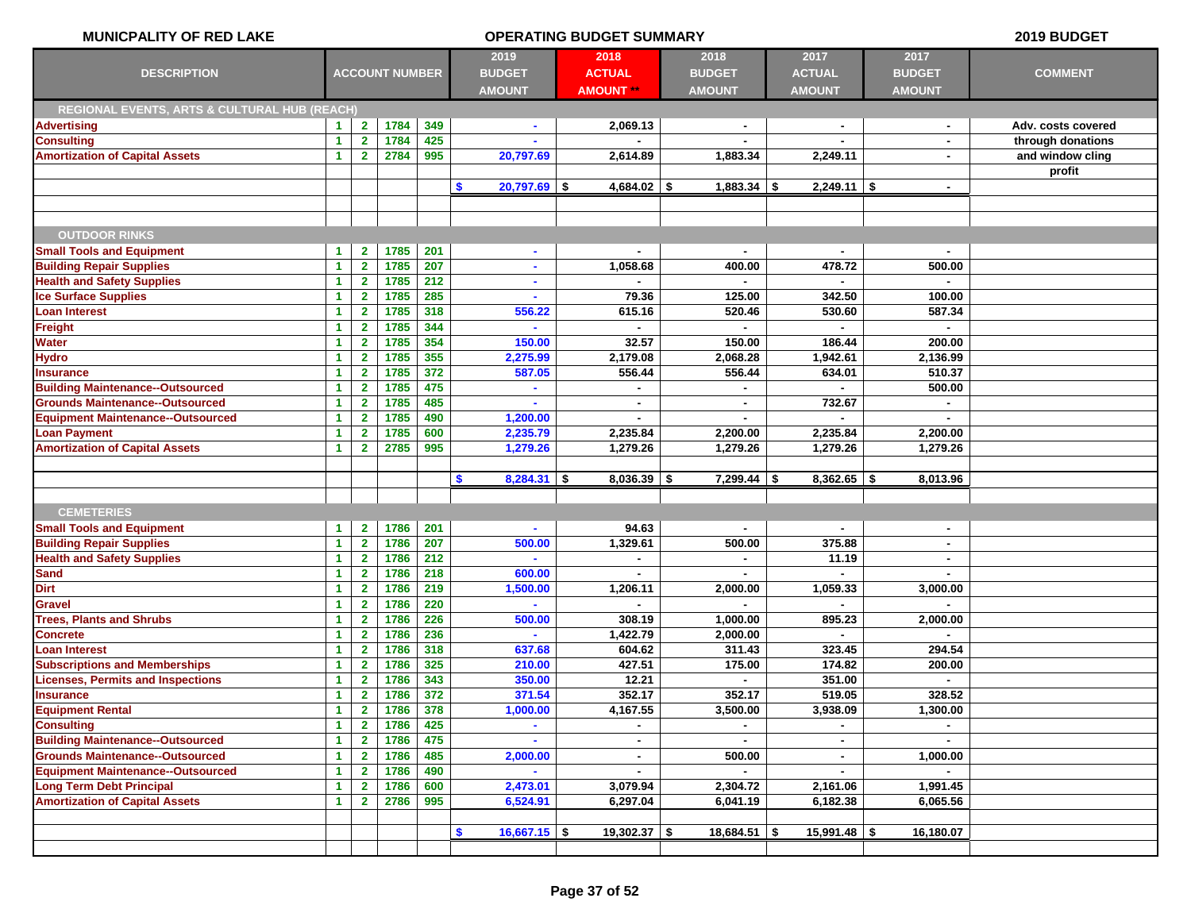MUNICPALITY OF RED LAKE — OPERATING BUDGET SUMMARY — 2019 BUDGET

| DESCRIPTION | ACCOUNT NUMBER | | | | 2019 BUDGET AMOUNT | 2018 ACTUAL AMOUNT ** | 2018 BUDGET AMOUNT | 2017 ACTUAL AMOUNT | 2017 BUDGET AMOUNT | COMMENT |
|---|---|---|---|---|---|---|---|---|---|---|
| **REGIONAL EVENTS, ARTS & CULTURAL HUB (REACH)** | | | | | | | | | | |
| Advertising | 1 | 2 | 1784 | 349 | - | 2,069.13 | - | - | - | Adv. costs covered |
| Consulting | 1 | 2 | 1784 | 425 | - | - | - | - | - | through donations |
| Amortization of Capital Assets | 1 | 2 | 2784 | 995 | 20,797.69 | 2,614.89 | 1,883.34 | 2,249.11 | - | and window cling |
| | | | | | | | | | | profit |
| | | | | | $ 20,797.69 | $ 4,684.02 | $ 1,883.34 | $ 2,249.11 | $ - | |
| **OUTDOOR RINKS** | | | | | | | | | | |
| Small Tools and Equipment | 1 | 2 | 1785 | 201 | - | - | - | - | - | |
| Building Repair Supplies | 1 | 2 | 1785 | 207 | - | 1,058.68 | 400.00 | 478.72 | 500.00 | |
| Health and Safety Supplies | 1 | 2 | 1785 | 212 | - | - | - | - | - | |
| Ice Surface Supplies | 1 | 2 | 1785 | 285 | - | 79.36 | 125.00 | 342.50 | 100.00 | |
| Loan Interest | 1 | 2 | 1785 | 318 | 556.22 | 615.16 | 520.46 | 530.60 | 587.34 | |
| Freight | 1 | 2 | 1785 | 344 | - | - | - | - | - | |
| Water | 1 | 2 | 1785 | 354 | 150.00 | 32.57 | 150.00 | 186.44 | 200.00 | |
| Hydro | 1 | 2 | 1785 | 355 | 2,275.99 | 2,179.08 | 2,068.28 | 1,942.61 | 2,136.99 | |
| Insurance | 1 | 2 | 1785 | 372 | 587.05 | 556.44 | 556.44 | 634.01 | 510.37 | |
| Building Maintenance--Outsourced | 1 | 2 | 1785 | 475 | - | - | - | - | 500.00 | |
| Grounds Maintenance--Outsourced | 1 | 2 | 1785 | 485 | - | - | - | 732.67 | - | |
| Equipment Maintenance--Outsourced | 1 | 2 | 1785 | 490 | 1,200.00 | - | - | - | - | |
| Loan Payment | 1 | 2 | 1785 | 600 | 2,235.79 | 2,235.84 | 2,200.00 | 2,235.84 | 2,200.00 | |
| Amortization of Capital Assets | 1 | 2 | 2785 | 995 | 1,279.26 | 1,279.26 | 1,279.26 | 1,279.26 | 1,279.26 | |
| | | | | | $ 8,284.31 | $ 8,036.39 | $ 7,299.44 | $ 8,362.65 | $ 8,013.96 | |
| **CEMETERIES** | | | | | | | | | | |
| Small Tools and Equipment | 1 | 2 | 1786 | 201 | - | 94.63 | - | - | - | |
| Building Repair Supplies | 1 | 2 | 1786 | 207 | 500.00 | 1,329.61 | 500.00 | 375.88 | - | |
| Health and Safety Supplies | 1 | 2 | 1786 | 212 | - | - | - | 11.19 | - | |
| Sand | 1 | 2 | 1786 | 218 | 600.00 | - | - | - | - | |
| Dirt | 1 | 2 | 1786 | 219 | 1,500.00 | 1,206.11 | 2,000.00 | 1,059.33 | 3,000.00 | |
| Gravel | 1 | 2 | 1786 | 220 | - | - | - | - | - | |
| Trees, Plants and Shrubs | 1 | 2 | 1786 | 226 | 500.00 | 308.19 | 1,000.00 | 895.23 | 2,000.00 | |
| Concrete | 1 | 2 | 1786 | 236 | - | 1,422.79 | 2,000.00 | - | - | |
| Loan Interest | 1 | 2 | 1786 | 318 | 637.68 | 604.62 | 311.43 | 323.45 | 294.54 | |
| Subscriptions and Memberships | 1 | 2 | 1786 | 325 | 210.00 | 427.51 | 175.00 | 174.82 | 200.00 | |
| Licenses, Permits and Inspections | 1 | 2 | 1786 | 343 | 350.00 | 12.21 | - | 351.00 | - | |
| Insurance | 1 | 2 | 1786 | 372 | 371.54 | 352.17 | 352.17 | 519.05 | 328.52 | |
| Equipment Rental | 1 | 2 | 1786 | 378 | 1,000.00 | 4,167.55 | 3,500.00 | 3,938.09 | 1,300.00 | |
| Consulting | 1 | 2 | 1786 | 425 | - | - | - | - | - | |
| Building Maintenance--Outsourced | 1 | 2 | 1786 | 475 | - | - | - | - | - | |
| Grounds Maintenance--Outsourced | 1 | 2 | 1786 | 485 | 2,000.00 | - | 500.00 | - | 1,000.00 | |
| Equipment Maintenance--Outsourced | 1 | 2 | 1786 | 490 | - | - | - | - | - | |
| Long Term Debt Principal | 1 | 2 | 1786 | 600 | 2,473.01 | 3,079.94 | 2,304.72 | 2,161.06 | 1,991.45 | |
| Amortization of Capital Assets | 1 | 2 | 2786 | 995 | 6,524.91 | 6,297.04 | 6,041.19 | 6,182.38 | 6,065.56 | |
| | | | | | $ 16,667.15 | $ 19,302.37 | $ 18,684.51 | $ 15,991.48 | $ 16,180.07 | |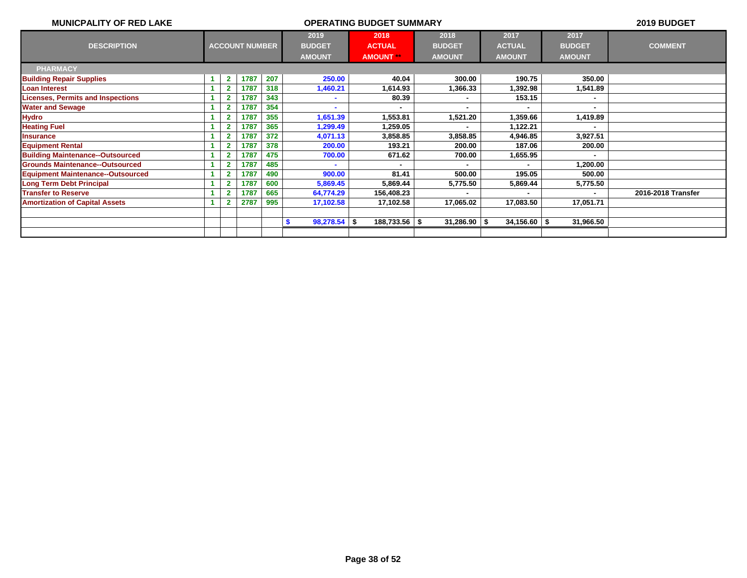**MUNICPALITY OF RED LAKE** — **OPERATING BUDGET SUMMARY** — **2019 BUDGET**

| DESCRIPTION | ACCOUNT NUMBER | | | | 2019 BUDGET AMOUNT | 2018 ACTUAL AMOUNT ** | 2018 BUDGET AMOUNT | 2017 ACTUAL AMOUNT | 2017 BUDGET AMOUNT | COMMENT |
|---|---|---|---|---|---|---|---|---|---|---|
| **PHARMACY** | | | | | | | | | | |
| Building Repair Supplies | 1 | 2 | 1787 | 207 | 250.00 | 40.04 | 300.00 | 190.75 | 350.00 | |
| Loan Interest | 1 | 2 | 1787 | 318 | 1,460.21 | 1,614.93 | 1,366.33 | 1,392.98 | 1,541.89 | |
| Licenses, Permits and Inspections | 1 | 2 | 1787 | 343 | - | 80.39 | - | 153.15 | - | |
| Water and Sewage | 1 | 2 | 1787 | 354 | - | - | - | - | - | |
| Hydro | 1 | 2 | 1787 | 355 | 1,651.39 | 1,553.81 | 1,521.20 | 1,359.66 | 1,419.89 | |
| Heating Fuel | 1 | 2 | 1787 | 365 | 1,299.49 | 1,259.05 | - | 1,122.21 | - | |
| Insurance | 1 | 2 | 1787 | 372 | 4,071.13 | 3,858.85 | 3,858.85 | 4,946.85 | 3,927.51 | |
| Equipment Rental | 1 | 2 | 1787 | 378 | 200.00 | 193.21 | 200.00 | 187.06 | 200.00 | |
| Building Maintenance--Outsourced | 1 | 2 | 1787 | 475 | 700.00 | 671.62 | 700.00 | 1,655.95 | - | |
| Grounds Maintenance--Outsourced | 1 | 2 | 1787 | 485 | - | - | - | - | 1,200.00 | |
| Equipment Maintenance--Outsourced | 1 | 2 | 1787 | 490 | 900.00 | 81.41 | 500.00 | 195.05 | 500.00 | |
| Long Term Debt Principal | 1 | 2 | 1787 | 600 | 5,869.45 | 5,869.44 | 5,775.50 | 5,869.44 | 5,775.50 | |
| Transfer to Reserve | 1 | 2 | 1787 | 665 | 64,774.29 | 156,408.23 | - | - | - | 2016-2018 Transfer |
| Amortization of Capital Assets | 1 | 2 | 2787 | 995 | 17,102.58 | 17,102.58 | 17,065.02 | 17,083.50 | 17,051.71 | |
| | | | | | | | | | | |
| | | | | | $ 98,278.54 | $ 188,733.56 | $ 31,286.90 | $ 34,156.60 | $ 31,966.50 | |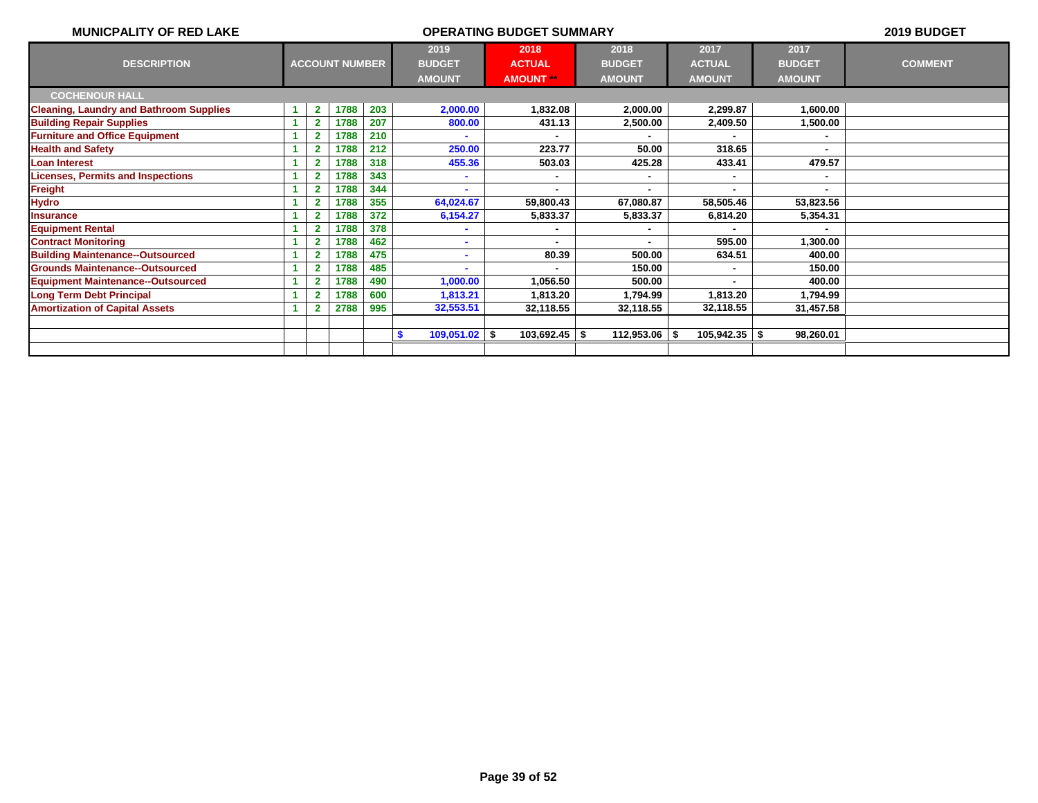**MUNICPALITY OF RED LAKE** — **OPERATING BUDGET SUMMARY** — **2019 BUDGET**

| DESCRIPTION | ACCOUNT NUMBER | | | | 2019 BUDGET AMOUNT | 2018 ACTUAL AMOUNT ** | 2018 BUDGET AMOUNT | 2017 ACTUAL AMOUNT | 2017 BUDGET AMOUNT | COMMENT |
|---|---|---|---|---|---|---|---|---|---|---|
| **COCHENOUR HALL** | | | | | | | | | | |
| Cleaning, Laundry and Bathroom Supplies | 1 | 2 | 1788 | 203 | 2,000.00 | 1,832.08 | 2,000.00 | 2,299.87 | 1,600.00 | |
| Building Repair Supplies | 1 | 2 | 1788 | 207 | 800.00 | 431.13 | 2,500.00 | 2,409.50 | 1,500.00 | |
| Furniture and Office Equipment | 1 | 2 | 1788 | 210 | - | - | - | - | - | |
| Health and Safety | 1 | 2 | 1788 | 212 | 250.00 | 223.77 | 50.00 | 318.65 | - | |
| Loan Interest | 1 | 2 | 1788 | 318 | 455.36 | 503.03 | 425.28 | 433.41 | 479.57 | |
| Licenses, Permits and Inspections | 1 | 2 | 1788 | 343 | - | - | - | - | - | |
| Freight | 1 | 2 | 1788 | 344 | - | - | - | - | - | |
| Hydro | 1 | 2 | 1788 | 355 | 64,024.67 | 59,800.43 | 67,080.87 | 58,505.46 | 53,823.56 | |
| Insurance | 1 | 2 | 1788 | 372 | 6,154.27 | 5,833.37 | 5,833.37 | 6,814.20 | 5,354.31 | |
| Equipment Rental | 1 | 2 | 1788 | 378 | - | - | - | - | - | |
| Contract Monitoring | 1 | 2 | 1788 | 462 | - | - | - | 595.00 | 1,300.00 | |
| Building Maintenance--Outsourced | 1 | 2 | 1788 | 475 | - | 80.39 | 500.00 | 634.51 | 400.00 | |
| Grounds Maintenance--Outsourced | 1 | 2 | 1788 | 485 | - | - | 150.00 | - | 150.00 | |
| Equipment Maintenance--Outsourced | 1 | 2 | 1788 | 490 | 1,000.00 | 1,056.50 | 500.00 | - | 400.00 | |
| Long Term Debt Principal | 1 | 2 | 1788 | 600 | 1,813.21 | 1,813.20 | 1,794.99 | 1,813.20 | 1,794.99 | |
| Amortization of Capital Assets | 1 | 2 | 2788 | 995 | 32,553.51 | 32,118.55 | 32,118.55 | 32,118.55 | 31,457.58 | |
| | | | | | | | | | | |
| | | | | | $ 109,051.02 | $ 103,692.45 | $ 112,953.06 | $ 105,942.35 | $ 98,260.01 | |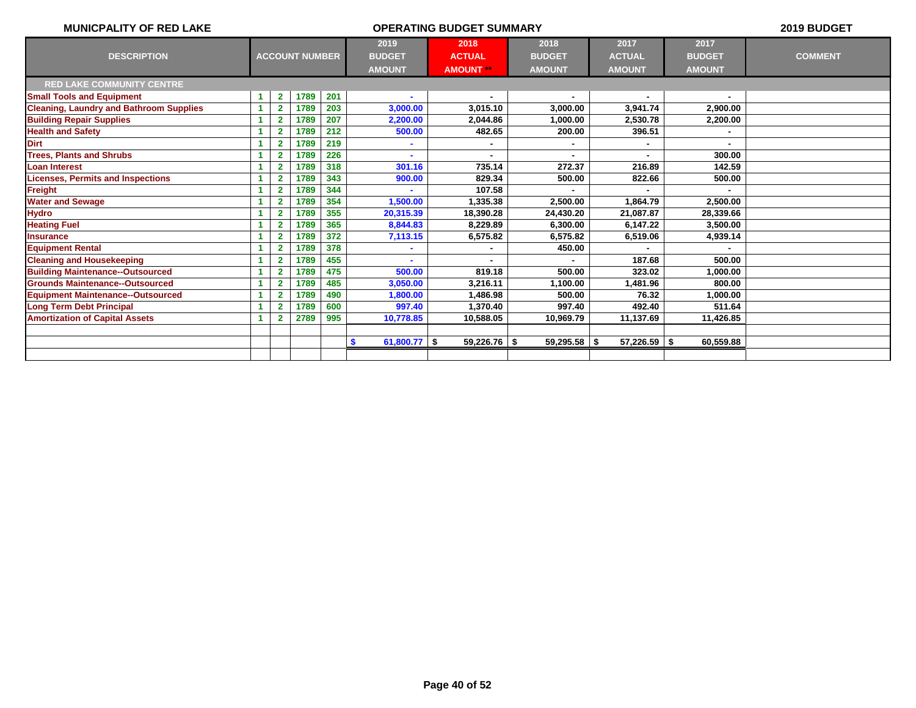**MUNICPALITY OF RED LAKE** **OPERATING BUDGET SUMMARY** **2019 BUDGET**

| DESCRIPTION | ACCOUNT NUMBER | | | | 2019 BUDGET AMOUNT | 2018 ACTUAL AMOUNT ** | 2018 BUDGET AMOUNT | 2017 ACTUAL AMOUNT | 2017 BUDGET AMOUNT | COMMENT |
|---|---|---|---|---|---|---|---|---|---|---|
| **RED LAKE COMMUNITY CENTRE** | | | | | | | | | | |
| Small Tools and Equipment | 1 | 2 | 1789 | 201 | - | - | - | - | - | |
| Cleaning, Laundry and Bathroom Supplies | 1 | 2 | 1789 | 203 | 3,000.00 | 3,015.10 | 3,000.00 | 3,941.74 | 2,900.00 | |
| Building Repair Supplies | 1 | 2 | 1789 | 207 | 2,200.00 | 2,044.86 | 1,000.00 | 2,530.78 | 2,200.00 | |
| Health and Safety | 1 | 2 | 1789 | 212 | 500.00 | 482.65 | 200.00 | 396.51 | - | |
| Dirt | 1 | 2 | 1789 | 219 | - | - | - | - | - | |
| Trees, Plants and Shrubs | 1 | 2 | 1789 | 226 | - | - | - | - | 300.00 | |
| Loan Interest | 1 | 2 | 1789 | 318 | 301.16 | 735.14 | 272.37 | 216.89 | 142.59 | |
| Licenses, Permits and Inspections | 1 | 2 | 1789 | 343 | 900.00 | 829.34 | 500.00 | 822.66 | 500.00 | |
| Freight | 1 | 2 | 1789 | 344 | - | 107.58 | - | - | - | |
| Water and Sewage | 1 | 2 | 1789 | 354 | 1,500.00 | 1,335.38 | 2,500.00 | 1,864.79 | 2,500.00 | |
| Hydro | 1 | 2 | 1789 | 355 | 20,315.39 | 18,390.28 | 24,430.20 | 21,087.87 | 28,339.66 | |
| Heating Fuel | 1 | 2 | 1789 | 365 | 8,844.83 | 8,229.89 | 6,300.00 | 6,147.22 | 3,500.00 | |
| Insurance | 1 | 2 | 1789 | 372 | 7,113.15 | 6,575.82 | 6,575.82 | 6,519.06 | 4,939.14 | |
| Equipment Rental | 1 | 2 | 1789 | 378 | - | - | 450.00 | - | - | |
| Cleaning and Housekeeping | 1 | 2 | 1789 | 455 | - | - | - | 187.68 | 500.00 | |
| Building Maintenance--Outsourced | 1 | 2 | 1789 | 475 | 500.00 | 819.18 | 500.00 | 323.02 | 1,000.00 | |
| Grounds Maintenance--Outsourced | 1 | 2 | 1789 | 485 | 3,050.00 | 3,216.11 | 1,100.00 | 1,481.96 | 800.00 | |
| Equipment Maintenance--Outsourced | 1 | 2 | 1789 | 490 | 1,800.00 | 1,486.98 | 500.00 | 76.32 | 1,000.00 | |
| Long Term Debt Principal | 1 | 2 | 1789 | 600 | 997.40 | 1,370.40 | 997.40 | 492.40 | 511.64 | |
| Amortization of Capital Assets | 1 | 2 | 2789 | 995 | 10,778.85 | 10,588.05 | 10,969.79 | 11,137.69 | 11,426.85 | |
| | | | | | | | | | | |
| | | | | | $ 61,800.77 | $ 59,226.76 | $ 59,295.58 | $ 57,226.59 | $ 60,559.88 | |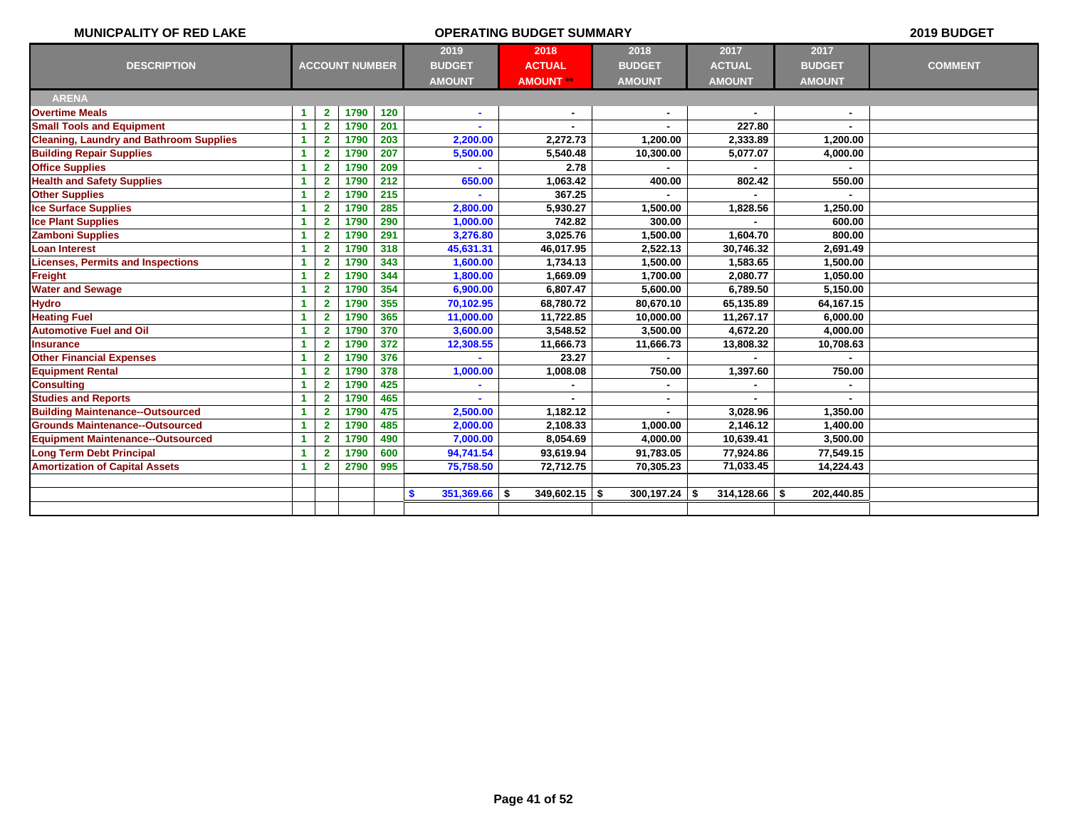**MUNICPALITY OF RED LAKE** **OPERATING BUDGET SUMMARY** **2019 BUDGET**

| DESCRIPTION | ACCOUNT NUMBER | | | | 2019 BUDGET AMOUNT | 2018 ACTUAL AMOUNT ** | 2018 BUDGET AMOUNT | 2017 ACTUAL AMOUNT | 2017 BUDGET AMOUNT | COMMENT |
|---|---|---|---|---|---|---|---|---|---|---|
| **ARENA** | | | | | | | | | | |
| Overtime Meals | 1 | 2 | 1790 | 120 | - | - | - | - | - | |
| Small Tools and Equipment | 1 | 2 | 1790 | 201 | - | - | - | 227.80 | - | |
| Cleaning, Laundry and Bathroom Supplies | 1 | 2 | 1790 | 203 | 2,200.00 | 2,272.73 | 1,200.00 | 2,333.89 | 1,200.00 | |
| Building Repair Supplies | 1 | 2 | 1790 | 207 | 5,500.00 | 5,540.48 | 10,300.00 | 5,077.07 | 4,000.00 | |
| Office Supplies | 1 | 2 | 1790 | 209 | - | 2.78 | - | - | - | |
| Health and Safety Supplies | 1 | 2 | 1790 | 212 | 650.00 | 1,063.42 | 400.00 | 802.42 | 550.00 | |
| Other Supplies | 1 | 2 | 1790 | 215 | - | 367.25 | - | - | - | |
| Ice Surface Supplies | 1 | 2 | 1790 | 285 | 2,800.00 | 5,930.27 | 1,500.00 | 1,828.56 | 1,250.00 | |
| Ice Plant Supplies | 1 | 2 | 1790 | 290 | 1,000.00 | 742.82 | 300.00 | - | 600.00 | |
| Zamboni Supplies | 1 | 2 | 1790 | 291 | 3,276.80 | 3,025.76 | 1,500.00 | 1,604.70 | 800.00 | |
| Loan Interest | 1 | 2 | 1790 | 318 | 45,631.31 | 46,017.95 | 2,522.13 | 30,746.32 | 2,691.49 | |
| Licenses, Permits and Inspections | 1 | 2 | 1790 | 343 | 1,600.00 | 1,734.13 | 1,500.00 | 1,583.65 | 1,500.00 | |
| Freight | 1 | 2 | 1790 | 344 | 1,800.00 | 1,669.09 | 1,700.00 | 2,080.77 | 1,050.00 | |
| Water and Sewage | 1 | 2 | 1790 | 354 | 6,900.00 | 6,807.47 | 5,600.00 | 6,789.50 | 5,150.00 | |
| Hydro | 1 | 2 | 1790 | 355 | 70,102.95 | 68,780.72 | 80,670.10 | 65,135.89 | 64,167.15 | |
| Heating Fuel | 1 | 2 | 1790 | 365 | 11,000.00 | 11,722.85 | 10,000.00 | 11,267.17 | 6,000.00 | |
| Automotive Fuel and Oil | 1 | 2 | 1790 | 370 | 3,600.00 | 3,548.52 | 3,500.00 | 4,672.20 | 4,000.00 | |
| Insurance | 1 | 2 | 1790 | 372 | 12,308.55 | 11,666.73 | 11,666.73 | 13,808.32 | 10,708.63 | |
| Other Financial Expenses | 1 | 2 | 1790 | 376 | - | 23.27 | - | - | - | |
| Equipment Rental | 1 | 2 | 1790 | 378 | 1,000.00 | 1,008.08 | 750.00 | 1,397.60 | 750.00 | |
| Consulting | 1 | 2 | 1790 | 425 | - | - | - | - | - | |
| Studies and Reports | 1 | 2 | 1790 | 465 | - | - | - | - | - | |
| Building Maintenance--Outsourced | 1 | 2 | 1790 | 475 | 2,500.00 | 1,182.12 | - | 3,028.96 | 1,350.00 | |
| Grounds Maintenance--Outsourced | 1 | 2 | 1790 | 485 | 2,000.00 | 2,108.33 | 1,000.00 | 2,146.12 | 1,400.00 | |
| Equipment Maintenance--Outsourced | 1 | 2 | 1790 | 490 | 7,000.00 | 8,054.69 | 4,000.00 | 10,639.41 | 3,500.00 | |
| Long Term Debt Principal | 1 | 2 | 1790 | 600 | 94,741.54 | 93,619.94 | 91,783.05 | 77,924.86 | 77,549.15 | |
| Amortization of Capital Assets | 1 | 2 | 2790 | 995 | 75,758.50 | 72,712.75 | 70,305.23 | 71,033.45 | 14,224.43 | |
| | | | | | | | | | | |
| | | | | | $ 351,369.66 | $ 349,602.15 | $ 300,197.24 | $ 314,128.66 | $ 202,440.85 | |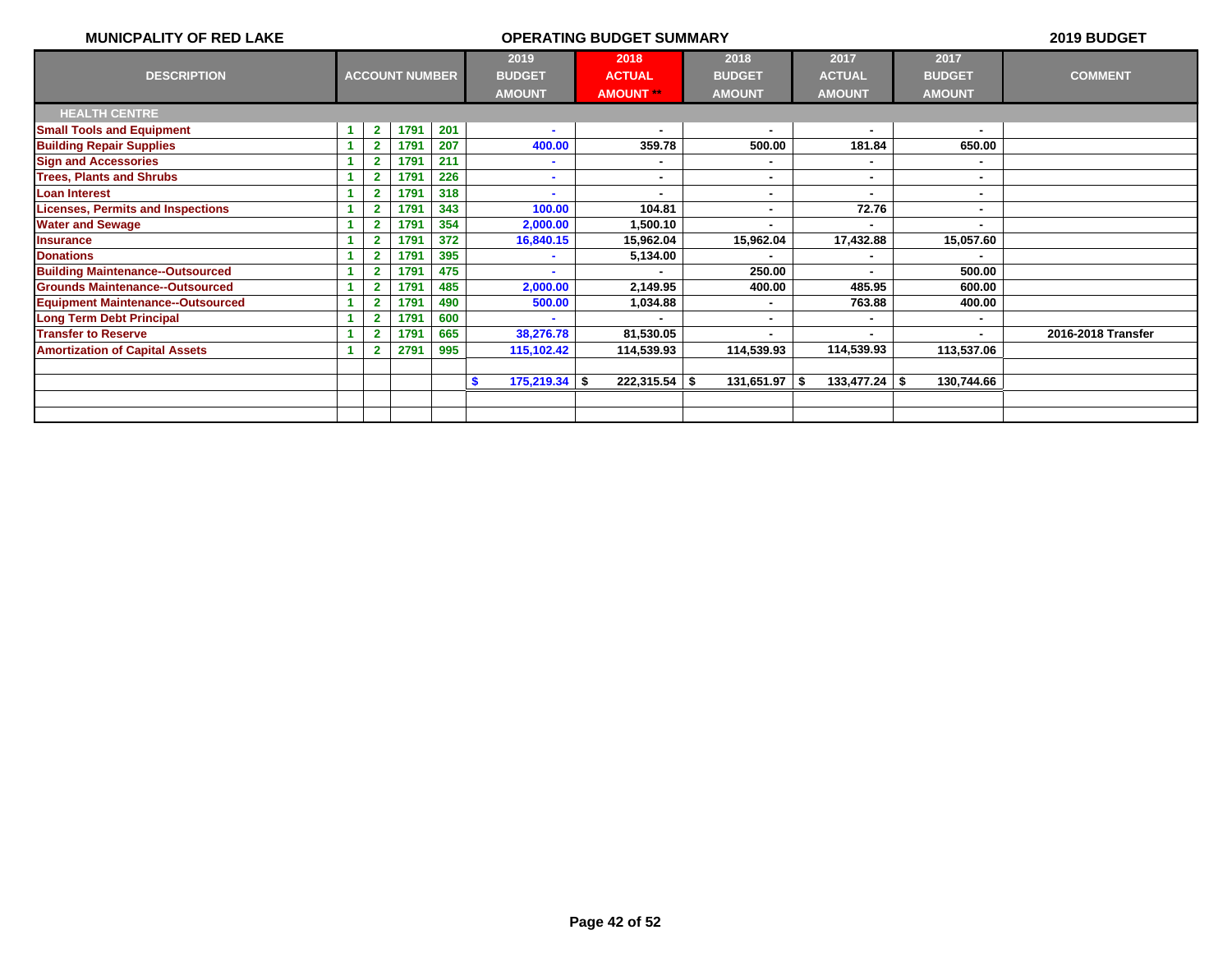**MUNICPALITY OF RED LAKE** — **OPERATING BUDGET SUMMARY** — **2019 BUDGET**

| DESCRIPTION | ACCOUNT NUMBER | | | | 2019 BUDGET AMOUNT | 2018 ACTUAL AMOUNT ** | 2018 BUDGET AMOUNT | 2017 ACTUAL AMOUNT | 2017 BUDGET AMOUNT | COMMENT |
|---|---|---|---|---|---|---|---|---|---|---|
| **HEALTH CENTRE** | | | | | | | | | | |
| Small Tools and Equipment | 1 | 2 | 1791 | 201 | - | - | - | - | - | |
| Building Repair Supplies | 1 | 2 | 1791 | 207 | 400.00 | 359.78 | 500.00 | 181.84 | 650.00 | |
| Sign and Accessories | 1 | 2 | 1791 | 211 | - | - | - | - | - | |
| Trees, Plants and Shrubs | 1 | 2 | 1791 | 226 | - | - | - | - | - | |
| Loan Interest | 1 | 2 | 1791 | 318 | - | - | - | - | - | |
| Licenses, Permits and Inspections | 1 | 2 | 1791 | 343 | 100.00 | 104.81 | - | 72.76 | - | |
| Water and Sewage | 1 | 2 | 1791 | 354 | 2,000.00 | 1,500.10 | - | - | - | |
| Insurance | 1 | 2 | 1791 | 372 | 16,840.15 | 15,962.04 | 15,962.04 | 17,432.88 | 15,057.60 | |
| Donations | 1 | 2 | 1791 | 395 | - | 5,134.00 | - | - | - | |
| Building Maintenance--Outsourced | 1 | 2 | 1791 | 475 | - | - | 250.00 | - | 500.00 | |
| Grounds Maintenance--Outsourced | 1 | 2 | 1791 | 485 | 2,000.00 | 2,149.95 | 400.00 | 485.95 | 600.00 | |
| Equipment Maintenance--Outsourced | 1 | 2 | 1791 | 490 | 500.00 | 1,034.88 | - | 763.88 | 400.00 | |
| Long Term Debt Principal | 1 | 2 | 1791 | 600 | - | - | - | - | - | |
| Transfer to Reserve | 1 | 2 | 1791 | 665 | 38,276.78 | 81,530.05 | - | - | - | 2016-2018 Transfer |
| Amortization of Capital Assets | 1 | 2 | 2791 | 995 | 115,102.42 | 114,539.93 | 114,539.93 | 114,539.93 | 113,537.06 | |
| | | | | | | | | | | |
| | | | | | $ 175,219.34 | $ 222,315.54 | $ 131,651.97 | $ 133,477.24 | $ 130,744.66 | |
| | | | | | | | | | | |
| | | | | | | | | | | |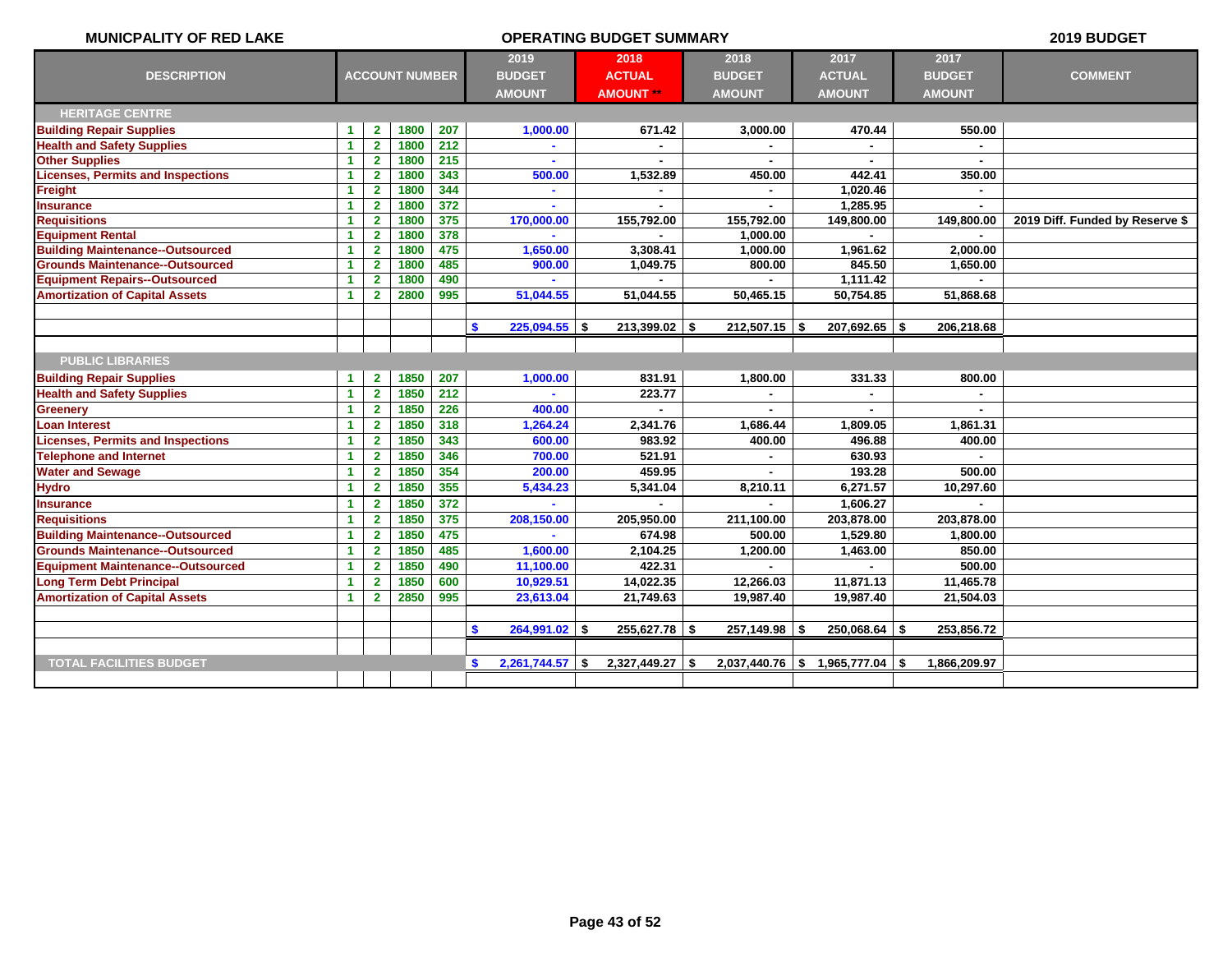MUNICPALITY OF RED LAKE — OPERATING BUDGET SUMMARY — 2019 BUDGET

| DESCRIPTION | ACCOUNT NUMBER | | | | 2019 BUDGET AMOUNT | 2018 ACTUAL AMOUNT ** | 2018 BUDGET AMOUNT | 2017 ACTUAL AMOUNT | 2017 BUDGET AMOUNT | COMMENT |
|---|---|---|---|---|---|---|---|---|---|---|
| **HERITAGE CENTRE** | | | | | | | | | | |
| Building Repair Supplies | 1 | 2 | 1800 | 207 | 1,000.00 | 671.42 | 3,000.00 | 470.44 | 550.00 | |
| Health and Safety Supplies | 1 | 2 | 1800 | 212 | - | - | - | - | - | |
| Other Supplies | 1 | 2 | 1800 | 215 | - | - | - | - | - | |
| Licenses, Permits and Inspections | 1 | 2 | 1800 | 343 | 500.00 | 1,532.89 | 450.00 | 442.41 | 350.00 | |
| Freight | 1 | 2 | 1800 | 344 | - | - | - | 1,020.46 | - | |
| Insurance | 1 | 2 | 1800 | 372 | - | - | - | 1,285.95 | - | |
| Requisitions | 1 | 2 | 1800 | 375 | 170,000.00 | 155,792.00 | 155,792.00 | 149,800.00 | 149,800.00 | 2019 Diff. Funded by Reserve $ |
| Equipment Rental | 1 | 2 | 1800 | 378 | - | - | 1,000.00 | - | - | |
| Building Maintenance--Outsourced | 1 | 2 | 1800 | 475 | 1,650.00 | 3,308.41 | 1,000.00 | 1,961.62 | 2,000.00 | |
| Grounds Maintenance--Outsourced | 1 | 2 | 1800 | 485 | 900.00 | 1,049.75 | 800.00 | 845.50 | 1,650.00 | |
| Equipment Repairs--Outsourced | 1 | 2 | 1800 | 490 | - | - | - | 1,111.42 | - | |
| Amortization of Capital Assets | 1 | 2 | 2800 | 995 | 51,044.55 | 51,044.55 | 50,465.15 | 50,754.85 | 51,868.68 | |
| | | | | | $ 225,094.55 | $ 213,399.02 | $ 212,507.15 | $ 207,692.65 | $ 206,218.68 | |
| **PUBLIC LIBRARIES** | | | | | | | | | | |
| Building Repair Supplies | 1 | 2 | 1850 | 207 | 1,000.00 | 831.91 | 1,800.00 | 331.33 | 800.00 | |
| Health and Safety Supplies | 1 | 2 | 1850 | 212 | - | 223.77 | - | - | - | |
| Greenery | 1 | 2 | 1850 | 226 | 400.00 | - | - | - | - | |
| Loan Interest | 1 | 2 | 1850 | 318 | 1,264.24 | 2,341.76 | 1,686.44 | 1,809.05 | 1,861.31 | |
| Licenses, Permits and Inspections | 1 | 2 | 1850 | 343 | 600.00 | 983.92 | 400.00 | 496.88 | 400.00 | |
| Telephone and Internet | 1 | 2 | 1850 | 346 | 700.00 | 521.91 | - | 630.93 | - | |
| Water and Sewage | 1 | 2 | 1850 | 354 | 200.00 | 459.95 | - | 193.28 | 500.00 | |
| Hydro | 1 | 2 | 1850 | 355 | 5,434.23 | 5,341.04 | 8,210.11 | 6,271.57 | 10,297.60 | |
| Insurance | 1 | 2 | 1850 | 372 | - | - | - | 1,606.27 | - | |
| Requisitions | 1 | 2 | 1850 | 375 | 208,150.00 | 205,950.00 | 211,100.00 | 203,878.00 | 203,878.00 | |
| Building Maintenance--Outsourced | 1 | 2 | 1850 | 475 | - | 674.98 | 500.00 | 1,529.80 | 1,800.00 | |
| Grounds Maintenance--Outsourced | 1 | 2 | 1850 | 485 | 1,600.00 | 2,104.25 | 1,200.00 | 1,463.00 | 850.00 | |
| Equipment Maintenance--Outsourced | 1 | 2 | 1850 | 490 | 11,100.00 | 422.31 | - | - | 500.00 | |
| Long Term Debt Principal | 1 | 2 | 1850 | 600 | 10,929.51 | 14,022.35 | 12,266.03 | 11,871.13 | 11,465.78 | |
| Amortization of Capital Assets | 1 | 2 | 2850 | 995 | 23,613.04 | 21,749.63 | 19,987.40 | 19,987.40 | 21,504.03 | |
| | | | | | $ 264,991.02 | $ 255,627.78 | $ 257,149.98 | $ 250,068.64 | $ 253,856.72 | |
| **TOTAL FACILITIES BUDGET** | | | | | $ 2,261,744.57 | $ 2,327,449.27 | $ 2,037,440.76 | $ 1,965,777.04 | $ 1,866,209.97 | |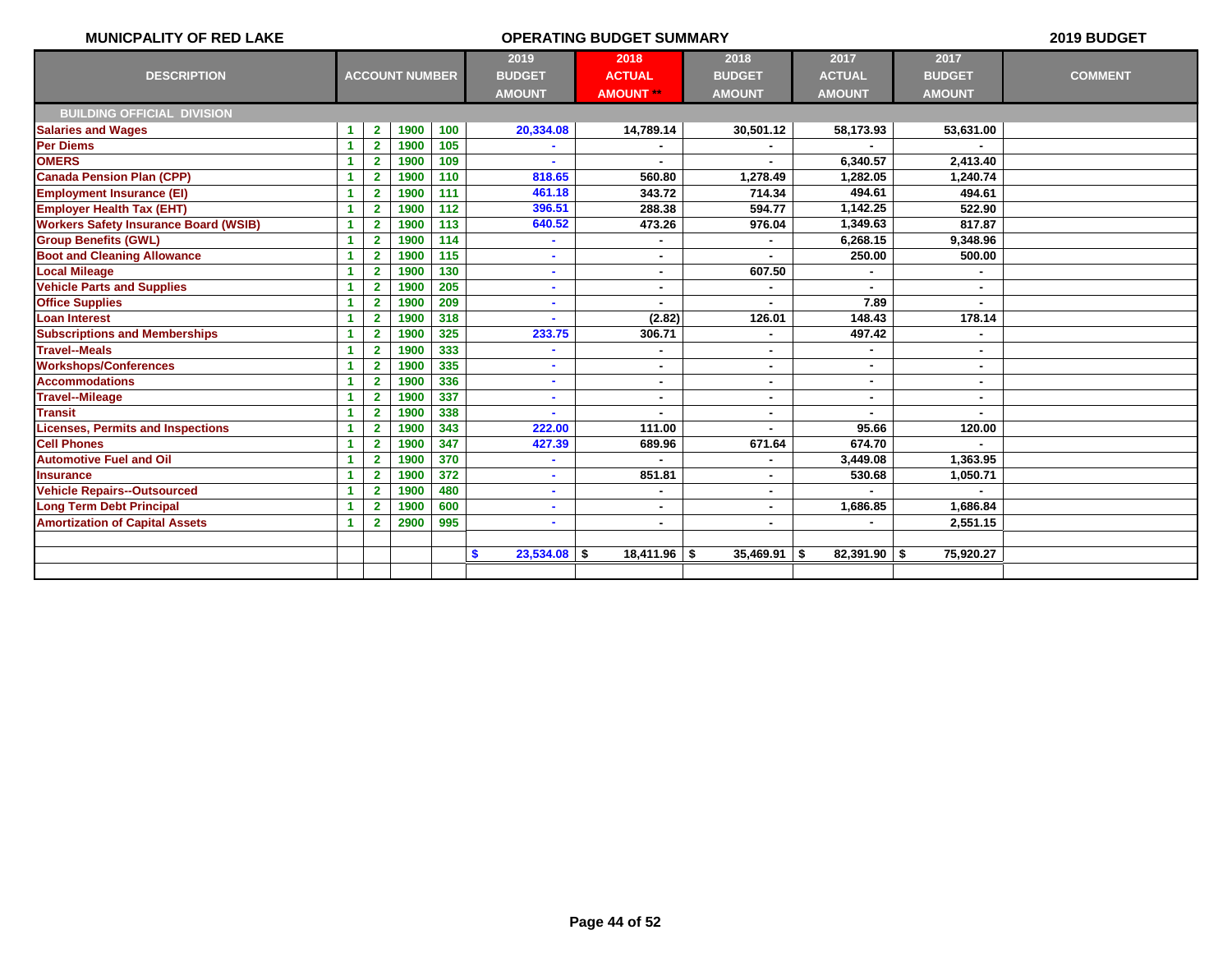**MUNICPALITY OF RED LAKE** | **OPERATING BUDGET SUMMARY** | **2019 BUDGET**

| DESCRIPTION | ACCOUNT NUMBER | | | | 2019 BUDGET AMOUNT | 2018 ACTUAL AMOUNT ** | 2018 BUDGET AMOUNT | 2017 ACTUAL AMOUNT | 2017 BUDGET AMOUNT | COMMENT |
|---|---|---|---|---|---|---|---|---|---|---|
| **BUILDING OFFICIAL DIVISION** | | | | | | | | | | |
| Salaries and Wages | 1 | 2 | 1900 | 100 | 20,334.08 | 14,789.14 | 30,501.12 | 58,173.93 | 53,631.00 | |
| Per Diems | 1 | 2 | 1900 | 105 | - | - | - | - | - | |
| OMERS | 1 | 2 | 1900 | 109 | - | - | - | 6,340.57 | 2,413.40 | |
| Canada Pension Plan (CPP) | 1 | 2 | 1900 | 110 | 818.65 | 560.80 | 1,278.49 | 1,282.05 | 1,240.74 | |
| Employment Insurance (EI) | 1 | 2 | 1900 | 111 | 461.18 | 343.72 | 714.34 | 494.61 | 494.61 | |
| Employer Health Tax (EHT) | 1 | 2 | 1900 | 112 | 396.51 | 288.38 | 594.77 | 1,142.25 | 522.90 | |
| Workers Safety Insurance Board (WSIB) | 1 | 2 | 1900 | 113 | 640.52 | 473.26 | 976.04 | 1,349.63 | 817.87 | |
| Group Benefits (GWL) | 1 | 2 | 1900 | 114 | - | - | - | 6,268.15 | 9,348.96 | |
| Boot and Cleaning Allowance | 1 | 2 | 1900 | 115 | - | - | - | 250.00 | 500.00 | |
| Local Mileage | 1 | 2 | 1900 | 130 | - | - | 607.50 | - | - | |
| Vehicle Parts and Supplies | 1 | 2 | 1900 | 205 | - | - | - | - | - | |
| Office Supplies | 1 | 2 | 1900 | 209 | - | - | - | 7.89 | - | |
| Loan Interest | 1 | 2 | 1900 | 318 | - | (2.82) | 126.01 | 148.43 | 178.14 | |
| Subscriptions and Memberships | 1 | 2 | 1900 | 325 | 233.75 | 306.71 | - | 497.42 | - | |
| Travel--Meals | 1 | 2 | 1900 | 333 | - | - | - | - | - | |
| Workshops/Conferences | 1 | 2 | 1900 | 335 | - | - | - | - | - | |
| Accommodations | 1 | 2 | 1900 | 336 | - | - | - | - | - | |
| Travel--Mileage | 1 | 2 | 1900 | 337 | - | - | - | - | - | |
| Transit | 1 | 2 | 1900 | 338 | - | - | - | - | - | |
| Licenses, Permits and Inspections | 1 | 2 | 1900 | 343 | 222.00 | 111.00 | - | 95.66 | 120.00 | |
| Cell Phones | 1 | 2 | 1900 | 347 | 427.39 | 689.96 | 671.64 | 674.70 | - | |
| Automotive Fuel and Oil | 1 | 2 | 1900 | 370 | - | - | - | 3,449.08 | 1,363.95 | |
| Insurance | 1 | 2 | 1900 | 372 | - | 851.81 | - | 530.68 | 1,050.71 | |
| Vehicle Repairs--Outsourced | 1 | 2 | 1900 | 480 | - | - | - | - | - | |
| Long Term Debt Principal | 1 | 2 | 1900 | 600 | - | - | - | 1,686.85 | 1,686.84 | |
| Amortization of Capital Assets | 1 | 2 | 2900 | 995 | - | - | - | - | 2,551.15 | |
| | | | | | | | | | | |
| | | | | | $ 23,534.08 | $ 18,411.96 | $ 35,469.91 | $ 82,391.90 | $ 75,920.27 | |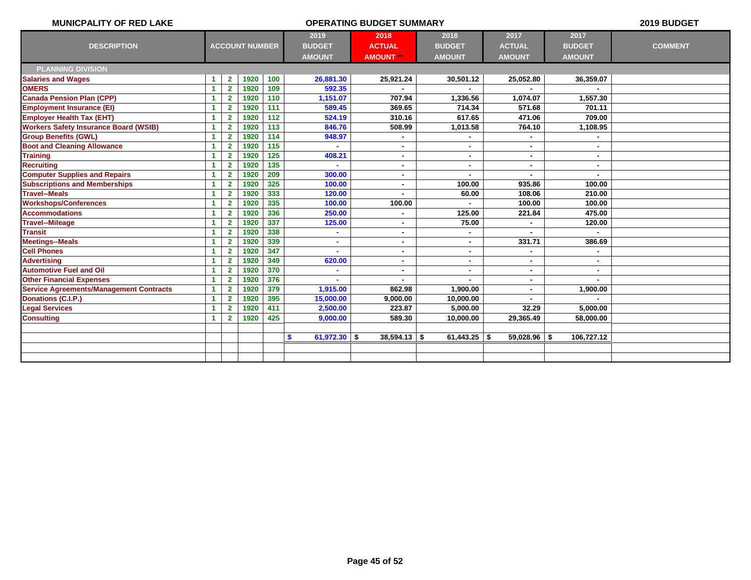**MUNICPALITY OF RED LAKE** | **OPERATING BUDGET SUMMARY** | **2019 BUDGET**

| DESCRIPTION | ACCOUNT NUMBER | | | | 2019 BUDGET AMOUNT | 2018 ACTUAL AMOUNT ** | 2018 BUDGET AMOUNT | 2017 ACTUAL AMOUNT | 2017 BUDGET AMOUNT | COMMENT |
|---|---|---|---|---|---|---|---|---|---|---|
| **PLANNING DIVISION** | | | | | | | | | | |
| Salaries and Wages | 1 | 2 | 1920 | 100 | 26,881.30 | 25,921.24 | 30,501.12 | 25,052.80 | 36,359.07 | |
| OMERS | 1 | 2 | 1920 | 109 | 592.35 | - | - | - | - | |
| Canada Pension Plan (CPP) | 1 | 2 | 1920 | 110 | 1,151.07 | 707.94 | 1,336.56 | 1,074.07 | 1,557.30 | |
| Employment Insurance (EI) | 1 | 2 | 1920 | 111 | 589.45 | 369.65 | 714.34 | 571.68 | 701.11 | |
| Employer Health Tax (EHT) | 1 | 2 | 1920 | 112 | 524.19 | 310.16 | 617.65 | 471.06 | 709.00 | |
| Workers Safety Insurance Board (WSIB) | 1 | 2 | 1920 | 113 | 846.76 | 508.99 | 1,013.58 | 764.10 | 1,108.95 | |
| Group Benefits (GWL) | 1 | 2 | 1920 | 114 | 948.97 | - | - | - | - | |
| Boot and Cleaning Allowance | 1 | 2 | 1920 | 115 | - | - | - | - | - | |
| Training | 1 | 2 | 1920 | 125 | 408.21 | - | - | - | - | |
| Recruiting | 1 | 2 | 1920 | 135 | - | - | - | - | - | |
| Computer Supplies and Repairs | 1 | 2 | 1920 | 209 | 300.00 | - | - | - | - | |
| Subscriptions and Memberships | 1 | 2 | 1920 | 325 | 100.00 | - | 100.00 | 935.86 | 100.00 | |
| Travel--Meals | 1 | 2 | 1920 | 333 | 120.00 | - | 60.00 | 108.06 | 210.00 | |
| Workshops/Conferences | 1 | 2 | 1920 | 335 | 100.00 | 100.00 | - | 100.00 | 100.00 | |
| Accommodations | 1 | 2 | 1920 | 336 | 250.00 | - | 125.00 | 221.84 | 475.00 | |
| Travel--Mileage | 1 | 2 | 1920 | 337 | 125.00 | - | 75.00 | - | 120.00 | |
| Transit | 1 | 2 | 1920 | 338 | - | - | - | - | - | |
| Meetings--Meals | 1 | 2 | 1920 | 339 | - | - | - | 331.71 | 386.69 | |
| Cell Phones | 1 | 2 | 1920 | 347 | - | - | - | - | - | |
| Advertising | 1 | 2 | 1920 | 349 | 620.00 | - | - | - | - | |
| Automotive Fuel and Oil | 1 | 2 | 1920 | 370 | - | - | - | - | - | |
| Other Financial Expenses | 1 | 2 | 1920 | 376 | - | - | - | - | - | |
| Service Agreements/Management Contracts | 1 | 2 | 1920 | 379 | 1,915.00 | 862.98 | 1,900.00 | - | 1,900.00 | |
| Donations (C.I.P.) | 1 | 2 | 1920 | 395 | 15,000.00 | 9,000.00 | 10,000.00 | - | - | |
| Legal Services | 1 | 2 | 1920 | 411 | 2,500.00 | 223.87 | 5,000.00 | 32.29 | 5,000.00 | |
| Consulting | 1 | 2 | 1920 | 425 | 9,000.00 | 589.30 | 10,000.00 | 29,365.49 | 58,000.00 | |
| | | | | | | | | | | |
| | | | | | $ 61,972.30 | $ 38,594.13 | $ 61,443.25 | $ 59,028.96 | $ 106,727.12 | |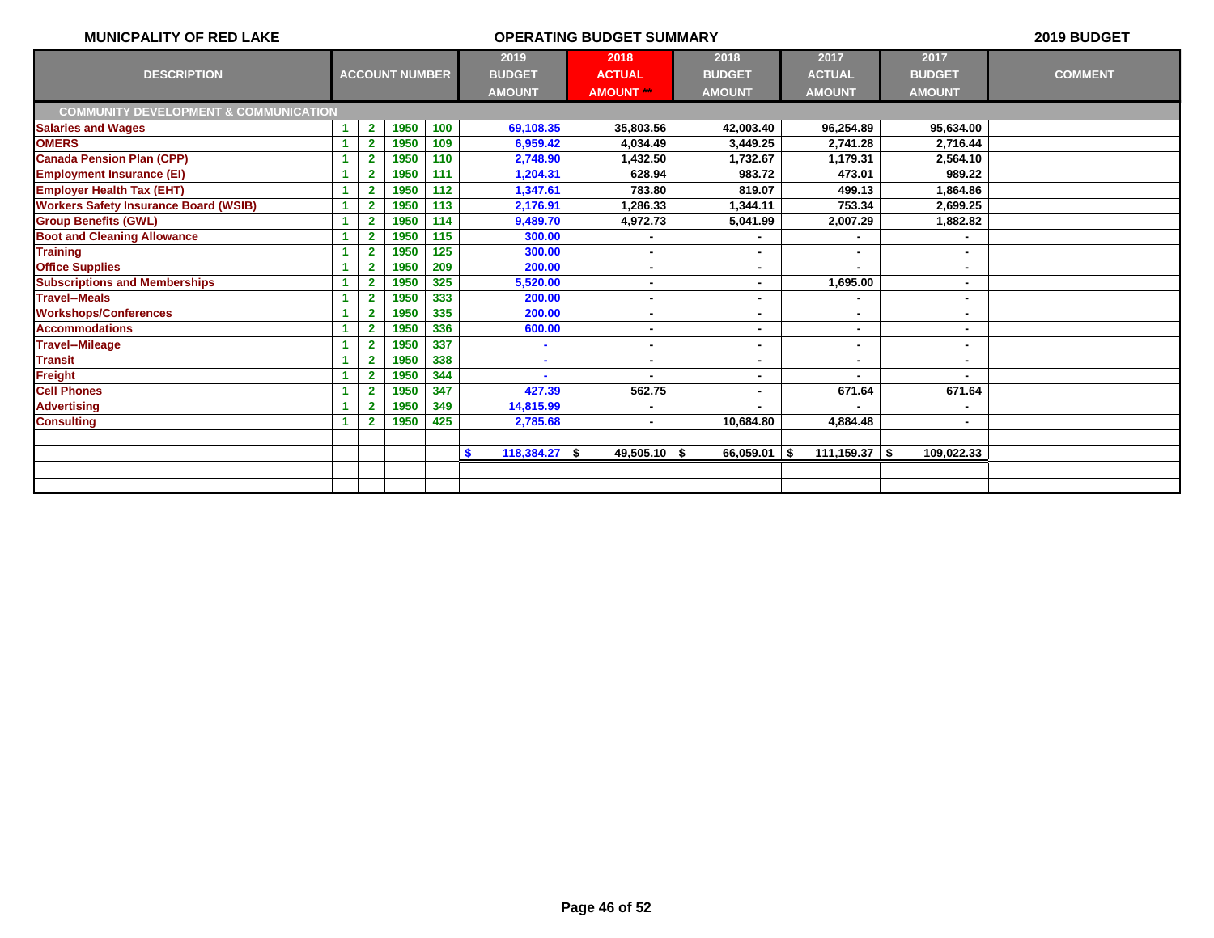**MUNICPALITY OF RED LAKE** | **OPERATING BUDGET SUMMARY** | **2019 BUDGET**

| DESCRIPTION | ACCOUNT NUMBER | | | | 2019 BUDGET AMOUNT | 2018 ACTUAL AMOUNT ** | 2018 BUDGET AMOUNT | 2017 ACTUAL AMOUNT | 2017 BUDGET AMOUNT | COMMENT |
|---|---|---|---|---|---|---|---|---|---|---|
| **COMMUNITY DEVELOPMENT & COMMUNICATION** | | | | | | | | | | |
| Salaries and Wages | 1 | 2 | 1950 | 100 | 69,108.35 | 35,803.56 | 42,003.40 | 96,254.89 | 95,634.00 | |
| OMERS | 1 | 2 | 1950 | 109 | 6,959.42 | 4,034.49 | 3,449.25 | 2,741.28 | 2,716.44 | |
| Canada Pension Plan (CPP) | 1 | 2 | 1950 | 110 | 2,748.90 | 1,432.50 | 1,732.67 | 1,179.31 | 2,564.10 | |
| Employment Insurance (EI) | 1 | 2 | 1950 | 111 | 1,204.31 | 628.94 | 983.72 | 473.01 | 989.22 | |
| Employer Health Tax (EHT) | 1 | 2 | 1950 | 112 | 1,347.61 | 783.80 | 819.07 | 499.13 | 1,864.86 | |
| Workers Safety Insurance Board (WSIB) | 1 | 2 | 1950 | 113 | 2,176.91 | 1,286.33 | 1,344.11 | 753.34 | 2,699.25 | |
| Group Benefits (GWL) | 1 | 2 | 1950 | 114 | 9,489.70 | 4,972.73 | 5,041.99 | 2,007.29 | 1,882.82 | |
| Boot and Cleaning Allowance | 1 | 2 | 1950 | 115 | 300.00 | - | - | - | - | |
| Training | 1 | 2 | 1950 | 125 | 300.00 | - | - | - | - | |
| Office Supplies | 1 | 2 | 1950 | 209 | 200.00 | - | - | - | - | |
| Subscriptions and Memberships | 1 | 2 | 1950 | 325 | 5,520.00 | - | - | 1,695.00 | - | |
| Travel--Meals | 1 | 2 | 1950 | 333 | 200.00 | - | - | - | - | |
| Workshops/Conferences | 1 | 2 | 1950 | 335 | 200.00 | - | - | - | - | |
| Accommodations | 1 | 2 | 1950 | 336 | 600.00 | - | - | - | - | |
| Travel--Mileage | 1 | 2 | 1950 | 337 | - | - | - | - | - | |
| Transit | 1 | 2 | 1950 | 338 | - | - | - | - | - | |
| Freight | 1 | 2 | 1950 | 344 | - | - | - | - | - | |
| Cell Phones | 1 | 2 | 1950 | 347 | 427.39 | 562.75 | - | 671.64 | 671.64 | |
| Advertising | 1 | 2 | 1950 | 349 | 14,815.99 | - | - | - | - | |
| Consulting | 1 | 2 | 1950 | 425 | 2,785.68 | - | 10,684.80 | 4,884.48 | - | |
| | | | | | | | | | | |
| | | | | | $ 118,384.27 | $ 49,505.10 | $ 66,059.01 | $ 111,159.37 | $ 109,022.33 | |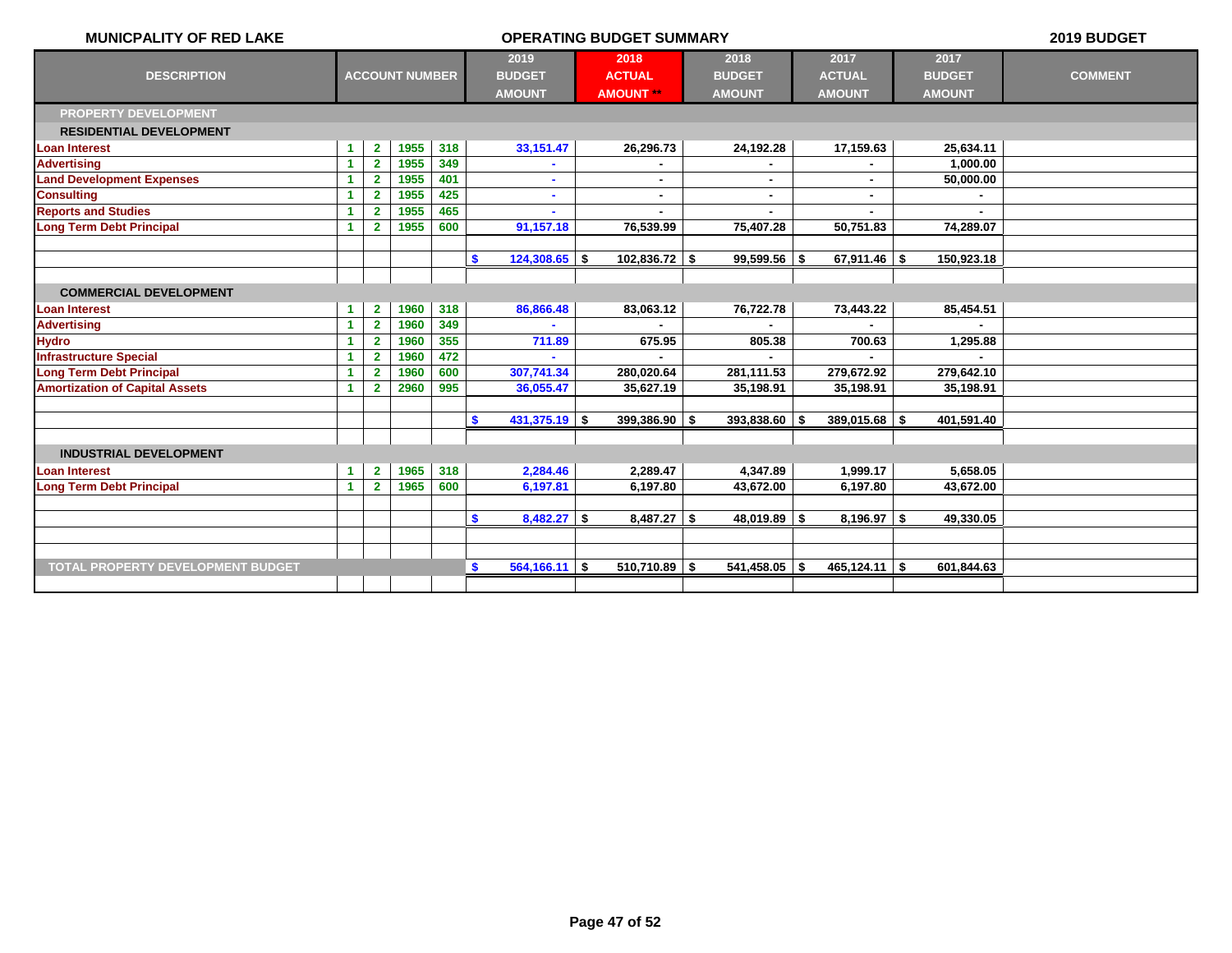MUNICPALITY OF RED LAKE — OPERATING BUDGET SUMMARY — 2019 BUDGET

| DESCRIPTION | ACCOUNT NUMBER | | | | 2019 BUDGET AMOUNT | 2018 ACTUAL AMOUNT ** | 2018 BUDGET AMOUNT | 2017 ACTUAL AMOUNT | 2017 BUDGET AMOUNT | COMMENT |
|---|---|---|---|---|---|---|---|---|---|---|
| **PROPERTY DEVELOPMENT** | | | | | | | | | | |
| **RESIDENTIAL DEVELOPMENT** | | | | | | | | | | |
| Loan Interest | 1 | 2 | 1955 | 318 | 33,151.47 | 26,296.73 | 24,192.28 | 17,159.63 | 25,634.11 | |
| Advertising | 1 | 2 | 1955 | 349 | - | - | - | - | 1,000.00 | |
| Land Development Expenses | 1 | 2 | 1955 | 401 | - | - | - | - | 50,000.00 | |
| Consulting | 1 | 2 | 1955 | 425 | - | - | - | - | - | |
| Reports and Studies | 1 | 2 | 1955 | 465 | - | - | - | - | - | |
| Long Term Debt Principal | 1 | 2 | 1955 | 600 | 91,157.18 | 76,539.99 | 75,407.28 | 50,751.83 | 74,289.07 | |
| | | | | | $ 124,308.65 | $ 102,836.72 | $ 99,599.56 | $ 67,911.46 | $ 150,923.18 | |
| **COMMERCIAL DEVELOPMENT** | | | | | | | | | | |
| Loan Interest | 1 | 2 | 1960 | 318 | 86,866.48 | 83,063.12 | 76,722.78 | 73,443.22 | 85,454.51 | |
| Advertising | 1 | 2 | 1960 | 349 | - | - | - | - | - | |
| Hydro | 1 | 2 | 1960 | 355 | 711.89 | 675.95 | 805.38 | 700.63 | 1,295.88 | |
| Infrastructure Special | 1 | 2 | 1960 | 472 | - | - | - | - | - | |
| Long Term Debt Principal | 1 | 2 | 1960 | 600 | 307,741.34 | 280,020.64 | 281,111.53 | 279,672.92 | 279,642.10 | |
| Amortization of Capital Assets | 1 | 2 | 2960 | 995 | 36,055.47 | 35,627.19 | 35,198.91 | 35,198.91 | 35,198.91 | |
| | | | | | $ 431,375.19 | $ 399,386.90 | $ 393,838.60 | $ 389,015.68 | $ 401,591.40 | |
| **INDUSTRIAL DEVELOPMENT** | | | | | | | | | | |
| Loan Interest | 1 | 2 | 1965 | 318 | 2,284.46 | 2,289.47 | 4,347.89 | 1,999.17 | 5,658.05 | |
| Long Term Debt Principal | 1 | 2 | 1965 | 600 | 6,197.81 | 6,197.80 | 43,672.00 | 6,197.80 | 43,672.00 | |
| | | | | | $ 8,482.27 | $ 8,487.27 | $ 48,019.89 | $ 8,196.97 | $ 49,330.05 | |
| **TOTAL PROPERTY DEVELOPMENT BUDGET** | | | | | $ 564,166.11 | $ 510,710.89 | $ 541,458.05 | $ 465,124.11 | $ 601,844.63 | |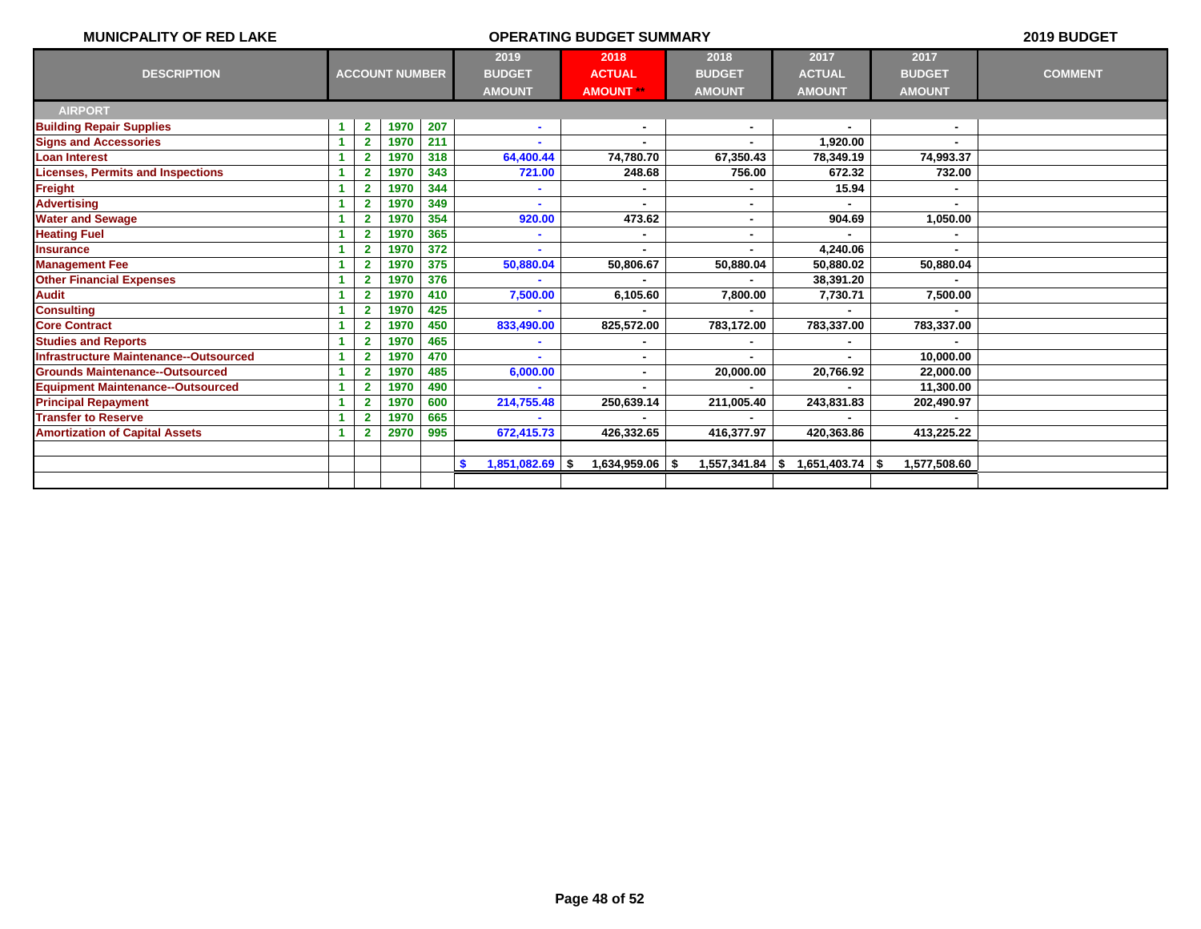**MUNICPALITY OF RED LAKE** **OPERATING BUDGET SUMMARY** **2019 BUDGET**

| DESCRIPTION | ACCOUNT NUMBER | | | | 2019 BUDGET AMOUNT | 2018 ACTUAL AMOUNT ** | 2018 BUDGET AMOUNT | 2017 ACTUAL AMOUNT | 2017 BUDGET AMOUNT | COMMENT |
|---|---|---|---|---|---|---|---|---|---|---|
| **AIRPORT** | | | | | | | | | | |
| Building Repair Supplies | 1 | 2 | 1970 | 207 | - | - | - | - | - | |
| Signs and Accessories | 1 | 2 | 1970 | 211 | - | - | - | 1,920.00 | - | |
| Loan Interest | 1 | 2 | 1970 | 318 | 64,400.44 | 74,780.70 | 67,350.43 | 78,349.19 | 74,993.37 | |
| Licenses, Permits and Inspections | 1 | 2 | 1970 | 343 | 721.00 | 248.68 | 756.00 | 672.32 | 732.00 | |
| Freight | 1 | 2 | 1970 | 344 | - | - | - | 15.94 | - | |
| Advertising | 1 | 2 | 1970 | 349 | - | - | - | - | - | |
| Water and Sewage | 1 | 2 | 1970 | 354 | 920.00 | 473.62 | - | 904.69 | 1,050.00 | |
| Heating Fuel | 1 | 2 | 1970 | 365 | - | - | - | - | - | |
| Insurance | 1 | 2 | 1970 | 372 | - | - | - | 4,240.06 | - | |
| Management Fee | 1 | 2 | 1970 | 375 | 50,880.04 | 50,806.67 | 50,880.04 | 50,880.02 | 50,880.04 | |
| Other Financial Expenses | 1 | 2 | 1970 | 376 | - | - | - | 38,391.20 | - | |
| Audit | 1 | 2 | 1970 | 410 | 7,500.00 | 6,105.60 | 7,800.00 | 7,730.71 | 7,500.00 | |
| Consulting | 1 | 2 | 1970 | 425 | - | - | - | - | - | |
| Core Contract | 1 | 2 | 1970 | 450 | 833,490.00 | 825,572.00 | 783,172.00 | 783,337.00 | 783,337.00 | |
| Studies and Reports | 1 | 2 | 1970 | 465 | - | - | - | - | - | |
| Infrastructure Maintenance--Outsourced | 1 | 2 | 1970 | 470 | - | - | - | - | 10,000.00 | |
| Grounds Maintenance--Outsourced | 1 | 2 | 1970 | 485 | 6,000.00 | - | 20,000.00 | 20,766.92 | 22,000.00 | |
| Equipment Maintenance--Outsourced | 1 | 2 | 1970 | 490 | - | - | - | - | 11,300.00 | |
| Principal Repayment | 1 | 2 | 1970 | 600 | 214,755.48 | 250,639.14 | 211,005.40 | 243,831.83 | 202,490.97 | |
| Transfer to Reserve | 1 | 2 | 1970 | 665 | - | - | - | - | - | |
| Amortization of Capital Assets | 1 | 2 | 2970 | 995 | 672,415.73 | 426,332.65 | 416,377.97 | 420,363.86 | 413,225.22 | |
| | | | | | | | | | | |
| | | | | | $ 1,851,082.69 | $ 1,634,959.06 | $ 1,557,341.84 | $ 1,651,403.74 | $ 1,577,508.60 | |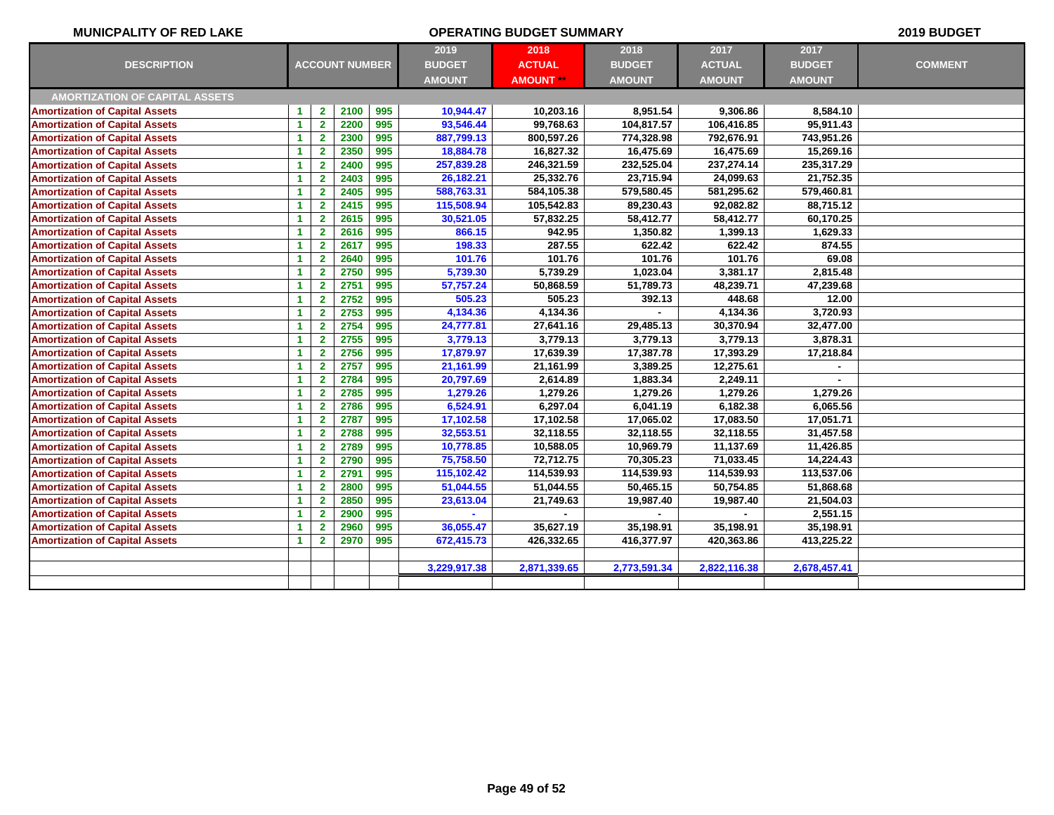MUNICPALITY OF RED LAKE — OPERATING BUDGET SUMMARY — 2019 BUDGET

| DESCRIPTION | ACCOUNT NUMBER | | | | 2019 BUDGET AMOUNT | 2018 ACTUAL AMOUNT ** | 2018 BUDGET AMOUNT | 2017 ACTUAL AMOUNT | 2017 BUDGET AMOUNT | COMMENT |
|---|---|---|---|---|---|---|---|---|---|---|
| **AMORTIZATION OF CAPITAL ASSETS** | | | | | | | | | | |
| Amortization of Capital Assets | 1 | 2 | 2100 | 995 | 10,944.47 | 10,203.16 | 8,951.54 | 9,306.86 | 8,584.10 | |
| Amortization of Capital Assets | 1 | 2 | 2200 | 995 | 93,546.44 | 99,768.63 | 104,817.57 | 106,416.85 | 95,911.43 | |
| Amortization of Capital Assets | 1 | 2 | 2300 | 995 | 887,799.13 | 800,597.26 | 774,328.98 | 792,676.91 | 743,951.26 | |
| Amortization of Capital Assets | 1 | 2 | 2350 | 995 | 18,884.78 | 16,827.32 | 16,475.69 | 16,475.69 | 15,269.16 | |
| Amortization of Capital Assets | 1 | 2 | 2400 | 995 | 257,839.28 | 246,321.59 | 232,525.04 | 237,274.14 | 235,317.29 | |
| Amortization of Capital Assets | 1 | 2 | 2403 | 995 | 26,182.21 | 25,332.76 | 23,715.94 | 24,099.63 | 21,752.35 | |
| Amortization of Capital Assets | 1 | 2 | 2405 | 995 | 588,763.31 | 584,105.38 | 579,580.45 | 581,295.62 | 579,460.81 | |
| Amortization of Capital Assets | 1 | 2 | 2415 | 995 | 115,508.94 | 105,542.83 | 89,230.43 | 92,082.82 | 88,715.12 | |
| Amortization of Capital Assets | 1 | 2 | 2615 | 995 | 30,521.05 | 57,832.25 | 58,412.77 | 58,412.77 | 60,170.25 | |
| Amortization of Capital Assets | 1 | 2 | 2616 | 995 | 866.15 | 942.95 | 1,350.82 | 1,399.13 | 1,629.33 | |
| Amortization of Capital Assets | 1 | 2 | 2617 | 995 | 198.33 | 287.55 | 622.42 | 622.42 | 874.55 | |
| Amortization of Capital Assets | 1 | 2 | 2640 | 995 | 101.76 | 101.76 | 101.76 | 101.76 | 69.08 | |
| Amortization of Capital Assets | 1 | 2 | 2750 | 995 | 5,739.30 | 5,739.29 | 1,023.04 | 3,381.17 | 2,815.48 | |
| Amortization of Capital Assets | 1 | 2 | 2751 | 995 | 57,757.24 | 50,868.59 | 51,789.73 | 48,239.71 | 47,239.68 | |
| Amortization of Capital Assets | 1 | 2 | 2752 | 995 | 505.23 | 505.23 | 392.13 | 448.68 | 12.00 | |
| Amortization of Capital Assets | 1 | 2 | 2753 | 995 | 4,134.36 | 4,134.36 | - | 4,134.36 | 3,720.93 | |
| Amortization of Capital Assets | 1 | 2 | 2754 | 995 | 24,777.81 | 27,641.16 | 29,485.13 | 30,370.94 | 32,477.00 | |
| Amortization of Capital Assets | 1 | 2 | 2755 | 995 | 3,779.13 | 3,779.13 | 3,779.13 | 3,779.13 | 3,878.31 | |
| Amortization of Capital Assets | 1 | 2 | 2756 | 995 | 17,879.97 | 17,639.39 | 17,387.78 | 17,393.29 | 17,218.84 | |
| Amortization of Capital Assets | 1 | 2 | 2757 | 995 | 21,161.99 | 21,161.99 | 3,389.25 | 12,275.61 | - | |
| Amortization of Capital Assets | 1 | 2 | 2784 | 995 | 20,797.69 | 2,614.89 | 1,883.34 | 2,249.11 | - | |
| Amortization of Capital Assets | 1 | 2 | 2785 | 995 | 1,279.26 | 1,279.26 | 1,279.26 | 1,279.26 | 1,279.26 | |
| Amortization of Capital Assets | 1 | 2 | 2786 | 995 | 6,524.91 | 6,297.04 | 6,041.19 | 6,182.38 | 6,065.56 | |
| Amortization of Capital Assets | 1 | 2 | 2787 | 995 | 17,102.58 | 17,102.58 | 17,065.02 | 17,083.50 | 17,051.71 | |
| Amortization of Capital Assets | 1 | 2 | 2788 | 995 | 32,553.51 | 32,118.55 | 32,118.55 | 32,118.55 | 31,457.58 | |
| Amortization of Capital Assets | 1 | 2 | 2789 | 995 | 10,778.85 | 10,588.05 | 10,969.79 | 11,137.69 | 11,426.85 | |
| Amortization of Capital Assets | 1 | 2 | 2790 | 995 | 75,758.50 | 72,712.75 | 70,305.23 | 71,033.45 | 14,224.43 | |
| Amortization of Capital Assets | 1 | 2 | 2791 | 995 | 115,102.42 | 114,539.93 | 114,539.93 | 114,539.93 | 113,537.06 | |
| Amortization of Capital Assets | 1 | 2 | 2800 | 995 | 51,044.55 | 51,044.55 | 50,465.15 | 50,754.85 | 51,868.68 | |
| Amortization of Capital Assets | 1 | 2 | 2850 | 995 | 23,613.04 | 21,749.63 | 19,987.40 | 19,987.40 | 21,504.03 | |
| Amortization of Capital Assets | 1 | 2 | 2900 | 995 | - | - | - | - | 2,551.15 | |
| Amortization of Capital Assets | 1 | 2 | 2960 | 995 | 36,055.47 | 35,627.19 | 35,198.91 | 35,198.91 | 35,198.91 | |
| Amortization of Capital Assets | 1 | 2 | 2970 | 995 | 672,415.73 | 426,332.65 | 416,377.97 | 420,363.86 | 413,225.22 | |
| | | | | | 3,229,917.38 | 2,871,339.65 | 2,773,591.34 | 2,822,116.38 | 2,678,457.41 | |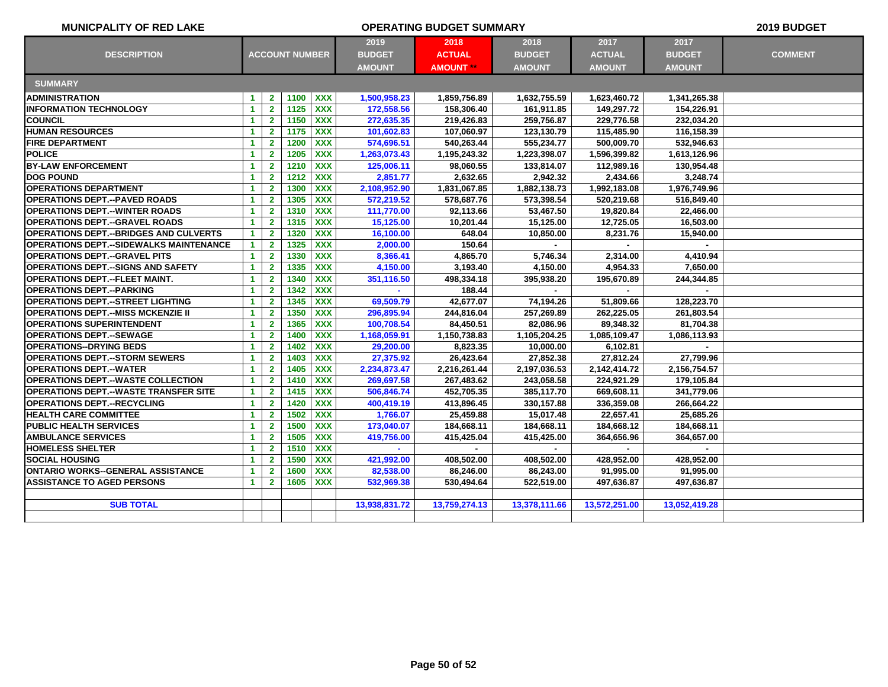**MUNICPALITY OF RED LAKE** | **OPERATING BUDGET SUMMARY** | **2019 BUDGET**

| DESCRIPTION | ACCOUNT NUMBER | | | | 2019 BUDGET AMOUNT | 2018 ACTUAL AMOUNT ** | 2018 BUDGET AMOUNT | 2017 ACTUAL AMOUNT | 2017 BUDGET AMOUNT | COMMENT |
|---|---|---|---|---|---|---|---|---|---|---|
| **SUMMARY** | | | | | | | | | | |
| ADMINISTRATION | 1 | 2 | 1100 | XXX | 1,500,958.23 | 1,859,756.89 | 1,632,755.59 | 1,623,460.72 | 1,341,265.38 | |
| INFORMATION TECHNOLOGY | 1 | 2 | 1125 | XXX | 172,558.56 | 158,306.40 | 161,911.85 | 149,297.72 | 154,226.91 | |
| COUNCIL | 1 | 2 | 1150 | XXX | 272,635.35 | 219,426.83 | 259,756.87 | 229,776.58 | 232,034.20 | |
| HUMAN RESOURCES | 1 | 2 | 1175 | XXX | 101,602.83 | 107,060.97 | 123,130.79 | 115,485.90 | 116,158.39 | |
| FIRE DEPARTMENT | 1 | 2 | 1200 | XXX | 574,696.51 | 540,263.44 | 555,234.77 | 500,009.70 | 532,946.63 | |
| POLICE | 1 | 2 | 1205 | XXX | 1,263,073.43 | 1,195,243.32 | 1,223,398.07 | 1,596,399.82 | 1,613,126.96 | |
| BY-LAW ENFORCEMENT | 1 | 2 | 1210 | XXX | 125,006.11 | 98,060.55 | 133,814.07 | 112,989.16 | 130,954.48 | |
| DOG POUND | 1 | 2 | 1212 | XXX | 2,851.77 | 2,632.65 | 2,942.32 | 2,434.66 | 3,248.74 | |
| OPERATIONS DEPARTMENT | 1 | 2 | 1300 | XXX | 2,108,952.90 | 1,831,067.85 | 1,882,138.73 | 1,992,183.08 | 1,976,749.96 | |
| OPERATIONS DEPT.--PAVED ROADS | 1 | 2 | 1305 | XXX | 572,219.52 | 578,687.76 | 573,398.54 | 520,219.68 | 516,849.40 | |
| OPERATIONS DEPT.--WINTER ROADS | 1 | 2 | 1310 | XXX | 111,770.00 | 92,113.66 | 53,467.50 | 19,820.84 | 22,466.00 | |
| OPERATIONS DEPT.--GRAVEL ROADS | 1 | 2 | 1315 | XXX | 15,125.00 | 10,201.44 | 15,125.00 | 12,725.05 | 16,503.00 | |
| OPERATIONS DEPT.--BRIDGES AND CULVERTS | 1 | 2 | 1320 | XXX | 16,100.00 | 648.04 | 10,850.00 | 8,231.76 | 15,940.00 | |
| OPERATIONS DEPT.--SIDEWALKS MAINTENANCE | 1 | 2 | 1325 | XXX | 2,000.00 | 150.64 | - | - | - | |
| OPERATIONS DEPT.--GRAVEL PITS | 1 | 2 | 1330 | XXX | 8,366.41 | 4,865.70 | 5,746.34 | 2,314.00 | 4,410.94 | |
| OPERATIONS DEPT.--SIGNS AND SAFETY | 1 | 2 | 1335 | XXX | 4,150.00 | 3,193.40 | 4,150.00 | 4,954.33 | 7,650.00 | |
| OPERATIONS DEPT.--FLEET MAINT. | 1 | 2 | 1340 | XXX | 351,116.50 | 498,334.18 | 395,938.20 | 195,670.89 | 244,344.85 | |
| OPERATIONS DEPT.--PARKING | 1 | 2 | 1342 | XXX | - | 188.44 | - | - | - | |
| OPERATIONS DEPT.--STREET LIGHTING | 1 | 2 | 1345 | XXX | 69,509.79 | 42,677.07 | 74,194.26 | 51,809.66 | 128,223.70 | |
| OPERATIONS DEPT.--MISS MCKENZIE II | 1 | 2 | 1350 | XXX | 296,895.94 | 244,816.04 | 257,269.89 | 262,225.05 | 261,803.54 | |
| OPERATIONS SUPERINTENDENT | 1 | 2 | 1365 | XXX | 100,708.54 | 84,450.51 | 82,086.96 | 89,348.32 | 81,704.38 | |
| OPERATIONS DEPT.--SEWAGE | 1 | 2 | 1400 | XXX | 1,168,059.91 | 1,150,738.83 | 1,105,204.25 | 1,085,109.47 | 1,086,113.93 | |
| OPERATIONS--DRYING BEDS | 1 | 2 | 1402 | XXX | 29,200.00 | 8,823.35 | 10,000.00 | 6,102.81 | - | |
| OPERATIONS DEPT.--STORM SEWERS | 1 | 2 | 1403 | XXX | 27,375.92 | 26,423.64 | 27,852.38 | 27,812.24 | 27,799.96 | |
| OPERATIONS DEPT.--WATER | 1 | 2 | 1405 | XXX | 2,234,873.47 | 2,216,261.44 | 2,197,036.53 | 2,142,414.72 | 2,156,754.57 | |
| OPERATIONS DEPT.--WASTE COLLECTION | 1 | 2 | 1410 | XXX | 269,697.58 | 267,483.62 | 243,058.58 | 224,921.29 | 179,105.84 | |
| OPERATIONS DEPT.--WASTE TRANSFER SITE | 1 | 2 | 1415 | XXX | 506,846.74 | 452,705.35 | 385,117.70 | 669,608.11 | 341,779.06 | |
| OPERATIONS DEPT.--RECYCLING | 1 | 2 | 1420 | XXX | 400,419.19 | 413,896.45 | 330,157.88 | 336,359.08 | 266,664.22 | |
| HEALTH CARE COMMITTEE | 1 | 2 | 1502 | XXX | 1,766.07 | 25,459.88 | 15,017.48 | 22,657.41 | 25,685.26 | |
| PUBLIC HEALTH SERVICES | 1 | 2 | 1500 | XXX | 173,040.07 | 184,668.11 | 184,668.11 | 184,668.12 | 184,668.11 | |
| AMBULANCE SERVICES | 1 | 2 | 1505 | XXX | 419,756.00 | 415,425.04 | 415,425.00 | 364,656.96 | 364,657.00 | |
| HOMELESS SHELTER | 1 | 2 | 1510 | XXX | - | - | - | - | - | |
| SOCIAL HOUSING | 1 | 2 | 1590 | XXX | 421,992.00 | 408,502.00 | 408,502.00 | 428,952.00 | 428,952.00 | |
| ONTARIO WORKS--GENERAL ASSISTANCE | 1 | 2 | 1600 | XXX | 82,538.00 | 86,246.00 | 86,243.00 | 91,995.00 | 91,995.00 | |
| ASSISTANCE TO AGED PERSONS | 1 | 2 | 1605 | XXX | 532,969.38 | 530,494.64 | 522,519.00 | 497,636.87 | 497,636.87 | |
| | | | | | | | | | | |
| **SUB TOTAL** | | | | | 13,938,831.72 | 13,759,274.13 | 13,378,111.66 | 13,572,251.00 | 13,052,419.28 | |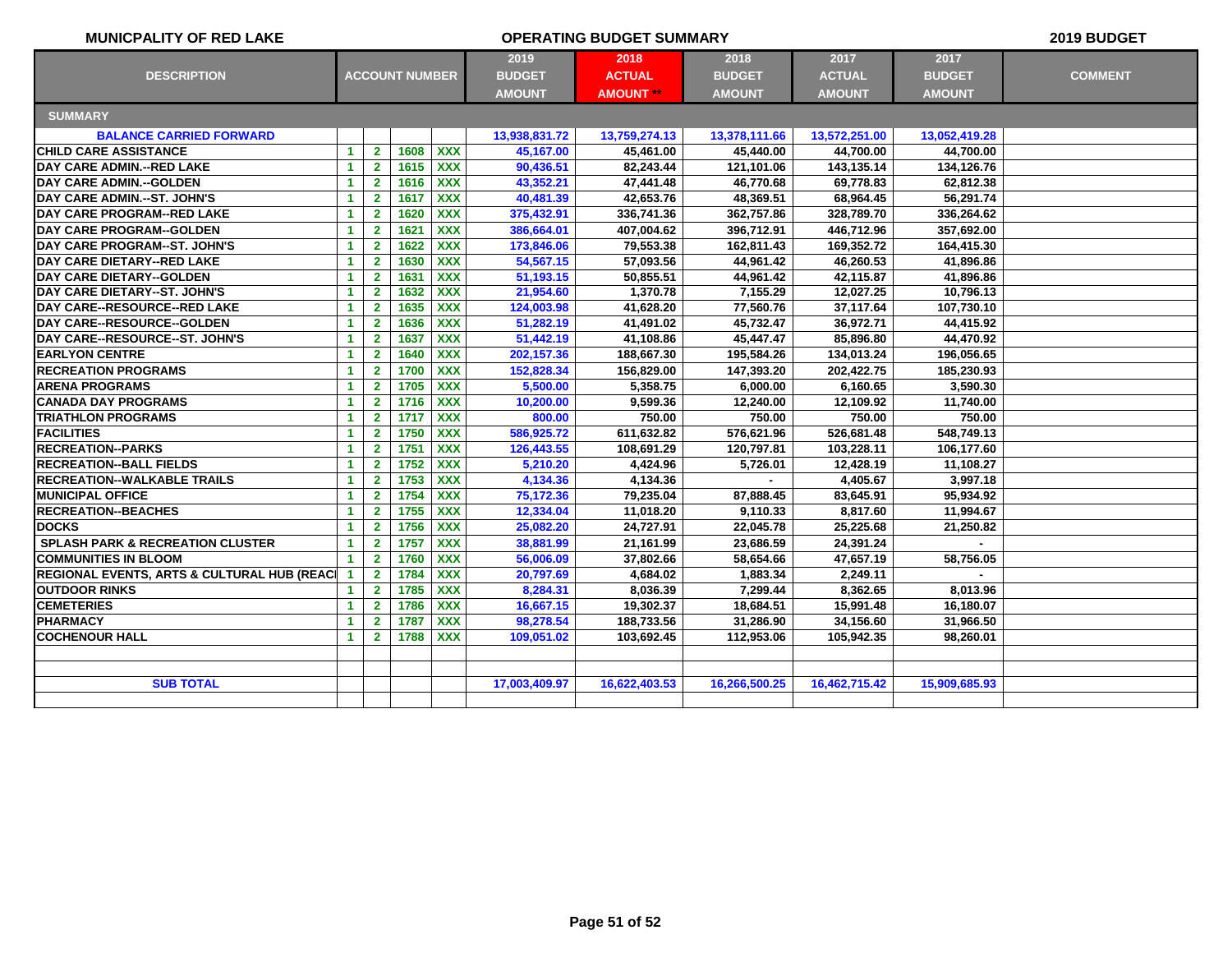**MUNICPALITY OF RED LAKE** **OPERATING BUDGET SUMMARY** **2019 BUDGET**

| DESCRIPTION | ACCOUNT NUMBER | | | | 2019 BUDGET AMOUNT | 2018 ACTUAL AMOUNT ** | 2018 BUDGET AMOUNT | 2017 ACTUAL AMOUNT | 2017 BUDGET AMOUNT | COMMENT |
|---|---|---|---|---|---|---|---|---|---|---|
| **SUMMARY** | | | | | | | | | | |
| **BALANCE CARRIED FORWARD** | | | | | 13,938,831.72 | 13,759,274.13 | 13,378,111.66 | 13,572,251.00 | 13,052,419.28 | |
| CHILD CARE ASSISTANCE | 1 | 2 | 1608 | XXX | 45,167.00 | 45,461.00 | 45,440.00 | 44,700.00 | 44,700.00 | |
| DAY CARE ADMIN.--RED LAKE | 1 | 2 | 1615 | XXX | 90,436.51 | 82,243.44 | 121,101.06 | 143,135.14 | 134,126.76 | |
| DAY CARE ADMIN.--GOLDEN | 1 | 2 | 1616 | XXX | 43,352.21 | 47,441.48 | 46,770.68 | 69,778.83 | 62,812.38 | |
| DAY CARE ADMIN.--ST. JOHN'S | 1 | 2 | 1617 | XXX | 40,481.39 | 42,653.76 | 48,369.51 | 68,964.45 | 56,291.74 | |
| DAY CARE PROGRAM--RED LAKE | 1 | 2 | 1620 | XXX | 375,432.91 | 336,741.36 | 362,757.86 | 328,789.70 | 336,264.62 | |
| DAY CARE PROGRAM--GOLDEN | 1 | 2 | 1621 | XXX | 386,664.01 | 407,004.62 | 396,712.91 | 446,712.96 | 357,692.00 | |
| DAY CARE PROGRAM--ST. JOHN'S | 1 | 2 | 1622 | XXX | 173,846.06 | 79,553.38 | 162,811.43 | 169,352.72 | 164,415.30 | |
| DAY CARE DIETARY--RED LAKE | 1 | 2 | 1630 | XXX | 54,567.15 | 57,093.56 | 44,961.42 | 46,260.53 | 41,896.86 | |
| DAY CARE DIETARY--GOLDEN | 1 | 2 | 1631 | XXX | 51,193.15 | 50,855.51 | 44,961.42 | 42,115.87 | 41,896.86 | |
| DAY CARE DIETARY--ST. JOHN'S | 1 | 2 | 1632 | XXX | 21,954.60 | 1,370.78 | 7,155.29 | 12,027.25 | 10,796.13 | |
| DAY CARE--RESOURCE--RED LAKE | 1 | 2 | 1635 | XXX | 124,003.98 | 41,628.20 | 77,560.76 | 37,117.64 | 107,730.10 | |
| DAY CARE--RESOURCE--GOLDEN | 1 | 2 | 1636 | XXX | 51,282.19 | 41,491.02 | 45,732.47 | 36,972.71 | 44,415.92 | |
| DAY CARE--RESOURCE--ST. JOHN'S | 1 | 2 | 1637 | XXX | 51,442.19 | 41,108.86 | 45,447.47 | 85,896.80 | 44,470.92 | |
| EARLYON CENTRE | 1 | 2 | 1640 | XXX | 202,157.36 | 188,667.30 | 195,584.26 | 134,013.24 | 196,056.65 | |
| RECREATION PROGRAMS | 1 | 2 | 1700 | XXX | 152,828.34 | 156,829.00 | 147,393.20 | 202,422.75 | 185,230.93 | |
| ARENA PROGRAMS | 1 | 2 | 1705 | XXX | 5,500.00 | 5,358.75 | 6,000.00 | 6,160.65 | 3,590.30 | |
| CANADA DAY PROGRAMS | 1 | 2 | 1716 | XXX | 10,200.00 | 9,599.36 | 12,240.00 | 12,109.92 | 11,740.00 | |
| TRIATHLON PROGRAMS | 1 | 2 | 1717 | XXX | 800.00 | 750.00 | 750.00 | 750.00 | 750.00 | |
| FACILITIES | 1 | 2 | 1750 | XXX | 586,925.72 | 611,632.82 | 576,621.96 | 526,681.48 | 548,749.13 | |
| RECREATION--PARKS | 1 | 2 | 1751 | XXX | 126,443.55 | 108,691.29 | 120,797.81 | 103,228.11 | 106,177.60 | |
| RECREATION--BALL FIELDS | 1 | 2 | 1752 | XXX | 5,210.20 | 4,424.96 | 5,726.01 | 12,428.19 | 11,108.27 | |
| RECREATION--WALKABLE TRAILS | 1 | 2 | 1753 | XXX | 4,134.36 | 4,134.36 | - | 4,405.67 | 3,997.18 | |
| MUNICIPAL OFFICE | 1 | 2 | 1754 | XXX | 75,172.36 | 79,235.04 | 87,888.45 | 83,645.91 | 95,934.92 | |
| RECREATION--BEACHES | 1 | 2 | 1755 | XXX | 12,334.04 | 11,018.20 | 9,110.33 | 8,817.60 | 11,994.67 | |
| DOCKS | 1 | 2 | 1756 | XXX | 25,082.20 | 24,727.91 | 22,045.78 | 25,225.68 | 21,250.82 | |
| SPLASH PARK & RECREATION CLUSTER | 1 | 2 | 1757 | XXX | 38,881.99 | 21,161.99 | 23,686.59 | 24,391.24 | - | |
| COMMUNITIES IN BLOOM | 1 | 2 | 1760 | XXX | 56,006.09 | 37,802.66 | 58,654.66 | 47,657.19 | 58,756.05 | |
| REGIONAL EVENTS, ARTS & CULTURAL HUB (REACH | 1 | 2 | 1784 | XXX | 20,797.69 | 4,684.02 | 1,883.34 | 2,249.11 | - | |
| OUTDOOR RINKS | 1 | 2 | 1785 | XXX | 8,284.31 | 8,036.39 | 7,299.44 | 8,362.65 | 8,013.96 | |
| CEMETERIES | 1 | 2 | 1786 | XXX | 16,667.15 | 19,302.37 | 18,684.51 | 15,991.48 | 16,180.07 | |
| PHARMACY | 1 | 2 | 1787 | XXX | 98,278.54 | 188,733.56 | 31,286.90 | 34,156.60 | 31,966.50 | |
| COCHENOUR HALL | 1 | 2 | 1788 | XXX | 109,051.02 | 103,692.45 | 112,953.06 | 105,942.35 | 98,260.01 | |
| **SUB TOTAL** | | | | | 17,003,409.97 | 16,622,403.53 | 16,266,500.25 | 16,462,715.42 | 15,909,685.93 | |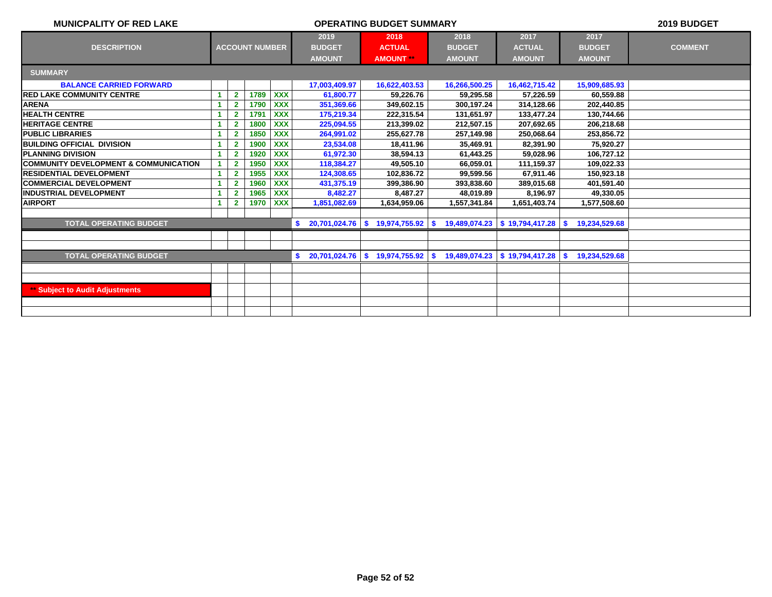MUNICPALITY OF RED LAKE

OPERATING BUDGET SUMMARY

2019 BUDGET

| DESCRIPTION | ACCOUNT NUMBER | | | | 2019 BUDGET AMOUNT | 2018 ACTUAL AMOUNT ** | 2018 BUDGET AMOUNT | 2017 ACTUAL AMOUNT | 2017 BUDGET AMOUNT | COMMENT |
|---|---|---|---|---|---|---|---|---|---|---|
| **SUMMARY** | | | | | | | | | | |
| **BALANCE CARRIED FORWARD** | | | | | 17,003,409.97 | 16,622,403.53 | 16,266,500.25 | 16,462,715.42 | 15,909,685.93 | |
| RED LAKE COMMUNITY CENTRE | 1 | 2 | 1789 | XXX | 61,800.77 | 59,226.76 | 59,295.58 | 57,226.59 | 60,559.88 | |
| ARENA | 1 | 2 | 1790 | XXX | 351,369.66 | 349,602.15 | 300,197.24 | 314,128.66 | 202,440.85 | |
| HEALTH CENTRE | 1 | 2 | 1791 | XXX | 175,219.34 | 222,315.54 | 131,651.97 | 133,477.24 | 130,744.66 | |
| HERITAGE CENTRE | 1 | 2 | 1800 | XXX | 225,094.55 | 213,399.02 | 212,507.15 | 207,692.65 | 206,218.68 | |
| PUBLIC LIBRARIES | 1 | 2 | 1850 | XXX | 264,991.02 | 255,627.78 | 257,149.98 | 250,068.64 | 253,856.72 | |
| BUILDING OFFICIAL DIVISION | 1 | 2 | 1900 | XXX | 23,534.08 | 18,411.96 | 35,469.91 | 82,391.90 | 75,920.27 | |
| PLANNING DIVISION | 1 | 2 | 1920 | XXX | 61,972.30 | 38,594.13 | 61,443.25 | 59,028.96 | 106,727.12 | |
| COMMUNITY DEVELOPMENT & COMMUNICATION | 1 | 2 | 1950 | XXX | 118,384.27 | 49,505.10 | 66,059.01 | 111,159.37 | 109,022.33 | |
| RESIDENTIAL DEVELOPMENT | 1 | 2 | 1955 | XXX | 124,308.65 | 102,836.72 | 99,599.56 | 67,911.46 | 150,923.18 | |
| COMMERCIAL DEVELOPMENT | 1 | 2 | 1960 | XXX | 431,375.19 | 399,386.90 | 393,838.60 | 389,015.68 | 401,591.40 | |
| INDUSTRIAL DEVELOPMENT | 1 | 2 | 1965 | XXX | 8,482.27 | 8,487.27 | 48,019.89 | 8,196.97 | 49,330.05 | |
| AIRPORT | 1 | 2 | 1970 | XXX | 1,851,082.69 | 1,634,959.06 | 1,557,341.84 | 1,651,403.74 | 1,577,508.60 | |
| **TOTAL OPERATING BUDGET** | | | | | $ 20,701,024.76 | $ 19,974,755.92 | $ 19,489,074.23 | $ 19,794,417.28 | $ 19,234,529.68 | |
| **TOTAL OPERATING BUDGET** | | | | | $ 20,701,024.76 | $ 19,974,755.92 | $ 19,489,074.23 | $ 19,794,417.28 | $ 19,234,529.68 | |
| ** Subject to Audit Adjustments | | | | | | | | | | |